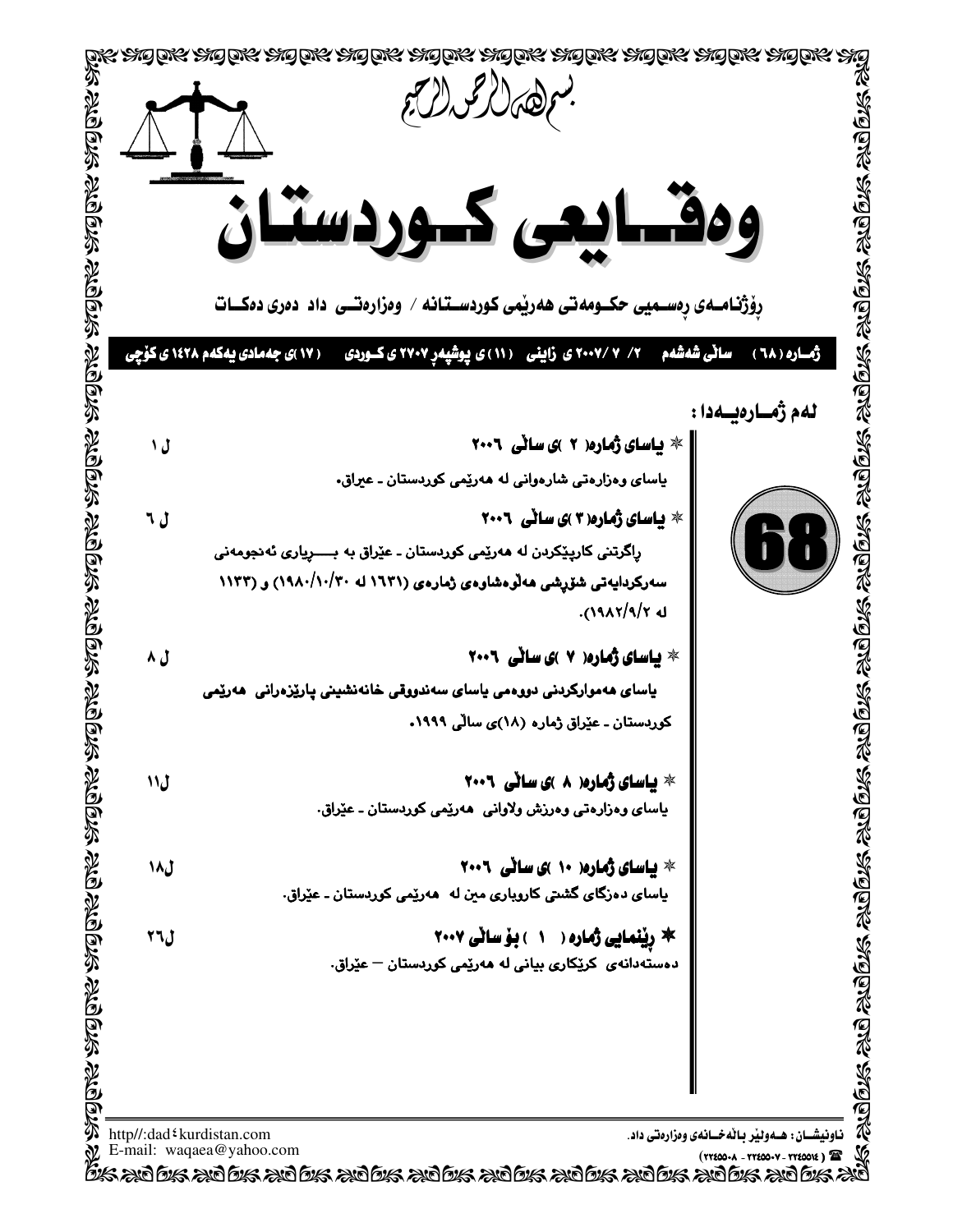بسم الله الرحمن الرحيم

# وەقـــايعى كــوردستــان

رۆژنامـەی ڕەسـمیی حکـومەتی هەرێمی کوردسـتـانە / وەزارەتـی داد دەری دەکـات

ژمـارە (٦٨) سـاڵی شەشەم ٢/ ٧ /٢٠٠٧ ی زایینی (١١)ی پوشپەڕ ٢٧٠٧ ی کـوردی (١٧)ی جەمادی یەکەم ١٤٢٨ ی کۆچی

**لەم ژمـارەیـەدا :**

68

| | |
|---|---|
| ✱ **یاسای ژمارە( ٢ )ی ساڵی ٢٠٠٦**<br>یاسای وەزارەتی شارەوانی لە هەرێمی کوردستان ـ عیراق. | ل ١ |
| ✱ **یاسای ژمارە( ٣ )ی ساڵی ٢٠٠٦**<br>ڕاگرتنی کارپێکردن لە هەرێمی کوردستان ـ عێراق بە بـــڕیاری ئەنجومەنی سەرکردایەتی شۆڕشی هەڵوەشاوەی ژمارەی (١٦٣١ لە ١٩٨٠/١٠/٣٠) و (١١٣٣ لە ١٩٨٢/٩/٢). | ل ٦ |
| ✱ **یاسای ژمارە( ٧ )ی ساڵی ٢٠٠٦**<br>یاسای هەموارکردنی دووەمی یاسای سەندووقی خانەنشینی پارێزەرانی هەرێمی کوردستان ـ عێراق ژمارە (١٨)ی ساڵی ١٩٩٩. | ل ٨ |
| ✱ **یاسای ژمارە( ٨ )ی ساڵی ٢٠٠٦**<br>یاسای وەزارەتی وەرزش ولاوانی هەرێمی کوردستان ـ عێراق. | ل١١ |
| ✱ **یاسای ژمارە( ١٠ )ی ساڵی ٢٠٠٦**<br>یاسای دەزگای گشتی کاروباری مین لە هەرێمی کوردستان ـ عێراق. | ل١٨ |
| ✱ **ڕێنمایی ژمارە ( ١ ) بۆ ساڵی ٢٠٠٧**<br>دەستەدانەی کرێکاری بیانی لە هەرێمی کوردستان – عێراق. | ل٢٦ |

http//:dad٤kurdistan.com
E-mail: waqaea@yahoo.com

ناونیشـان: هـەولێر باڵەخـانەی وەزارەتی داد.
☎ (٢٢٤٥٥١٤ - ٢٢٤٥٥٠٧ - ٢٢٤٥٥٠٨)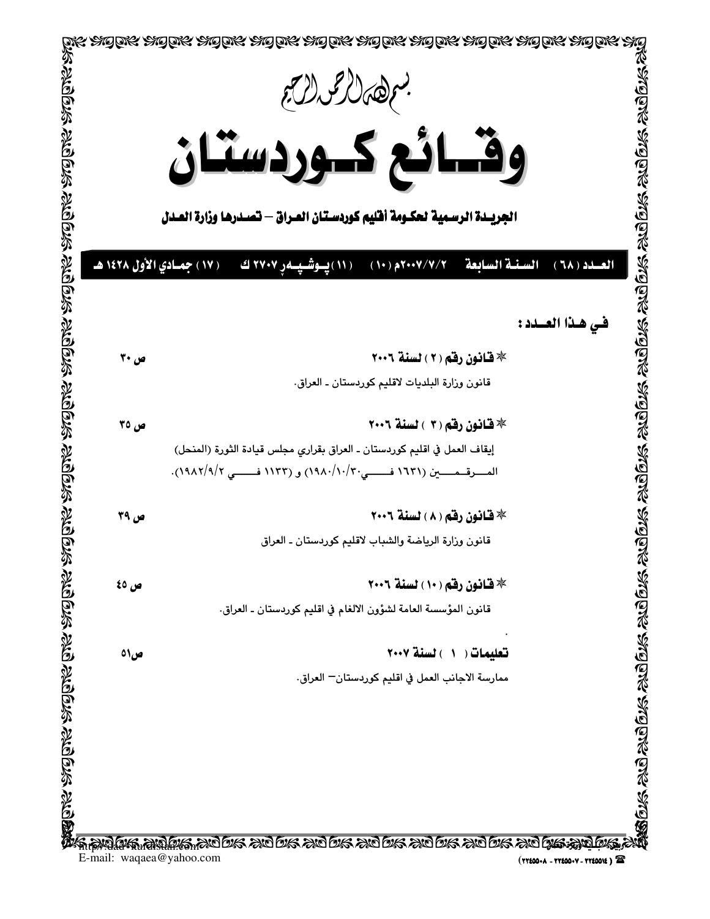بسم الله الرحمن الرحيم

# وقـائـع كـوردستـان

## الجريـدة الرسـمية لحكـومة أقليم كوردسـتان العـراق – تصـدرها وزارة العـدل

العــدد ( ٦٨ )   السـنـة السابعة   ٢٠٠٧/٧/٢م (١٠)   (١١) پـوشـپـەڕ ٢٧٠٧ ك   (١٧) جمـادي الأول ١٤٢٨ هـ

**فـي هـذا العــدد :**

**٭ قـانون رقـم ( ٢ ) لسنة ٢٠٠٦** ص ٣٠

قانون وزارة البلديات لاقليم كوردستان ـ العراق.

**٭ قـانون رقـم ( ٣ ) لسنة ٢٠٠٦** ص ٣٥

إيقاف العمل في اقليم كوردستان ـ العراق بقراري مجلس قيادة الثورة (المنحل) المرقمين (١٦٣١ في ١٩٨٠/١٠/٣٠) و (١١٣٣ في ١٩٨٢/٩/٢).

**٭ قـانون رقـم ( ٨ ) لسنة ٢٠٠٦** ص ٣٩

قانون وزارة الرياضة والشباب لاقليم كوردستان ـ العراق

**٭ قـانون رقـم (١٠) لسنة ٢٠٠٦** ص ٤٥

قانون المؤسسة العامة لشؤون الالغام في اقليم كوردستان ـ العراق.

**تعليمات ( ١ ) لسنة ٢٠٠٧** ص٥١

ممارسة الاجانب العمل في اقليم كوردستان– العراق.

http://dad-kurdistan.com
E-mail: waqaea@yahoo.com

( ٢٢٤٥٠١٤ - ٢٢٤٥٠٠٧ - ٢٢٤٥٠٠٨ )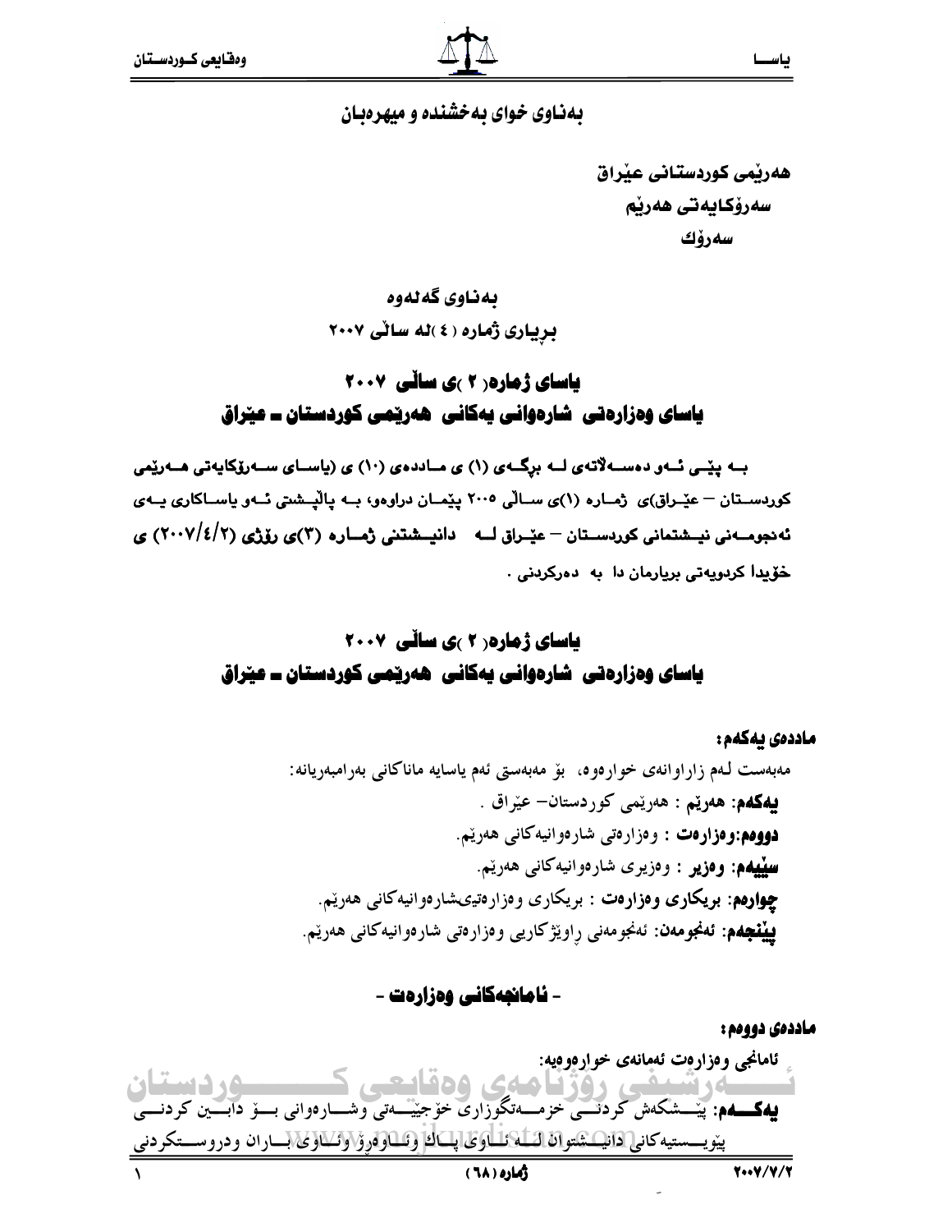بەناوی خوای بەخشندە و میهرەبان

هەرێمی کوردستانی عێراق
سەرۆکایەتی هەرێم
سەرۆك

بەناوی گەلەوە
بڕیاری ژمارە ( ٤ )لە ساڵی ٢٠٠٧

## یاسای ژمارە( ٢ )ی ساڵی ٢٠٠٧
## یاسای وەزارەتی شارەوانی یەکانی هەرێمی کوردستان ـ عێراق

**بە پێی ئەو دەسەڵاتەی لە برگەی (١) ی ماددەی (١٠) ی (یاسای سەرۆکایەتی هەرێمی کوردستان – عێراق)ی ژمارە (١)ی ساڵی ٢٠٠٥ پێمان دراوەو، بە پاڵپشتی ئەو یاساکاری یەی ئەنجومەنی نیشتمانی کوردستان – عێراق لە دانیشتنی ژمارە (٣)ی ڕۆژی (٢٠٠٧/٤/٢) ی خۆیدا کردویەتی بریارمان دا بە دەرکردنی .**

## یاسای ژمارە( ٢ )ی ساڵی ٢٠٠٧
## یاسای وەزارەتی شارەوانی یەکانی هەرێمی کوردستان ـ عێراق

**ماددەی یەکەم:**

مەبەست لەم زاراوانەی خوارەوە، بۆ مەبەستی ئەم یاسایە ماناکانی بەرامبەریانە:

**یەکەم**: هەرێم : هەرێمی کوردستان– عێراق .
**دووەم:وەزارەت** : وەزارەتی شارەوانیەکانی هەرێم.
**سێیەم**: **وەزیر** : وەزیری شارەوانیەکانی هەرێم.
**چوارەم**: **بریکاری وەزارەت** : بریکاری وەزارەتیشارەوانیەکانی هەرێم.
**پێنجەم**: **ئەنجومەن**: ئەنجومەنی ڕاوێژکاریی وەزارەتی شارەوانیەکانی هەرێم.

## - ئامانجەکانی وەزارەت -

**ماددەی دووەم:**

ئامانجی وەزارەت ئەمانەی خوارەوەیە:

**یەکەم**: پێشکەش کردنی خزمەتگوزاری خۆجێیەتی وشارەوانی بۆ دابین کردنی پێویستیەکانی دانیشتوان لە ناوی پاك وئاوەڕۆ وئاوی باران ودروستکردنی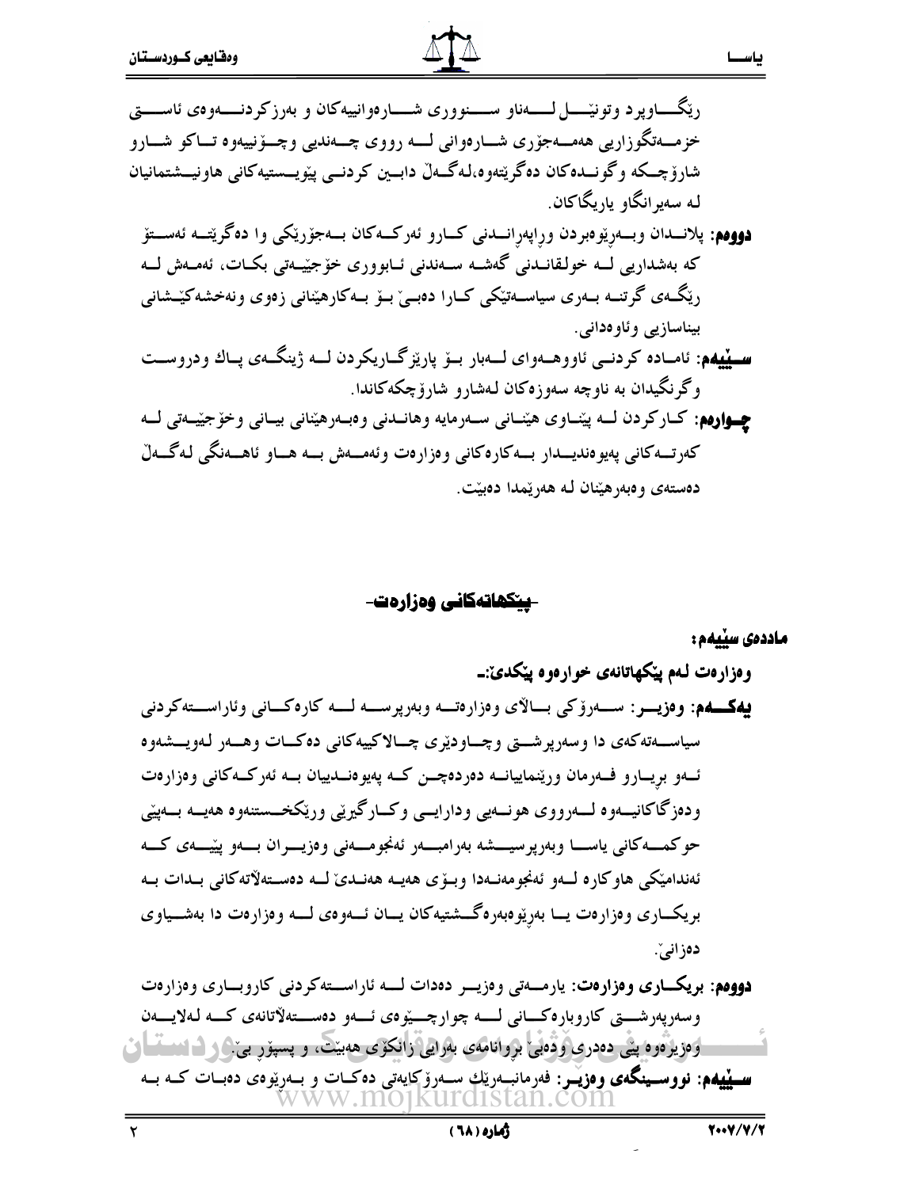ڕێگـــاوپرد وتونێـــل لـــەناو ســـنووری شـــارەوانییەکان و بەرزکردنـــەوەی ئاســـتی خزمـــەتگوزاریی هەمـــەجۆری شـــارەوانی لـــە ڕووی چـــەندیی وچـــۆنییەوە تـــاکو شـــارو شارۆچـــکە وگونـــدەکان دەگرێتەوە،لەگـــەڵ دابـــین کردنـــی پێویـــستیەکانی هاونیـــشتمانیان لە سەیرانگاو یاریگاکان.

**دووەم:** پلانـــدان وبـــەڕێوەبردن وڕاپەڕانـــدنی کـــارو ئەرکـــەکان بـــەجۆرێکی وا دەگرێتـــە ئەســـتۆ کە بەشداریی لـــە خولقانـــدنی گەشـــە ســـەندنی ئـــابووری خۆجێیـــەتی بکـــات، ئەمـــەش لـــە ڕێگـــەی گرتنـــە بـــەری سیاســـەتێکی کـــارا دەبـــێ بـــۆ بـــەکارهێنانی زەوی ونەخشەکێـــشانی بیناسازیی وئاوەدانی.

**سـێیەم:** ئامـادە کردنـی ئاووهـەوای لـەبار بـۆ پارێزگـاریکردن لـە ژینگـەی پـاك ودروسـت وگرنگیدان بە ناوچە سەوزەکان لەشارو شارۆچکەکاندا.

**چـوارەم:** کـارکردن لـە پێنـاوی هێنـانی سـەرمایە وهانـدنی وەبـەرهێنانی بیـانی وخۆجێیـەتی لـە کەرتـەکانی پەیوەندیـدار بـەکارەکانی وەزارەت وئەمـەش بـە هـاو ئاهـەنگی لەگـەڵ دەستەی وەبەرهێنان لە هەرێمدا دەبێت.

## -پێکهاتەکانی وەزارەت-

**ماددەی سێیەم:**

**وەزارەت لەم پێکهاتانەی خوارەوە پێکدێ:ـ**

**یەکـــەم: وەزیـــر:** ســـەرۆکی بـــاڵای وەزارەتـــە وبەرپرســـە لـــە کارەکـــانی وئاراســـتەکردنی سیاســـەتەکەی دا وسەرپەرشـــتی وچـــاودێری چـــالاکییەکانی دەکـــات وهـــەر لەویـــشەوە ئـــەو بڕیـــارو فـــەرمان ورێنماییانـــە دەردەچـــن کـــە پەیوەنـــدییان بـــە ئەرکـــەکانی وەزارەت ودەزگاکانییـــەوە لـــەڕووی هونـــەیی ودارایـــی وکـــارگێڕی وڕێکخـــستنەوە هەیـــە بـــەپێی حوکمـــەکانی یاســـا وبەرپرسیـــشە بەرامبـــەر ئەنجومـــەنی وەزیـــران بـــەو پێیـــەی کـــە ئەندامێکی هاوکارە لـەو ئەنجومەنـەدا وبـۆی هەیـە هەنـدێ لـە دەسـتەڵاتەکانی بـدات بـە بریکـــاری وەزارەت یـــا بەڕێوەبەرەگـــشتیەکان یـــان ئـــەوەی لـــە وەزارەت دا بەشـــیاوی دەزانێ.

**دووەم: بریکـــاری وەزارەت:** یارمـــەتی وەزیـــر دەدات لـــە ئاراســـتەکردنی کاروبـــاری وەزارەت وسەرپەرشـــتی کاروبارەکـــانی لـــە چوارچـــێوەی ئـــەو دەســـتەڵاتانەی کـــە لەلایـــەن وەزیرەوە پێی دەدری وەدەبێ بڕوانامەی بەرایی زانکۆی هەبێت، و پسپۆر بێ.

**سـێیەم: نووسـینگەی وەزیـر:** فەرمانبـەرێك سـەرۆکایەتی دەکـات و بـەڕێوەی دەبـات کـە بـە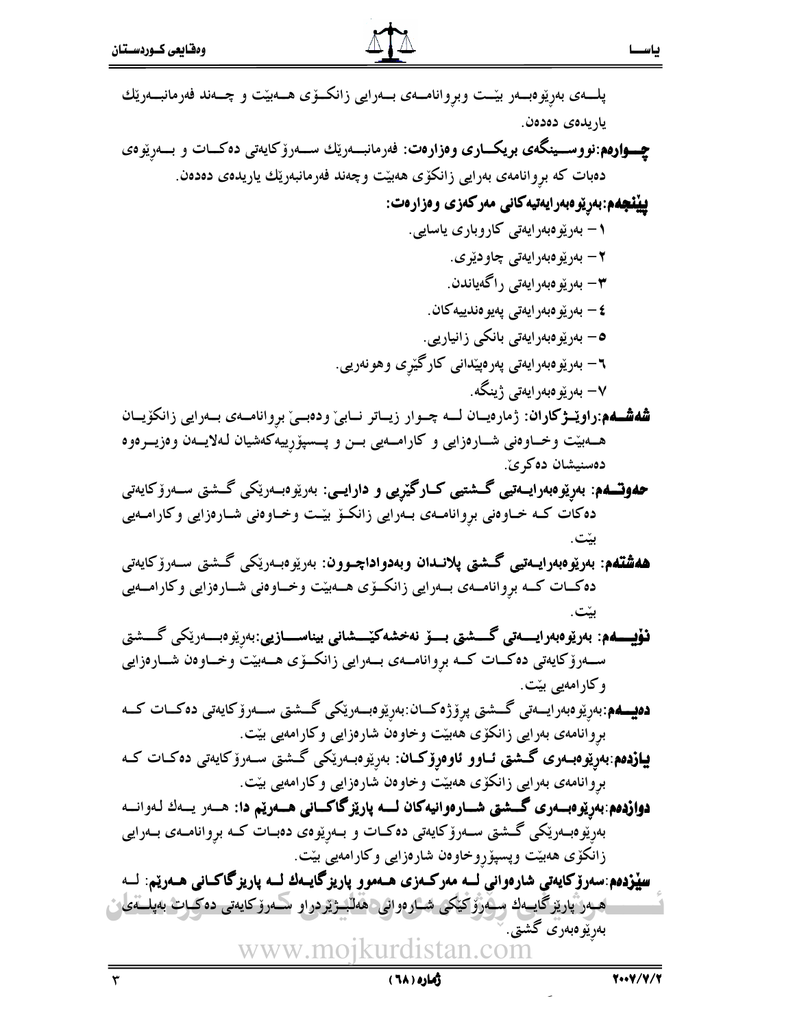پلــەی بەڕێوەبــەر بێــت وبڕوانامــەی بــەرایی زانکــۆی هــەبێت و چــەند فەرمانبــەرێك یاریدەی دەدەن.

**چــوارەم:نووســینگەی بریکــاری وەزارەت:** فەرمانبــەرێك ســەرۆکایەتی دەکــات و بــەڕێوەی دەبات کە بڕوانامەی بەرایی زانکۆی هەبێت وچەند فەرمانبەرێك یاریدەی دەدەن.

**پێنجەم:بەڕێوەبەرایەتیەکانی مەرکەزی وەزارەت:**

١– بەڕێوەبەرایەتی کاروباری یاسایی.

٢– بەڕێوەبەرایەتی چاودێری.

٣– بەڕێوەبەرایەتی ڕاگەیاندن.

٤– بەڕێوەبەرایەتی پەیوەندییەکان.

٥– بەڕێوەبەرایەتی بانکی زانیاریی.

٦– بەڕێوەبەرایەتی پەرەپێدانی کارگێری وهونەریی.

٧– بەڕێوەبەرایەتی ژینگە.

**شەشــەم:ڕاوێــژکاران:** ژمارەیــان لــە چــوار زیــاتر نــابێ ودەبــێ بڕوانامــەی بــەرایی زانکۆیــان هــەبێت وخــاوەنی شــارەزایی و کارامــەیی بــن و پــسپۆرییەکەشیان لەلایــەن وەزیــرەوە دەسنیشان دەکرێ.

**حەوتــەم: بەڕێوەبەرایــەتیی گــشتیی کــارگێڕیی و دارایــی:** بەڕێوەبــەرێکی گــشتی ســەرۆکایەتی دەکات کــە خــاوەنی بڕوانامــەی بــەرایی زانکــۆ بێــت وخــاوەنی شــارەزایی وکارامــەیی بێت.

**هەشتەم: بەڕێوەبەرایــەتیی گــشتی پلانــدان وبەدواداچــوون:** بەڕێوەبــەرێکی گــشتی ســەرۆکایەتی دەکــات کــە بڕوانامــەی بــەرایی زانکــۆی هــەبێت وخــاوەنی شــارەزایی وکارامــەیی بێت.

**نۆیــــەم: بەڕێوەبەرایــــەتی گــــشتی بــــۆ نەخشەکێــــشانی بیناســــازیی:**بەڕێوەبــــەرێکی گــــشتی ســـەرۆکایەتی دەکـــات کـــە بڕوانامـــەی بـــەرایی زانکـــۆی هـــەبێت وخـــاوەن شـــارەزایی وکارامەیی بێت.

**دەیــەم:**بەڕێوەبەرایــەتی گــشتی پرۆژەکــان:بەڕێوەبــەرێکی گــشتی ســەرۆکایەتی دەکــات کــە بڕوانامەی بەرایی زانکۆی هەبێت وخاوەن شارەزایی وکارامەیی بێت.

**یازدەم:بەڕێوەبــەری گــشتی ئــاوو ئاوەڕۆکــان:** بەڕێوەبــەرێکی گــشتی ســەرۆکایەتی دەکــات کــە بڕوانامەی بەرایی زانکۆی هەبێت وخاوەن شارەزایی وکارامەیی بێت.

**دوازدەم:بەڕێوەبــەری گــشتی شــارەوانیەکان لــە پارێزگاکــانی هــەرێم دا:** هــەر یــەك لەوانــە بەڕێوەبــەرێکی گــشتی ســەرۆکایەتی دەکــات و بــەڕێوەی دەبــات کــە بڕوانامــەی بــەرایی زانکۆی هەبێت وپسپۆڕوخاوەن شارەزایی وکارامەیی بێت.

**سێزدەم:سەرۆکایەتی شارەوانی لــە مەرکــەزی هــەموو پارێزگایــەك لــە پارێزگاکــانی هــەرێم:** لــە هــەر پارێزگایــەك ســەرۆکێکی شــارەوانی هەڵبــژێردراو ســەرۆکایەتی دەکــات بەپلــەی بەڕێوەبەری گشتی.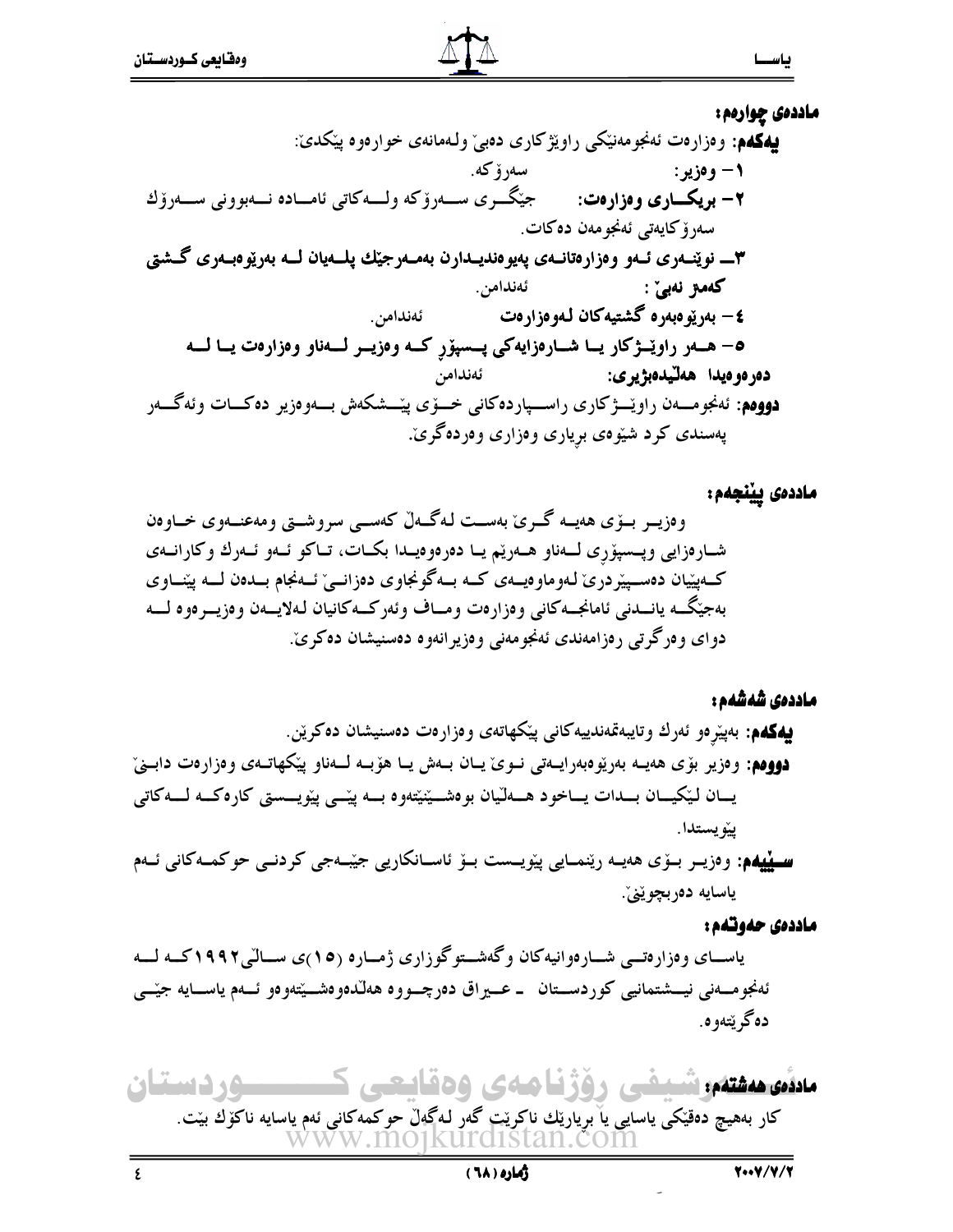**ماددەی چوارەم:**

**یەکەم:** وەزارەت ئەنجومەنێکی راوێژکاری دەبێ ولەمانەی خوارەوە پێکدێ:

**١- وەزیر:** سەرۆکە.

**٢- بریکاری وەزارەت:** جێگری سەرۆکە ولەکاتی ئامادە نەبوونی سەرۆك سەرۆکایەتی ئەنجومەن دەکات.

**٣ـ نوێنەری ئەو وەزارەتانەی پەیوەندیدارن بەمەرجێك پلەیان لە بەرێوەبەری گشتی کەمتر نەبێ:** ئەندامن.

**٤- بەرێوەبەرە گشتیەکان لەوەزارەت** ئەندامن.

**٥- هەر راوێژکار یا شارەزایەکی پسپۆڕ کە وەزیر لەناو وەزارەت یا لە دەرەوەیدا هەڵیدەبژێری:** ئەندامن

**دووەم:** ئەنجومەن راوێژکاری راسپاردەکانی خۆی پێشکەش بەوەزیر دەکات وئەگەر پەسندی کرد شێوەی بریاری وەزاری وەردەگرێ.

**ماددەی پێنجەم:**

وەزیر بۆی هەیە گرێ بەست لەگەڵ کەسی سروشتی ومەعنەوی خاوەن شارەزایی وپسپۆری لەناو هەرێم یا دەرەوەیدا بکات، تاکو ئەو ئەرك وکارانەی کەپێیان دەسپێردرێ لەوماوەیەی کە بەگونجاوی دەزانێ ئەنجام بدەن لە پێناوی بەجێگە یاندنی ئامانجەکانی وەزارەت وماف وئەرکەکانیان لەلایەن وەزیرەوە لە دوای وەرگرتی رەزامەندی ئەنجومەنی وەزیرانەوە دەسنیشان دەکرێ.

**ماددەی شەشەم:**

**یەکەم:** بەپێرەو ئەرك وتایبەتمەندییەکانی پێکهاتەی وەزارەت دەسنیشان دەکرێن.

**دووەم:** وەزیر بۆی هەیە بەرێوەبەرایەتی نوێ یان بەش یا هۆبە لەناو پێکهاتەی وەزارەت دابنێ یان لێکیان بدات یاخود هەڵیان بوەشێنێتەوە بە پێی پێویستی کارەکە لەکاتی پێویستدا.

**سێیەم:** وەزیر بۆی هەیە رێنمایی پێویست بۆ ئاسانکاریی جێبەجی کردنی حوکمەکانی ئەم یاسایە دەربچوێنێ.

**ماددەی حەوتەم:**

یاسای وەزارەتی شارەوانیەکان وگەشتوگوزاری ژمارە (١٥)ی ساڵی١٩٩٢کە لە ئەنجومەنی نیشتمانیی کوردستان ـ عیراق دەرچووە هەڵدەوەشێتەوەو ئەم یاسایە جێی دەگرێتەوە.

**ماددەی هەشتەم:**

کار بەهیچ دەقێکی یاسایی یا بریارێك ناکرێت گەر لەگەڵ حوکمەکانی ئەم یاسایە ناکۆك بێت.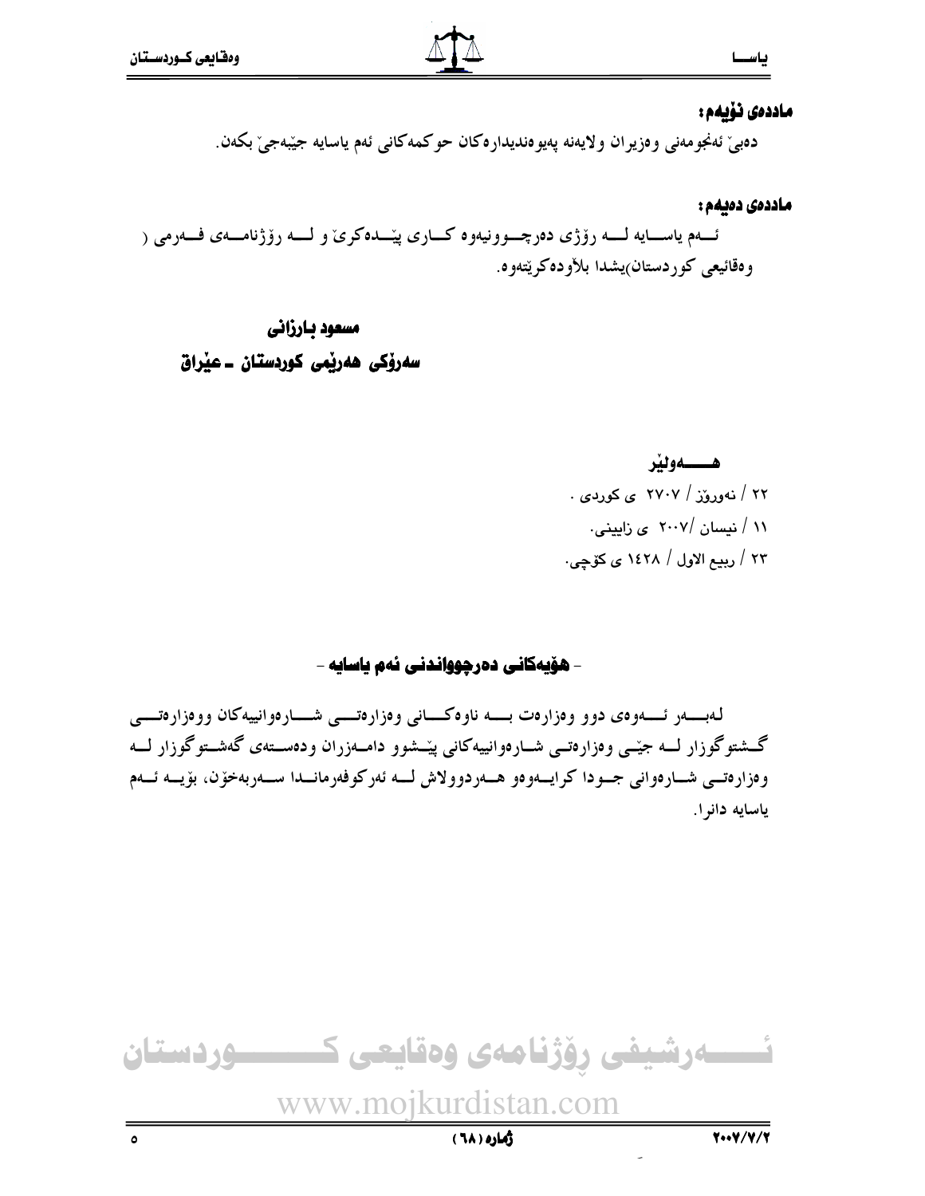**ماددەی نۆیەم:**

دەبێ ئەنجومەنی وەزیران ولایەنە پەیوەندیدارەکان حوکمەکانی ئەم یاسایە جێبەجێ بکەن.

**ماددەی دەیەم:**

ئـەم یاسـایە لــە رۆژی دەرچـوونیەوە کـاری پێـدەکرێ و لــە رۆژنامــەی فــەرمی ( وەقائیعی کوردستان)یشدا بلأودەکرێتەوە.

**مسعود بارزانی**

**سەرۆکی هەرێمی کوردستان ـ عێراق**

**هـــــەولێر**

٢٢ / نەورۆز / ٢٧٠٧ ی کوردی .

١١ / نیسان /٢٠٠٧ ی زایینی.

٢٣ / ربیع الاول / ١٤٢٨ ی کۆچی.

## - هۆیەکانی دەرچوواندنی ئەم یاسایە -

لەبـــەر ئـــەوەی دوو وەزارەت بـــە ناوەکـــانی وەزارەتـــی شـــارەوانییەکان ووەزارەتـــی گـشتوگوزار لــە جێـی وەزارەتـی شـارەوانییەکانی پێـشوو دامـەزران ودەسـتەی گەشـتوگوزار لــە وەزارەتـی شـارەوانی جـودا کرایـەوەو هـەردووڵاش لــە ئەرکوفەرمانـدا سـەربەخۆن، بۆیــە ئـەم یاسایە دانرا.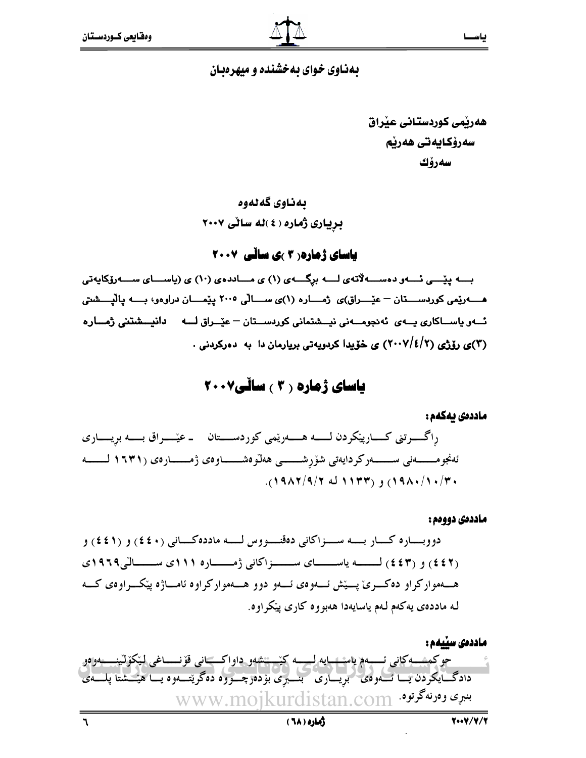بەناوی خوای بەخشندە و میهرەبان

هەرێمی کوردستانی عێراق
سەرۆکایەتی هەرێم
سەرۆك

بەناوی گەلەوە
بڕیاری ژمارە (٤)لە ساڵی ٢٠٠٧

## یاسای ژمارە(٣)ی ساڵی ٢٠٠٧

بە پێی ئەو دەسەڵاتەی لە برگەی (١) ی ماددەی (١٠) ی (یاسای سەرۆکایەتی هەرێمی کوردستان – عێراق)ی ژمارە (١)ی ساڵی ٢٠٠٥ پێمان دراوەو، بە پاڵپشتی ئەو یاساکاری یەی ئەنجومەنی نیشتمانی کوردستان – عێراق لە دانیشتنی ژمارە (٣)ی رۆژی (٢٠٠٧/٤/٢) ی خۆیدا کردویەتی بریارمان دا بە دەرکردنی .

## یاسای ژمارە (٣) ساڵی٢٠٠٧

**ماددەی یەکەم:**

ڕاگرتنی کارپێکردن لە هەرێمی کوردستان ـ عێراق بە بریاری ئەنجومەنی سەرکردایەتی شۆڕشی هەڵوەشاوەی ژمارەی (١٦٣١ لە ١٩٨٠/١٠/٣٠) و (١١٣٣ لە ١٩٨٢/٩/٢).

**ماددەی دووەم:**

دووبارە کار بە سزاکانی دەقنووس لە ماددەکانی (٤٤٠) و (٤٤١) و (٤٤٢) و (٤٤٣) لە یاسای سزاکانی ژمارە ١١١ی ساڵی١٩٦٩ی هەموارکراو دەکرێ پێش ئەوەی ئەو دوو هەموارکراوە ئاماژە پێکراوەی کە لە ماددەی یەکەم لەم یاسایەدا هەبووە کاری پێکراوە.

**ماددەی سێیەم:**

حوکمەکانی ئەم یاسایە لە کێشەو داواکانی قۆناغی لێکۆڵینەوەو دادگاییکردن یا ئەوەی بریاری بنبڕی بۆدەرچووە دەگرێتەوە یا هێشتا پلەی بنبڕی وەرنەگرتوە.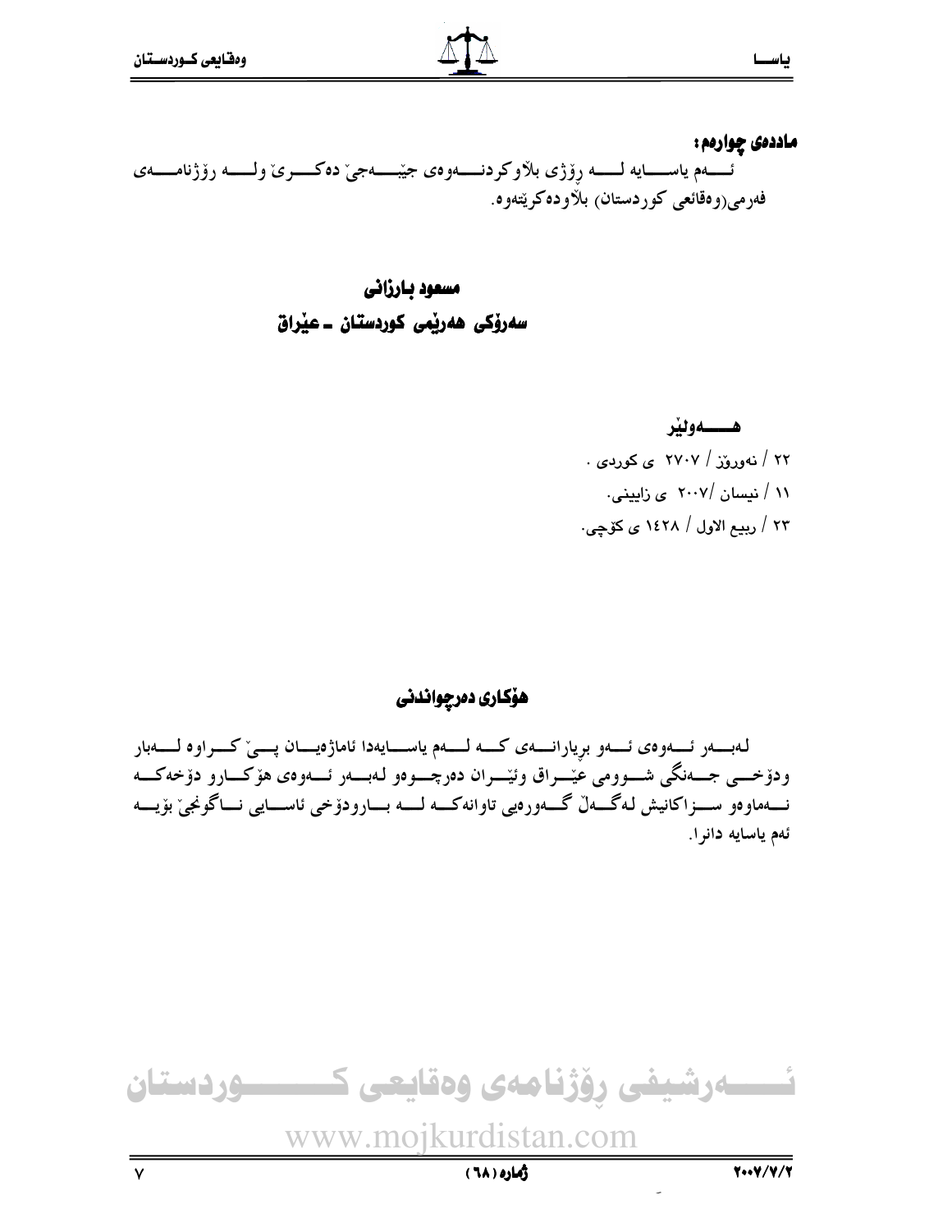**ماددەی چوارەم:**

ئەم یاسایە لە رۆژی بڵاوکردنەوەی جێبەجێ دەکرێ ولە رۆژنامەی فەرمی(وەقائعی کوردستان) بڵاودەکرێتەوە.

**مسعود بارزانی**

**سەرۆکی هەرێمی کوردستان ـ عێراق**

**هەولێر**

٢٢ / نەورۆز / ٢٧٠٧ ی کوردی .

١١ / نیسان /٢٠٠٧ ی زایینی.

٢٣ / ربیع الاول / ١٤٢٨ ی کۆچی.

## هۆکاری دەرچواندنی

لەبەر ئەوەی ئەو بڕیارانەی کە لەم یاسایەدا ئاماژەیان پێ کراوە لەبار ودۆخی جەنگی شوومی عێراق وئێران دەرچووەو لەبەر ئەوەی هۆکارو دۆخەکە نەماوەو سزاکانیش لەگەڵ گەورەیی تاوانەکە لە بارودۆخی ئاسایی ناگونجێ بۆیە ئەم یاسایە دانرا.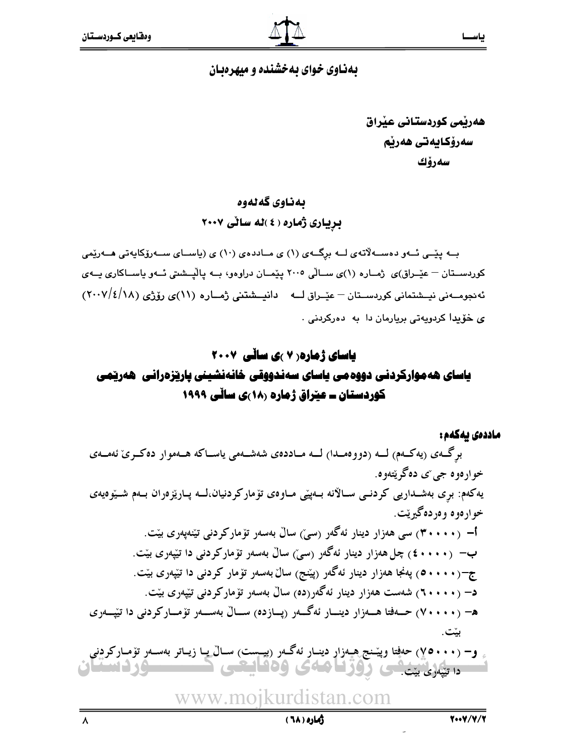بەناوی خوای بەخشندە و میهرەبان

**هەرێمی کوردستانی عێراق**
**سەرۆکایەتی هەرێم**
**سەرۆك**

## بەناوی گەلەوە
## بڕیاری ژمارە (٤) لە ساڵی ٢٠٠٧

بە پێی ئەو دەسەڵاتەی لە برگەی (١) ی ماددەی (١٠) ی (یاسای سەرۆکایەتی هەرێمی کوردستان – عێراق)ی ژمارە (١)ی ساڵی ٢٠٠٥ پێمان دراوەو، بە پاڵپشتی ئەو یاساکاری یەی ئەنجومەنی نیشتمانی کوردستان – عێراق لە دانیشتنی ژمارە (١١)ی رۆژی (٢٠٠٧/٤/١٨) ی خۆیدا کردویەتی بریارمان دا بە دەرکردنی .

# یاسای ژمارە(٧)ی ساڵی ٢٠٠٧
# یاسای هەموارکردنی دووەمی یاسای سەندووقی خانەنشینی پارێزەرانی هەرێمی کوردستان ـ عێراق ژمارە (١٨)ی ساڵی ١٩٩٩

**ماددەی یەکەم:**

برگەی (یەکەم) لە (دووەمدا) لە ماددەی شەشەمی یاساکە هەموار دەکرێ ئەمەی خوارەوە جی ی دەگرێتەوە.

یەکەم: بری بەشداریی کردنی ساڵانە بەپێی ماوەی تۆمارکردنیان،لە پارێزەران بەم شێوەیەی خوارەوە وەردەگیرێت.

أ- (٣٠٠٠٠) سی هەزار دینار ئەگەر (سێ) ساڵ بەسەر تۆمارکردنی تێنەپەری بێت.

ب- (٤٠٠٠٠) چل هەزار دینار ئەگەر (سێ) ساڵ بەسەر تۆمارکردنی دا تێپەری بێت.

ج-(٥٠٠٠٠) پەنجا هەزار دینار ئەگەر (پێنج) ساڵ بەسەر تۆمار کردنی دا تێپەری بێت.

د- (٦٠٠٠٠) شەست هەزار دینار ئەگەر(دە) ساڵ بەسەر تۆمارکردنی تێپەری بێت.

هـ- (٧٠٠٠٠) حەفتا هەزار دینار ئەگەر (پازدە) ساڵ بەسەر تۆمارکردنی دا تێپەری بێت.

و- (٧٥٠٠٠) حەفتا وپێنج هەزار دینار ئەگەر (بیست) ساڵ یا زیاتر بەسەر تۆمارکردنی دا تێپەری بێت.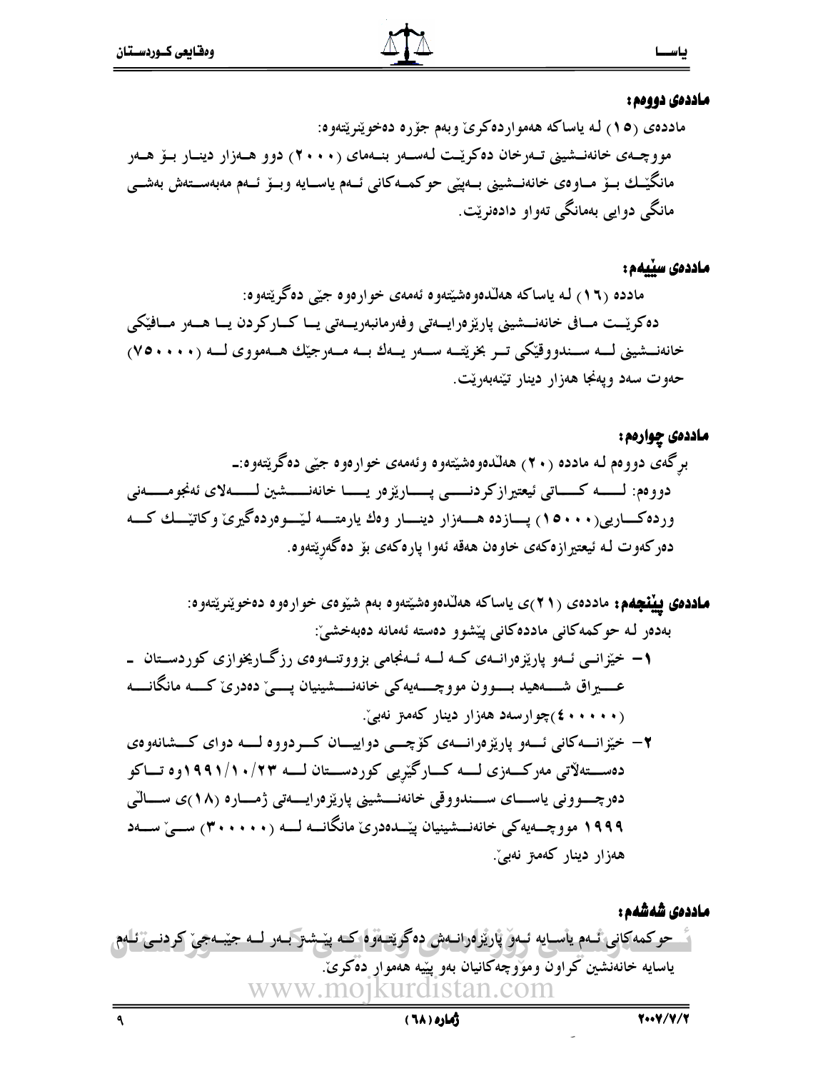**ماددەی دووەم:**

ماددەی (١٥) لە یاساکە هەمواردەکرێ وبەم جۆرە دەخوێنرێتەوە:

مووچەی خانەنشینی تەرخان دەکرێت لەسەر بنەمای (٢٠٠٠) دوو هەزار دینار بۆ هەر مانگێك بۆ ماوەی خانەنشینی بەپێی حوکمەکانی ئەم یاسایە وبۆ ئەم مەبەستەش بەشی مانگی دوایی بەمانگی تەواو دادەنرێت.

**ماددەی سێیەم:**

مادده (١٦) لە یاساکە هەڵدەوەشێتەوە ئەمەی خوارەوە جێی دەگرێتەوە:

دەکرێت مافی خانەنشینی پارێزەرایەتی وفەرمانبەریەتی یا کارکردن یا هەر مافێکی خانەنشینی لە سندووقێکی تر بخرێتە سەر یەك بە مەرجێك هەمووی لە (٧٥٠٠٠٠) حەوت سەد وپەنجا هەزار دینار تێنەبەرێت.

**ماددەی چوارەم:**

برگەی دووەم لە مادده (٢٠) هەڵدەوەشێتەوە وئەمەی خوارەوە جێی دەگرێتەوە:ـ

دووەم: لە کاتی ئیعتیازکردنی پارێزەر یا خانەنشین لەلای ئەنجومەنی وردەکاریی(١٥٠٠٠) پازدە هەزار دینار وەك یارمەتە لێوەردەگیرێ وکاتێك کە دەرکەوت لە ئیعتیازەکەی خاوەن هەقە ئەوا پارەکەی بۆ دەگەڕێتەوە.

**ماددەی پێنجەم:** ماددەی (٢١)ی یاساکە هەڵدەوەشێتەوە بەم شێوەی خوارەوە دەخوێنرێتەوە:

بەدەر لە حوکمەکانی ماددەکانی پێشوو دەستە ئەمانە دەبەخشێ:

١- خێزانی ئەو پارێزەرانەی کە لە ئەنجامی بزووتنەوەی رزگاریخوازی کوردستان ـ عێراق شەهید بوون مووچەیەکی خانەنشینیان پێ دەدرێ کە مانگانە (٤٠٠٠٠٠)چوارسەد هەزار دینار کەمتر نەبێ.

٢- خێزانەکانی ئەو پارێزەرانەی کۆچی دواییان کردووە لە دوای کشانەوەی دەسەڵاتی مەرکەزی لە کارگێڕیی کوردستان لە ١٩٩١/١٠/٢٣وە تاکو دەرچوونی یاسای سندووقی خانەنشینی پارێزەرایەتی ژمارە (١٨)ی ساڵی ١٩٩٩ مووچەیەکی خانەنشینیان پێدەدرێ مانگانە لە (٣٠٠٠٠٠) سێ سەد هەزار دینار کەمتر نەبێ.

**ماددەی شەشەم:**

حوکمەکانی ئەم یاسایە ئەو پارێزەرانەش دەگرێتەوە کە پێشتر بەر لە جێبەجێ کردنی ئەم یاسایە خانەنشین کراون ومووچەکانیان بەو پێیە هەموار دەکرێ.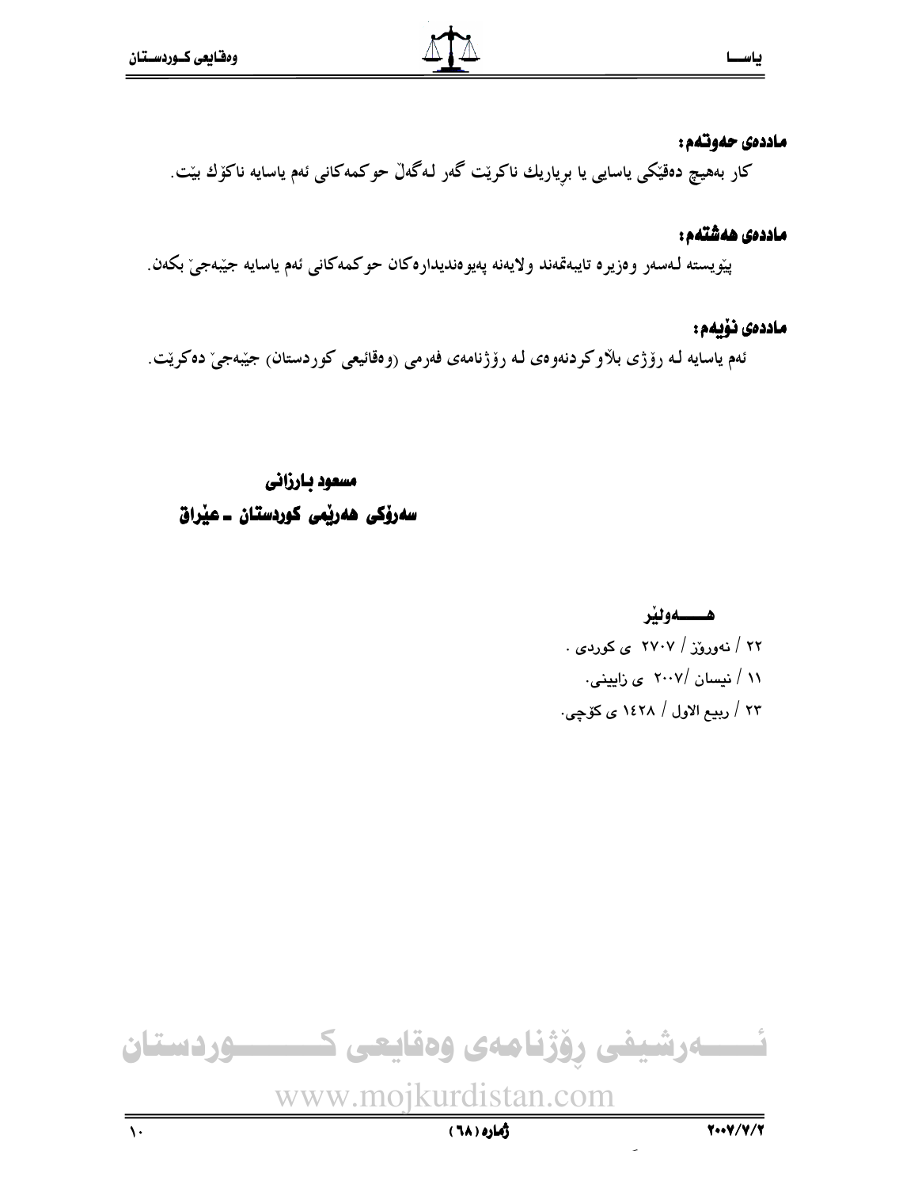**ماددەی حەوتەم:**

کار بەهیچ دەقێکی یاسایی یا بڕیارێك ناکرێت گەر لەگەڵ حوکمەکانی ئەم یاسایە ناکۆك بێت.

**ماددەی هەشتەم:**

پێویستە لەسەر وەزیرە تایبەتمەند ولایەنە پەیوەندیدارەکان حوکمەکانی ئەم یاسایە جێبەجێ بکەن.

**ماددەی نۆیەم:**

ئەم یاسایە لە ڕۆژی بڵاوکردنەوەی لە ڕۆژنامەی فەرمی (وەقائیعی کوردستان) جێبەجێ دەکرێت.

**مسعود بارزانی**

**سەرۆکی هەرێمی کوردستان ـ عێراق**

**هـــــەولێر**

٢٢ / نەورۆز / ٢٧٠٧ ی کوردی .

١١ / نیسان /٢٠٠٧ ی زایینی.

٢٣ / ربیع الاول / ١٤٢٨ ی کۆچی.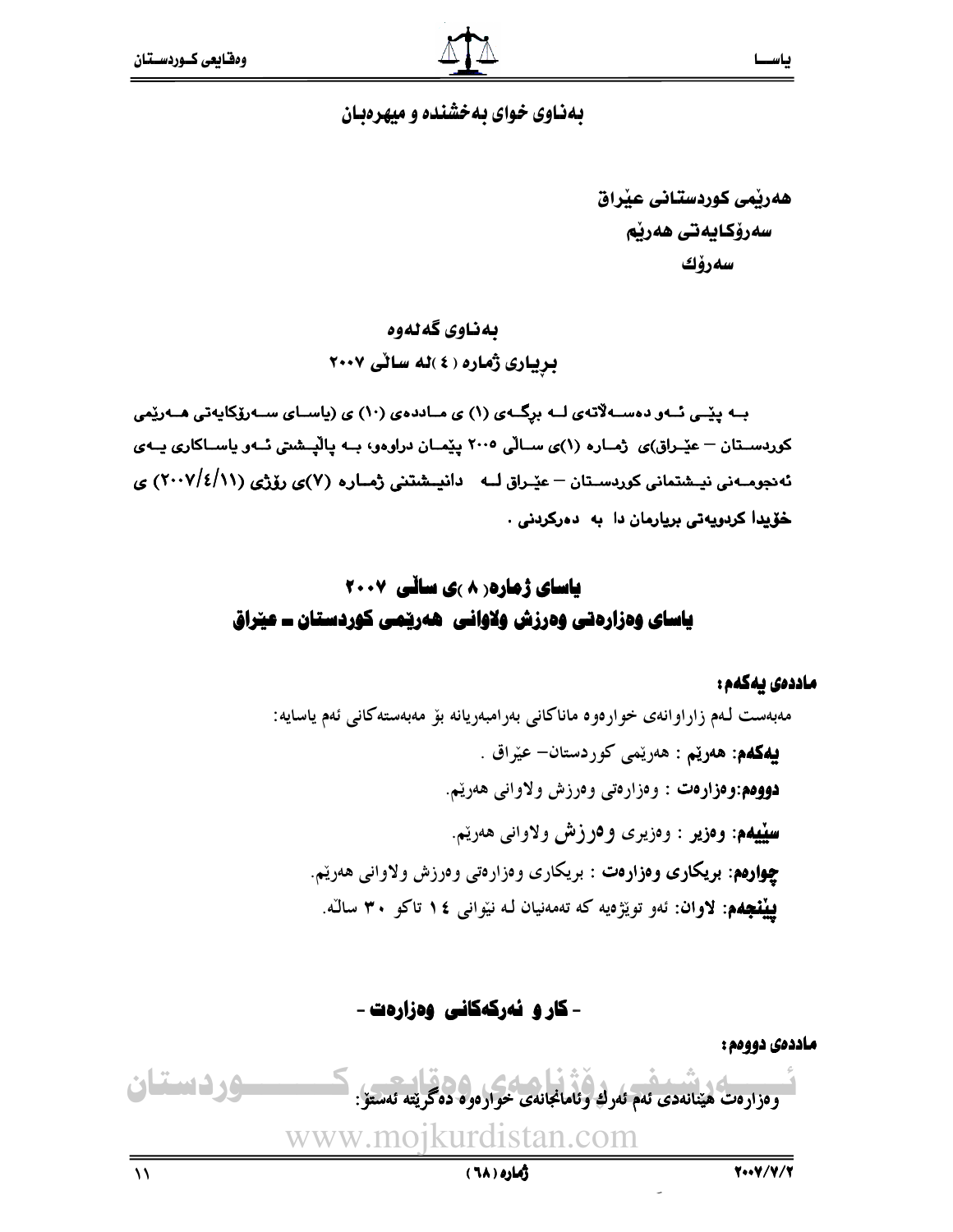بەناوی خوای بەخشندە و میهرەبان

هەرێمی کوردستانی عێراق
سەرۆکایەتی هەرێم
سەرۆك

بەناوی گەلەوە
بڕیاری ژمارە (٤)لە ساڵی ٢٠٠٧

بە پێی ئەو دەسەڵاتەی لە بڕگەی (١) ی ماددەی (١٠) ی (یاسای سەرۆکایەتی هەرێمی کوردستان – عێراق)ی ژمارە (١)ی ساڵی ٢٠٠٥ پێمان دراوەو، بە پاڵپشتی ئەو یاساکاری یەی ئەنجومەنی نیشتمانی کوردستان – عێراق لە دانیشتنی ژمارە (٧)ی رۆژی (١١/٤/٢٠٠٧) ی خۆیدا کردویەتی بریارمان دا بە دەرکردنی .

## یاسای ژمارە(٨)ی ساڵی ٢٠٠٧
## یاسای وەزارەتی وەرزش ولاوانی هەرێمی کوردستان ـ عێراق

**ماددەی یەکەم:**

مەبەست لەم زاراوانەی خوارەوە ماناکانی بەرامبەریانە بۆ مەبەستەکانی ئەم یاسایە:

**یەکەم: هەرێم** : هەرێمی کوردستان– عێراق .

**دووەم:وەزارەت** : وەزارەتی وەرزش ولاوانی هەرێم.

**سێیەم: وەزیر** : وەزیری وەرزش ولاوانی هەرێم.

**چوارەم: بریکاری وەزارەت** : بریکاری وەزارەتی وەرزش ولاوانی هەرێم.

**پێنجەم: لاوان:** ئەو توێژەیە کە تەمەنیان لە نێوانی ١٤ تاکو ٣٠ ساڵە.

### - کار و ئەرکەکانی وەزارەت -

**ماددەی دووەم:**

وەزارەت هێنانەدی ئەم ئەرك وئامانجانەی خوارەوە دەگرێتە ئەستۆ: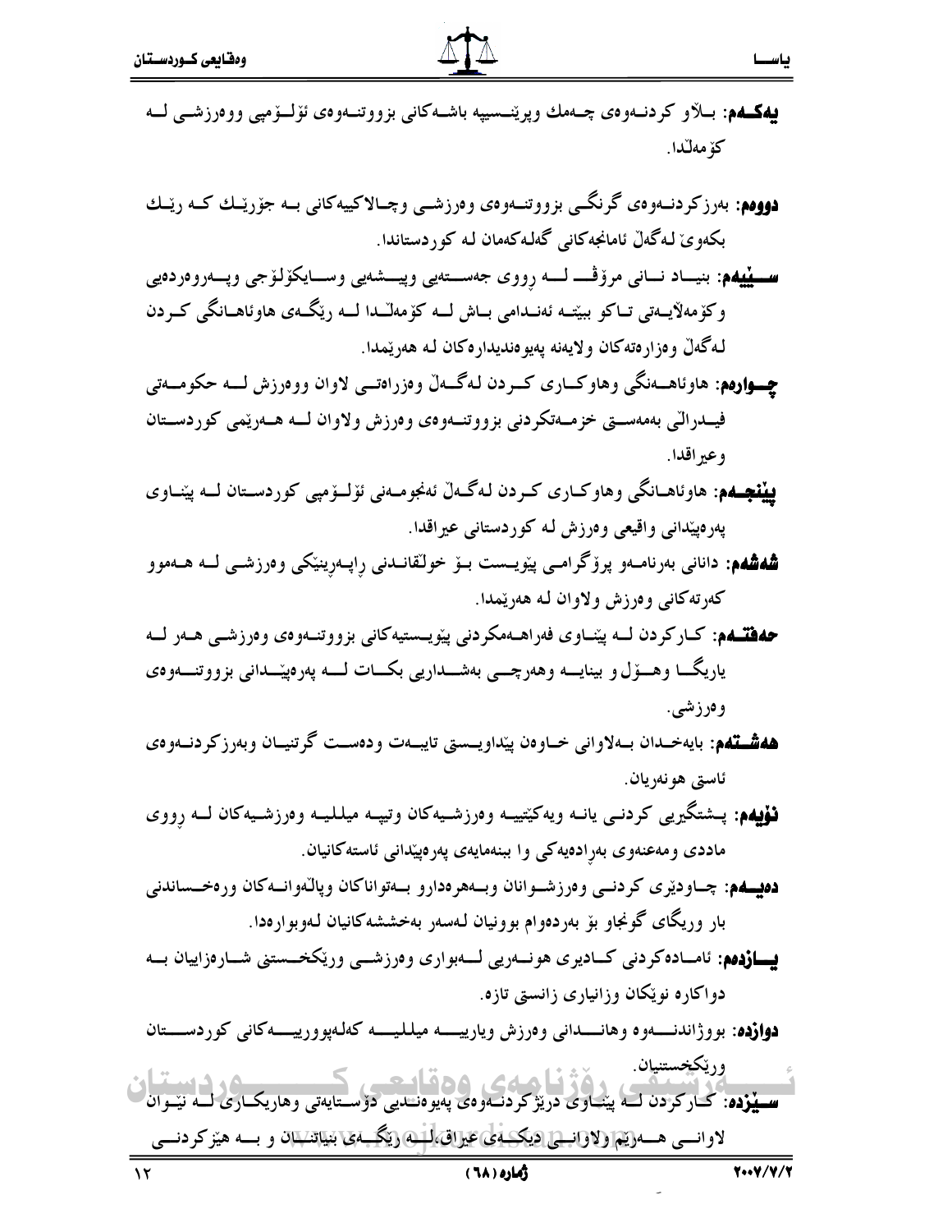**یەکــەم**: بــڵاو کردنــەوەی چــەمك وپرێنــسیپە باشــەکانی بزووتنــەوەی ئۆلــۆمپی ووەرزشــی لــە کۆمەڵدا.

**دووەم**: بەرزکردنــەوەی گرنگــی بزووتنــەوەی وەرزشــی وچــالاکییەکانی بــە جۆرێــك کــە رێــك بکەوێ لەگەڵ ئامانجەکانی گەلەکەمان لە کوردستاندا.

**ســێیەم**: بنیــاد نــانی مرۆڤــ لـــە ڕووی جەســـتەیی وپیـــشەیی وســـایکۆلۆجی وپـــەروەردەیی وکۆمەڵایـەتی تـاکو ببێتـە ئەنـدامی بـاش لـە کۆمەڵـدا لـە ڕێگـەی هاوئاهـانگی کـردن لەگەڵ وەزارەتەکان ولایەنە پەیوەندیدارەکان لە هەرێمدا.

**چــوارەم**: هاوئاهــەنگی وهاوکــاری کــردن لەگــەڵ وەزراەتــی لاوان ووەرزش لــە حکومــەتی فیــدراڵی بەمەســتی خزمــەتکردنی بزووتنــەوەی وەرزش ولاوان لــە هــەرێمی کوردســتان وعیراقدا.

**پێنجــەم**: هاوئاهــانگی وهاوکــاری کــردن لەگــەڵ ئەنجومــەنی ئۆلــۆمپی کوردســتان لــە پێنــاوی پەرەپێدانی واقیعی وەرزش لە کوردستانی عیراقدا.

**شەشەم**: دانانی بەرنامــەو پرۆگرامــی پێویــست بــۆ خوڵقانــدنی ڕاپــەرینێکی وەرزشــی لــە هــەموو کەرتەکانی وەرزش ولاوان لە هەرێمدا.

**حەفتــەم**: کــارکردن لــە پێنــاوی فەراهــەمکردنی پێویــستیەکانی بزووتنــەوەی وەرزشــی هــەر لــە یاریگــا وهــۆڵ و بینایــە وهەرچــی بەشــداریی بکــات لـــە پەرەپێــدانی بزووتنـــەوەی وەرزشی.

**هەشــتەم**: بایەخــدان بــەلاوانی خــاوەن پێداویــستی تایبــەت ودەســت گرتنیــان وبەرزکردنــەوەی ئاستی هونەریان.

**نۆیەم**: پــشتگیریی کردنــی یانــە ویەکێتییــە وەرزشــیەکان وتیپــە میللیــە وەرزشــیەکان لــە ڕووی ماددی ومەعنەوی بەرادەیەکی وا بنەمایەی پەرەپێدانی ئاستەکانیان.

**دەیــەم**: چــاودێری کردنــی وەرزشــوانان وبــەهرەدارو بــەتواناکان وپاڵەوانــەکان ورەخــساندنی بار وریگای گونجاو بۆ بەردەوام بوونیان لەسەر بەخششەکانیان لەوبوارەدا.

**یــازدەم**: ئامــادەکردنی کــادیری هونــەریی لــەبواری وەرزشــی ورێکخــستنی شــارەزاییان بــە دواکارە نوێکان وزانیاری زانستی تازە.

**دوازدە**: بووژاندنـــەوە وهانـــدانی وەرزش ویارییـــە میللیـــە کەلەپوورییـــەکانی کوردســـتان ورێکخستنیان.

**سێزدە**: کــارکردن لــە پێنــاوی درێژکردنــەوەی پەیوەنــدیی دۆســتایەتی وهاریکــاری لــە نێــوان لاوانــی هــەرێم ولاوانــی دیکــەی عیراق لــە ڕێگــەی بنیاتنــان و بــە هێزکردنــی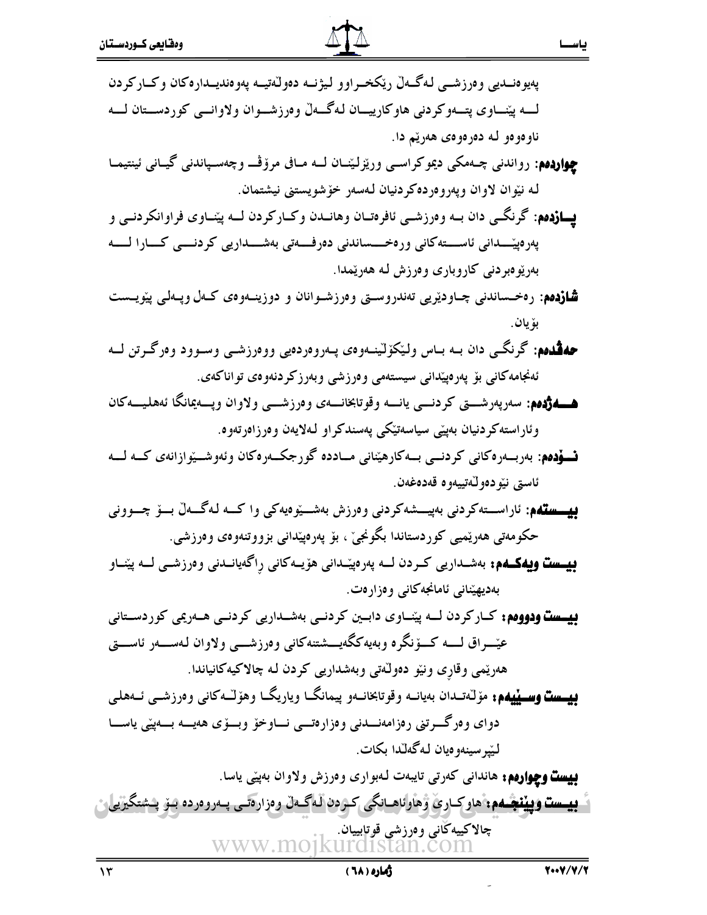پەیوەنـدیی وەرزشـی لەگـەڵ ڕێکخـراوو لیژنـە دەوڵەتیـە پەوەندیـدارەکان وکـارکردن لــە پێنــاوی پتــەوکردنی هاوکارییــان لەگــەڵ وەرزشــوان ولاوانــی کوردســتان لــە ناوەوەو لە دەرەوەی هەرێم دا.

**چواردەم:** رواندنی چـەمکی دیموکراسـی وڕێزلێنـان لـە مـافی مرۆڤ وچەسـپاندنی گیـانی ئینتیمـا لە نێوان لاوان وپەروەردەکردنیان لەسەر خۆشویستنی نیشتمان.

**پـازدەم:** گرنگـی دان بـە وەرزشـی ئافرەتـان وهانـدن وکـارکردن لـە پێنـاوی فراوانکردنـی و پەرەپێـدانی ئاسـتەکانی ورەخـساندنی دەرفـەتی بەشـداریی کردنـی کـارا لـە بەڕێوەبردنی کاروباری وەرزش لە هەرێمدا.

**شازدەم:** رەخساندنی چـاودێریی تەندروسـتی وەرزشـوانان و دوزینـەوەی کـەل وپـەلی پێویـست بۆیان.

**حەڤدەم:** گرنگـی دان بـە بـاس ولێکۆڵینـەوەی پـەروەردەیی ووەرزشـی وسـوود وەرگـرتن لـە ئەنجامەکانی بۆ پەرەپێدانی سیستەمی وەرزشی وبەرزکردنەوەی تواناکەی.

**هـەژدەم:** سەرپەرشـتی کردنـی یانـە وقوتابخانـەی وەرزشـی ولاوان وپـەیمانگا ئەهلیـەکان وئاراستەکردنیان بەپێی سیاسەتێکی پەسندکراو لەلایەن وەرزاەرتەوە.

**نـۆدەم:** بەربـەرەکانی کردنـی بـەکارهێنانی مـاددە گورجکـەرەکان وئەوشـێوازانەی کـە لـە ئاستی نێودەوڵەتییەوە قەدەغەن.

**بیـستەم:** ئاراسـتەکردنی بەپیـشەکردنی وەرزش بەشـێوەیەکی وا کـە لەگـەڵ بـۆ چـوونی حکومەتی هەرێمی کوردستاندا بگونجێ، بۆ پەرەپێدانی بزووتنەوەی وەرزشی.

**بیـست ویەکـەم:** بەشـداریی کـردن لـە پەرەپێـدانی هۆیـەکانی ڕاگەیانـدنی وەرزشـی لـە پێنـاو بەدیهێنانی ئامانجەکانی وەزارەت.

**بیـست ودووەم:** کـارکردن لـە پێنـاوی دابـین کردنـی بەشـداریی کردنـی هـەرێمی کوردسـتانی عێـراق لــە کــۆنگرە وبەیەکگەیــشتنەکانی وەرزشــی ولاوان لەســەر ئاســتی هەرێمی وقاری ونێو دەوڵەتی وبەشداریی کردن لە چالاکیەکانیاندا.

**بیـست وسـێیەم:** مۆڵەتـدان بەیانـە وقوتابخانـەو پیمانگـا ویاریگـا وهۆڵـەکانی وەرزشـی ئـەهلی دوای وەرگــرتنی رەزامەنــدنی وەزارەتــی نــاوخۆ وبــۆی هەیــە بــەپێی یاســا لێپرسینەوەیان لەگەڵدا بکات.

**بیست وچوارەم:** هاندانی کەرتی تایبەت لەبواری وەرزش ولاوان بەپێی یاسا.

**بیـست وپێنجـەم:** هاوکـاری وهاوئاهـەنگی کـردن لەگـەڵ وەزارەتـی پـەروەردە بـۆ پـشتگیریی چالاکییەکانی وەرزشی قوتابییان.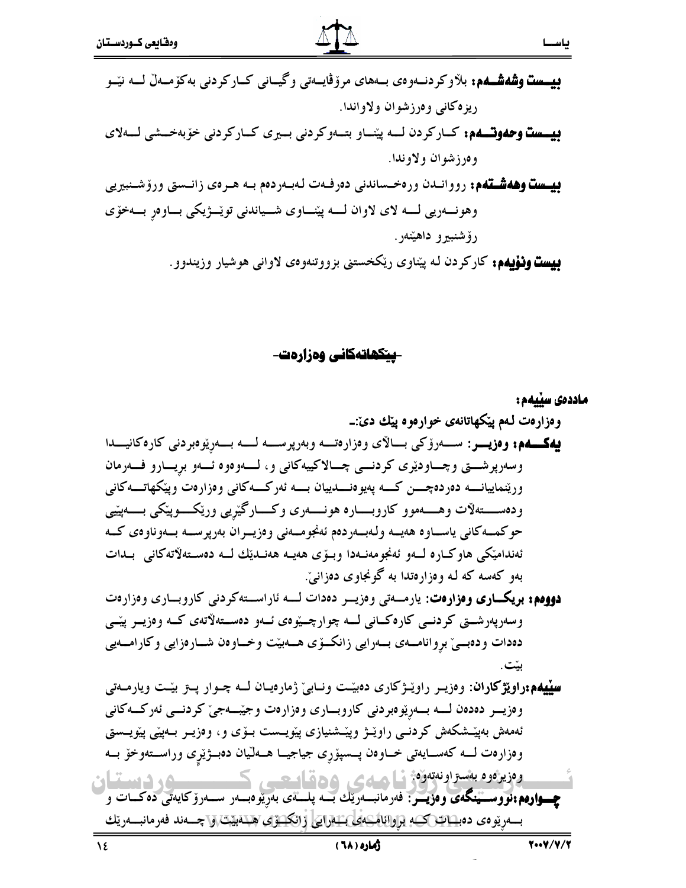**بیست وشەشەم:** بلاوكردنەوەی بەهای مرۆڤایەتی وگیانی كاركردنی بەكۆمەڵ لە نێو ریزەكانی وەرزشوان ولاواندا.

**بیست وحەوتەم:** كاركردن لە پێناو بتەوكردنی بیری كاركردنی خۆبەخشی لەلای وەرزشوان ولاوندا.

**بیست وهەشتەم:** ڕووانەدن ورەخساندنی دەرفەت لەبەردەم بە هەرەی زانستی ورۆشنبیریی وهونەریی لە لای لاوان لە پێناوی شیاندنی توێژێكی باوەڕ بەخۆی رۆشنبیرو داهێنەر.

**بیست ونۆیەم:** كاركردن لە پێناوی رێكخستنی بزووتنەوەی لاوانی هوشیار وزیندوو.

## -پێكهاتەكانی وەزارەت-

**ماددەی سێیەم:**

**وەزارەت لەم پێكهاتانەی خوارەوە پێك دێ:-**

**یەكەم: وەزیر:** سەرۆكی باڵای وەزارەتە وبەرپرسە لە بەڕێوەبردنی كارەكانیدا وسەرپرشتی وچاودێری كردنی چالاكییەكانی و، لەوەوە ئەو بڕیارو فەرمان ورێنماییانە دەردەچن كە پەیوەندییان بە ئەركەكانی وەزارەت وپێكهاتەكانی ودەستەڵات وهەموو كاروبارە هونەری وكارگێڕیی وڕێكوپێكی بەپێی حوكمەكانی یاساوە هەیە ولەبەردەم ئەنجومەنی وەزیران بەرپرسە بەوناوەی كە ئەندامێكی هاوكارە لەو ئەنجومەنەدا وبۆی هەیە هەندێك لە دەستەڵاتەكانی بدات بەو كەسە كە لە وەزارەتدا بە گونجاوی دەزانێ.

**دووەم: بریكاری وەزارەت:** یارمەتی وەزیر دەدات لە ئاراستەكردنی كاروباری وەزارەت وسەرپەرشتی كردنی كارەكانی لە چوارچێوەی ئەو دەستەڵاتەی كە وەزیر پێی دەدات ودەبێ بڕوانامەی بەرایی زانكۆی هەبێت وخاوەن شارەزایی وكارامەیی بێت.

**سێیەم:راوێژكاران:** وەزیر راوێژكاری دەبێت ونابێ ژمارەیان لە چوار پتر بێت ویارمەتی وەزیر دەدەن لە بەڕێوەبردنی كاروباری وەزارەت وجێبەجێ كردنی ئەركەكانی ئەمەش بەپێشكەش كردنی راوێژ وپێشنیازی پێویست بۆی و، وەزیر بەپێی پێویستی وەزارەت لە كەسایەتی خاوەن پسپۆڕی جیاجیا هەڵیان دەبژێرێ وراستەوخۆ بە وەزیرەوە بەستراونەتەوە.

**چوارەم:نووسینگەی وەزیر:** فەرمانبەرێك بە پلەی بەڕێوەبەر سەرۆكایەتی دەكات و بەڕێوەی دەبات كە بڕوانامەی بەرایی زانكۆی هەبێت و چەند فەرمانبەرێك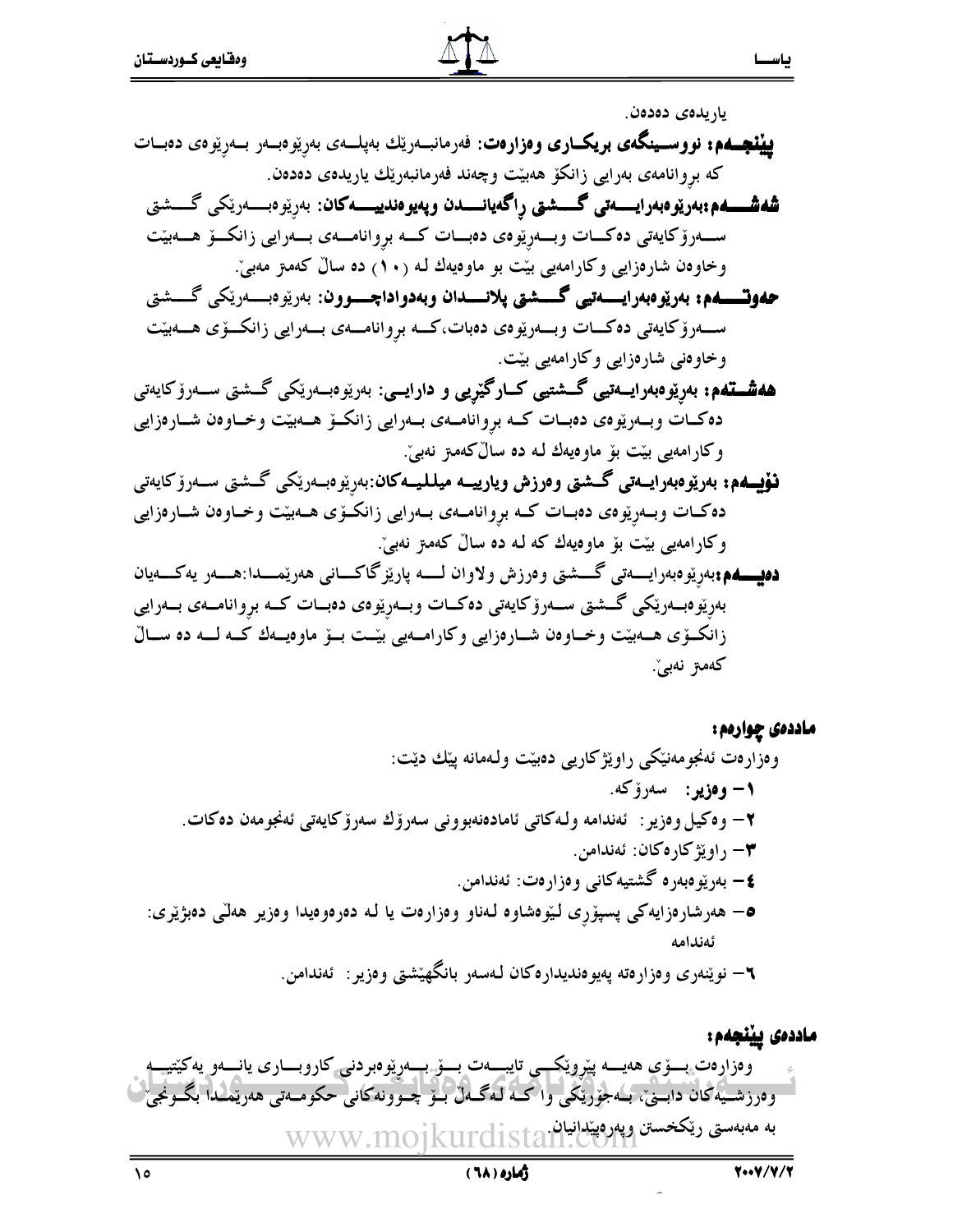یاریدەی دەدەن.

**پێنجەم: نووسینگەی بریکاری وەزارەت:** فەرمانبەرێك بەپلەی بەڕێوەبەر بەڕێوەی دەبات کە بڕوانامەی بەرایی زانکۆ هەبێت وچەند فەرمانبەرێك یاریدەی دەدەن.

**شەشەم:بەڕێوەبەرایەتی گشتی ڕاگەیاندن وپەیوەندییەکان:** بەڕێوەبەرێکی گشتی سەرۆکایەتی دەکات وبەڕێوەی دەبات کە بڕوانامەی بەرایی زانکۆ هەبێت وخاوەن شارەزایی وکارامەیی بێت بو ماوەیەك لە (١٠) دە ساڵ کەمتر مەبێ.

**حەوتەم: بەڕێوەبەرایەتیی گشتی پلاندان وبەدواداچوون:** بەڕێوەبەرێکی گشتی سەرۆکایەتی دەکات وبەڕێوەی دەبات،کە بڕوانامەی بەرایی زانکۆی هەبێت وخاوەنی شارەزایی وکارامەیی بێت.

**هەشتەم: بەڕێوەبەرایەتیی گشتیی کارگێڕی و دارایی:** بەڕێوەبەرێکی گشتی سەرۆکایەتی دەکات وبەڕێوەی دەبات کە بڕوانامەی بەرایی زانکۆ هەبێت وخاوەن شارەزایی وکارامەیی بێت بۆ ماوەیەك لە دە ساڵ کەمتر نەبێ.

**نۆیەم: بەڕێوەبەرایەتی گشتی وەرزش ویاریە میللیەکان:** بەڕێوەبەرێکی گشتی سەرۆکایەتی دەکات وبەڕێوەی دەبات کە بڕوانامەی بەرایی زانکۆی هەبێت وخاوەن شارەزایی وکارامەیی بێت بۆ ماوەیەك کە لە دە ساڵ کەمتر نەبێ.

**دەیەم:** بەڕێوەبەرایەتی گشتی وەرزش ولاوان لە پارێزگاکانی هەرێمدا:هەر یەکەیان بەڕێوەبەرێکی گشتی سەرۆکایەتی دەکات وبەڕێوەی دەبات کە بڕوانامەی بەرایی زانکۆی هەبێت وخاوەن شارەزایی وکارامەیی بێت بۆ ماوەیەك کە لە دە ساڵ کەمتر نەبێ.

**ماددەی چوارەم:**

وەزارەت ئەنجومەنێکی ڕاوێژکاریی دەبێت ولەمانە پێك دێت:

١- **وەزیر:** سەرۆکە.

٢- وەکیل وەزیر: ئەندامە ولەکاتی ئامادەنەبوونی سەرۆك سەرۆکایەتی ئەنجومەن دەکات.

٣- ڕاوێژکارەکان: ئەندامن.

٤- بەڕێوەبەرە گشتیەکانی وەزارەت: ئەندامن.

٥- هەرشارەزایەکی پسپۆڕی لێوەشاوە لەناو وەزارەت یا لە دەرەوەیدا وەزیر هەڵی دەبژێری: ئەندامە

٦- نوێنەری وەزارەتە پەیوەندیدارەکان لەسەر بانگهێشتی وەزیر: ئەندامن.

**ماددەی پێنجەم:**

وەزارەت بۆی هەیە پێڕەوێکی تایبەت بۆ بەڕێوەبردنی کاروباری یانەو یەکێتیە وەرزشیەکان دابنێ، بەجۆرێکی وا کە لەگەڵ بۆ چوونەکانی حکومەتی هەرێمدا بگونجێ بە مەبەستی ڕێکخستن وپەرەپێدانیان.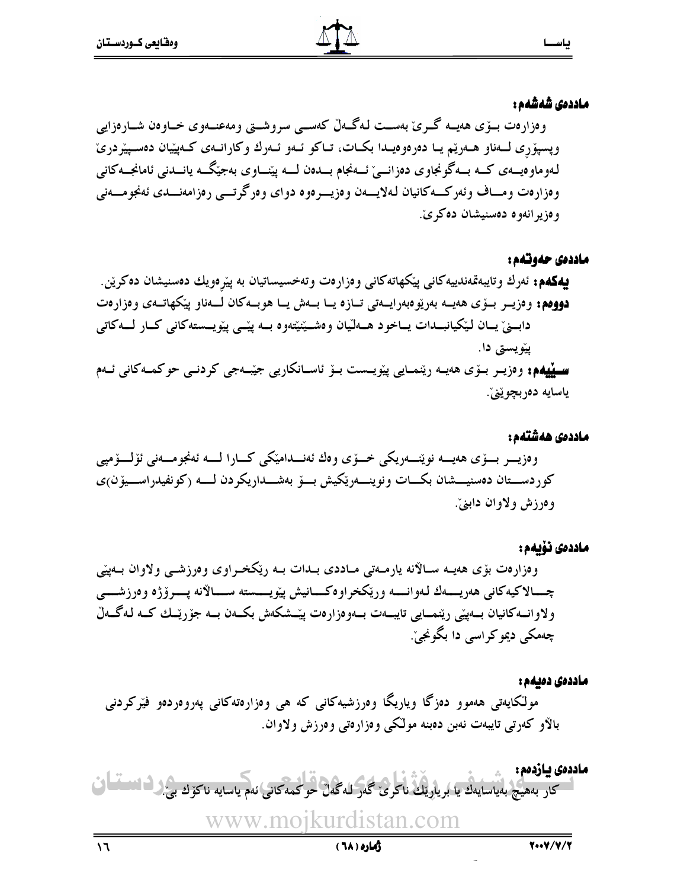**ماددەی شەشەم:**

وەزارەت بۆی هەیە گرێ بەست لەگەڵ کەسی سروشتی ومەعنەوی خاوەن شارەزایی وپسپۆری لەناو هەرێم یا دەرەوەیدا بکات، تاکو ئەو ئەرك وکارانەی کەپێیان دەسپێردرێ لەوماوەیەی کە بەگونجاوی دەزانێ ئەنجام بدەن لە پێناوی بەجێگە یاندنی ئامانجەکانی وەزارەت وماف وئەرکەکانیان لەلایەن وەزیرەوە دوای وەرگرتنی رەزامەندی ئەنجومەنی وەزیرانەوە دەسنیشان دەکرێ.

**ماددەی حەوتەم:**

**یەکەم:** ئەرك وتایبەتمەندییەکانی پێکهاتەکانی وەزارەت وتەخسیساتیان بە پێرەویك دەسنیشان دەکرێن.

**دووەم:** وەزیر بۆی هەیە بەرێوەبەرایەتی تازە یا بەش یا هوبەکان لەناو پێکهاتەی وەزارەت دابنێ یان لێکیانبدات یاخود هەڵیان وەشێنێتەوە بە پێی پێویستەکانی کار لەکاتی پێویستی دا.

**سێیەم:** وەزیر بۆی هەیە رێنمایی پێویست بۆ ئاسانکاریی جێبەجی کردنی حوکمەکانی ئەم یاسایە دەربچوێنێ.

**ماددەی هەشتەم:**

وەزیر بۆی هەیە نوێنەریکی خۆی وەك ئەندامێکی کارا لە ئەنجومەنی ئۆلۆمپی کوردستان دەسنیشان بکات ونوینەرێکیش بۆ بەشداریکردن لە (کونفیدراسیۆن)ی وەرزش ولاوان دابنێ.

**ماددەی نۆیەم:**

وەزارەت بۆی هەیە سالانە یارمەتی ماددی بدات بە رێکخراوی وەرزشی ولاوان بەپێی چالاکیەکانی هەریەك لەوانە ورێکخراوەکانیش پێویستە سالانە پرۆژە وەرزشی ولاوانەکانیان بەپێی رێنمایی تایبەت بەوەزارەت پێشکەش بکەن بە جۆرێك کە لەگەڵ چەمکی دیموکراسی دا بگونجێ.

**ماددەی دەیەم:**

مولکایەتی هەموو دەزگا ویاریگا وەرزشیەکانی کە هی وەزارەتەکانی پەروەردەو فێرکردنی بالاو کەرتی تایبەت نەبن دەبنە مولکی وەزارەتی وەرزش ولاوان.

**ماددەی یازدەم:**

کار بەهیچ بەیاسایەك یا بریارێك ناکرێ گەر لەگەڵ حوکمەکانی ئەم یاسایە ناکۆك بێ.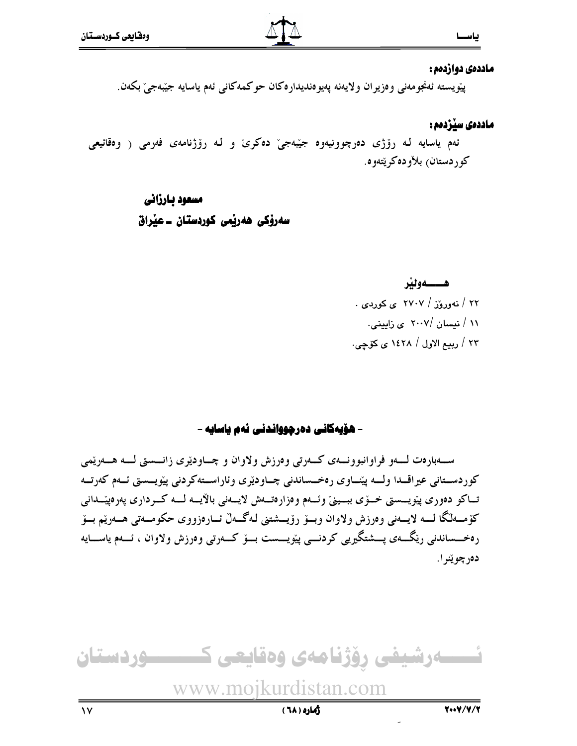**ماددەی دوازدەم:**

پێویستە ئەنجومەنی وەزیران ولایەنە پەیوەندیدارەکان حوکمەکانی ئەم یاسایە جێبەجێ بکەن.

**ماددەی سێزدەم:**

ئەم یاسایە لە رۆژی دەرچوونیەوە جێبەجێ دەکرێ و لە رۆژنامەی فەرمی ( وەقائیعی کوردستان) بلاْودەکرێتەوە.

**مسعود بارزانی**

**سەرۆکی هەرێمی کوردستان ـ عێراق**

**هـــــەولێر**

٢٢ / نەورۆز / ٢٧٠٧ ی کوردی .

١١ / نیسان /٢٠٠٧ ی زایینی.

٢٣ / ربیع الاول / ١٤٢٨ ی کۆچی.

## - هۆیەکانی دەرچوواندنی ئەم یاسایە -

ســەبارەت لــەو فراوانبوونــەی کــەرتی وەرزش ولاوان و چــاودێری زانــستی لــە هــەرێمی کوردســتانی عیراقــدا ولــە پێنــاوی رەخــساندنی چــاودێری وئاراســتەکردنی پێویــستی ئــەم کەرتــە تــاکو دەوری پێویــستی خــۆی ببــینێ وئــەم وەزارەتــەش لایــەنی بالاْیــە لــە کــرداری پەرەپێــدانی کۆمــەلاْگا لــە لایــەنی وەرزش ولاوان وبــۆ رۆیــشتنی لەگــەلاْ ئــارەزووی حکومــەتی هــەرێم بــۆ رەخــساندنی رێگــەی پــشتگیری کردنــی پێویــست بــۆ کــەرتی وەرزش ولاوان ، ئــەم یاســایە دەرچوێنرا.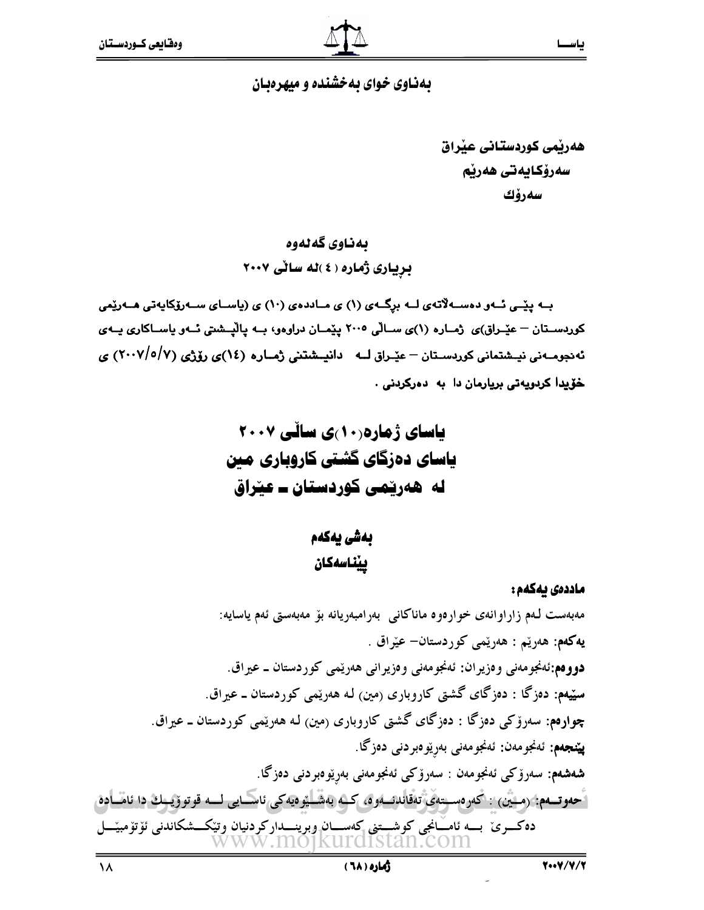بەناوی خوای بەخشندە و میهرەبان

هەرێمی کوردستانی عێراق
سەرۆکایەتی هەرێم
سەرۆك

بەناوی گەلەوە
بڕیاری ژمارە (٤) لە ساڵی ٢٠٠٧

بە پێی ئەو دەسەڵاتەی لە بڕگەی (١) ی ماددەی (١٠) ی (یاسای سەرۆکایەتی هەرێمی کوردستان – عێراق)ی ژمارە (١)ی ساڵی ٢٠٠٥ پێمان دراوەو، بە پاڵپشتی ئەو یاساکاری یەی ئەنجومەنی نیشتمانی کوردستان – عێراق لە دانیشتنی ژمارە (١٤)ی ڕۆژی (٢٠٠٧/٥/٧) ی خۆیدا کردویەتی بڕیارمان دا بە دەرکردنی .

# یاسای ژمارە(١٠)ی ساڵی ٢٠٠٧
# یاسای دەزگای گشتی کاروباری مین
# لە هەرێمی کوردستان ـ عێراق

## بەشی یەکەم
## پێناسەکان

**ماددەی یەکەم:**

مەبەست لەم زاراوانەی خوارەوە ماناکانی بەرامبەریانە بۆ مەبەستی ئەم یاسایە:

**یەکەم:** هەرێم : هەرێمی کوردستان– عێراق .

**دووەم:** ئەنجومەنی وەزیران: ئەنجومەنی وەزیرانی هەرێمی کوردستان ـ عیراق.

**سێیەم:** دەزگا : دەزگای گشتی کاروباری (مین) لە هەرێمی کوردستان ـ عیراق.

**چوارەم:** سەرۆکی دەزگا : دەزگای گشتی کاروباری (مین) لە هەرێمی کوردستان ـ عیراق.

**پێنجەم:** ئەنجومەن: ئەنجومەنی بەڕێوەبردنی دەزگا.

**شەشەم:** سەرۆکی ئەنجومەن : سەرۆکی ئەنجومەنی بەڕێوەبردنی دەزگا.

**حەوتەم:** (مین) : کەرەستەی تەقاندنەوە، کە بەشێوەیەکی ئاسایی لە قوتوویەك دا ئامادە دەکرێ بە ئامانجی کوشتنی کەسان وبریندارکردنیان وتێکشکاندنی ئۆتۆمبێل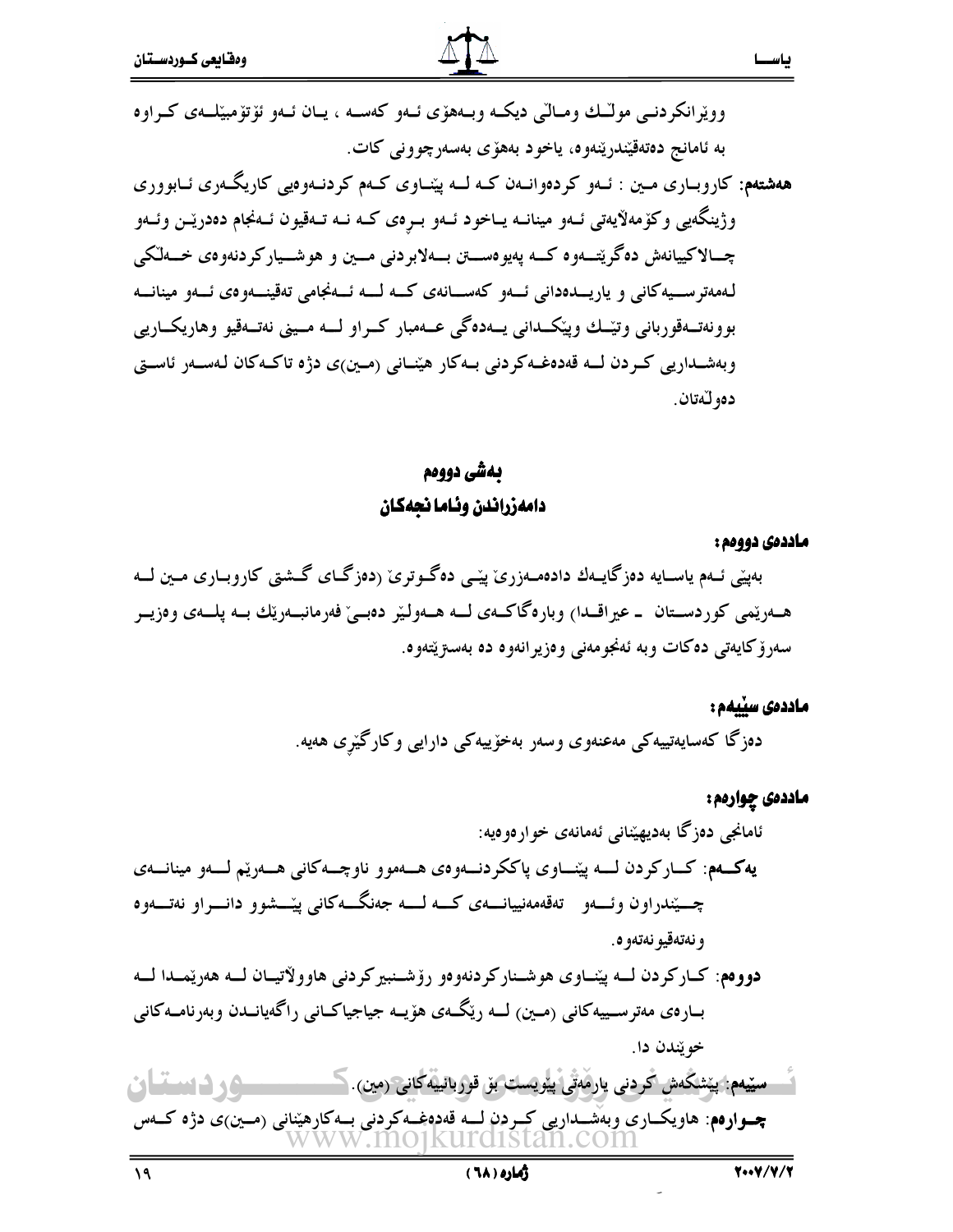ووێرانکردنی موڵك ومالّی دیکە وبەهۆی ئەو کەسە ، یان ئەو ئۆتۆمبێلەی کراوە بە ئامانج دەتەقێندرێنەوە، یاخود بەهۆی بەسەرچوونی کات.

**هەشتەم:** کاروباری مین : ئەو کردەوانەن کە لە پێناوی کەم کردنەوەیی کاریگەری ئابووری وژینگەیی وکۆمەلآیەتی ئەو مینانە یاخود ئەو برەی کە نە تەقیون ئەنجام دەدرێن وئەو چالاکییانەش دەگرێتەوە کە پەیوەستن بەلابردنی مین و هوشیارکردنەوەی خەڵکی لەمەترسیەکانی و یاریدەدانی ئەو کەسانەی کە لە ئەنجامی تەقینەوەی ئەو مینانە بوونەتەقوربانی وتێك وپێکدانی یەدەگی عەمبار کراو لە مینی نەتەقیو وهاریکاریی وبەشداریی کردن لە قەدەغەکردنی بەکار هێنانی (مین)ی دژە تاکەکان لەسەر ئاستی دەوڵەتان.

## بەشی دووەم
## دامەزراندن وئامانجەکان

### ماددەی دووەم:

بەپێی ئەم یاسایە دەزگایەك دادەمەزرێ پێی دەگوترێ (دەزگای گشتی کاروباری مین لە هەرێمی کوردستان ـ عیراقدا) وبارەگاکەی لە هەولێر دەبێ فەرمانبەرێك بە پلەی وەزیر سەرۆکایەتی دەکات وبە ئەنجومەنی وەزیرانەوە دە بەسترێتەوە.

### ماددەی سێیەم:

دەزگا کەسایەتییەکی مەعنەوی وسەر بەخۆییەکی دارایی وکارگێری هەیە.

### ماددەی چوارەم:

ئامانجی دەزگا بەدیهێنانی ئەمانەی خوارەوەیە:

**یەکەم:** کارکردن لە پێناوی پاککردنەوەی هەموو ناوچەکانی هەرێم لەو مینانەی چێندراون وئەو تەقەمەنییانەی کە لە جەنگەکانی پێشوو دانراو نەتەوە ونەتەقیونەتەوە.

**دووەم:** کارکردن لە پێناوی هوشنارکردنەوەو رۆشنبیرکردنی هاوولآتیان لە هەرێمدا لە بارەی مەترسییەکانی (مین) لە رێگەی هۆیە جیاجیاکانی راگەیاندن وبەرنامەکانی خوێندن دا.

**سێیەم:** پێشکەش کردنی یارمەتی پێویست بۆ قوربانییەکانی (مین).

**چوارەم:** هاویکاری وبەشداریی کردن لە قەدەغەکردنی بەکارهێنانی (مین)ی دژە کەس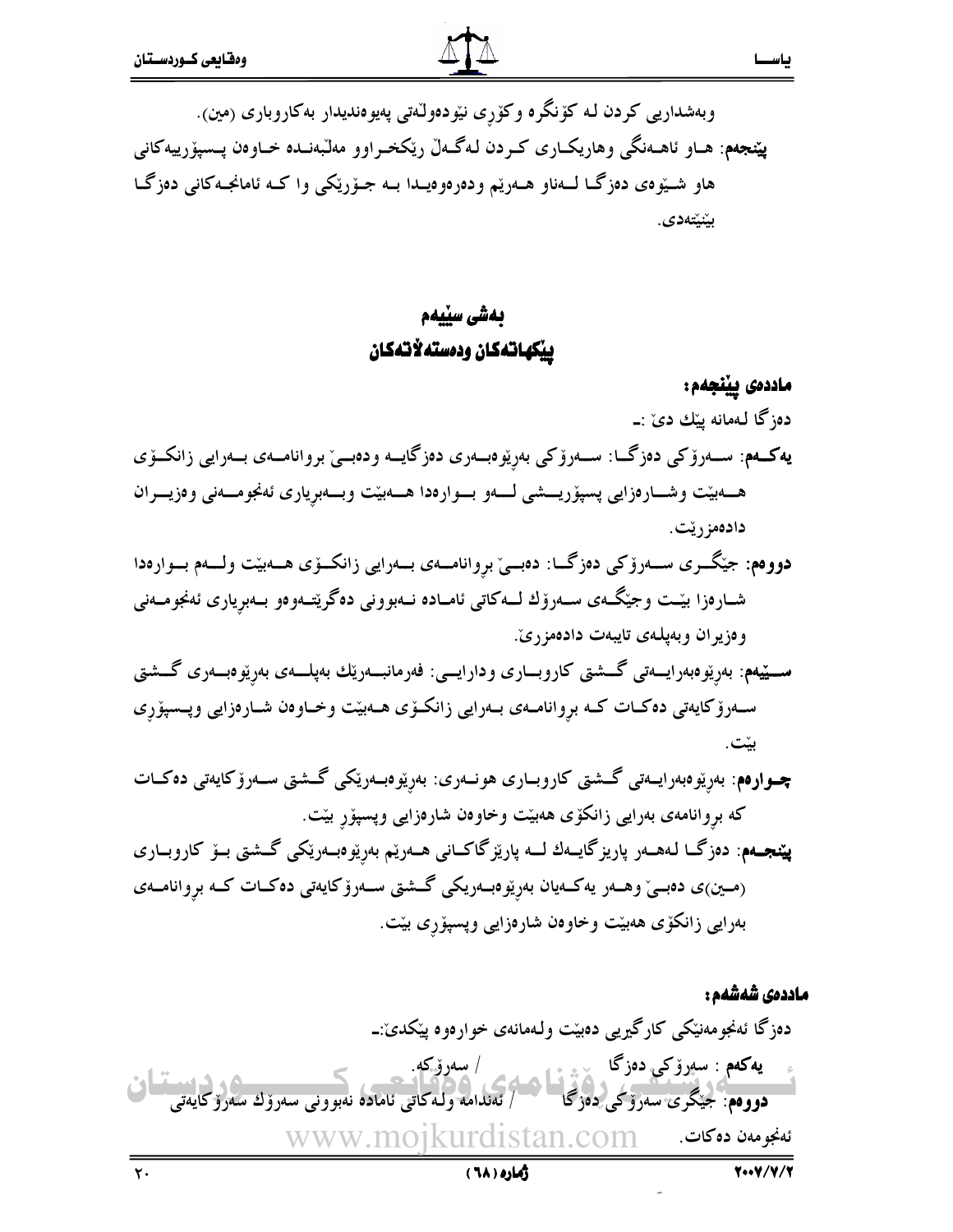وبەشداریی کردن لە کۆنگرە وکۆڕی نێودەوڵەتی پەیوەندیدار بەکاروباری (مین).

**پێنجەم**: هاو ئاهەنگی وهاریکاری کردن لەگەڵ ڕێکخراوو مەڵبەندە خاوەن پسپۆرییەکانی هاو شێوەی دەزگا لەناو هەرێم ودەرەوەیدا بە جۆرێکی وا کە ئامانجەکانی دەزگا بێنێتەدی.

## بەشی سێیەم
## پێکهاتەکان ودەستەڵاتەکان

**ماددەی پێنجەم:**

دەزگا لەمانە پێك دێ :ـ

**یەکەم**: سەرۆکی دەزگا: سەرۆکی بەڕێوەبەری دەزگایە ودەبێ بڕوانامەی بەرایی زانکۆی هەبێت وشارەزایی پسپۆڕیشی لەو بوارەدا هەبێت وبەبڕیاری ئەنجومەنی وەزیران دادەمزرێت.

**دووەم**: جێگری سەرۆکی دەزگا: دەبێ بڕوانامەی بەرایی زانکۆی هەبێت ولەم بوارەدا شارەزا بێت وجێگەی سەرۆك لەکاتی ئامادە نەبوونی دەگرێتەوەو بەبڕیاری ئەنجومەنی وەزیران وبەپلەی تایبەت دادەمزرێ.

**سێیەم**: بەڕێوەبەرایەتی گشتی کاروباری ودارایی: فەرمانبەرێك بەپلەی بەڕێوەبەری گشتی سەرۆکایەتی دەکات کە بڕوانامەی بەرایی زانکۆی هەبێت وخاوەن شارەزایی وپسپۆڕی بێت.

**چوارەم**: بەڕێوەبەرایەتی گشتی کاروباری هونەری: بەڕێوەبەرێکی گشتی سەرۆکایەتی دەکات کە بڕوانامەی بەرایی زانکۆی هەبێت وخاوەن شارەزایی وپسپۆڕ بێت.

**پێنجەم**: دەزگا لەهەر پارێزگایەك لە پارێزگاکانی هەرێم بەڕێوەبەرێکی گشتی بۆ کاروباری (مین)ی دەبێ وهەر یەکەیان بەڕێوەبەریکی گشتی سەرۆکایەتی دەکات کە بڕوانامەی بەرایی زانکۆی هەبێت وخاوەن شارەزایی وپسپۆڕی بێت.

**ماددەی شەشەم:**

دەزگا ئەنجومەنێکی کارگێریی دەبێت ولەمانەی خوارەوە پێکدێ:ـ

**یەکەم** : سەرۆکی دەزگا / سەرۆکە.

**دووەم**: جێگری سەرۆکی دەزگا / ئەندامە ولەکاتی ئامادە نەبوونی سەرۆك سەرۆکایەتی ئەنجومەن دەکات.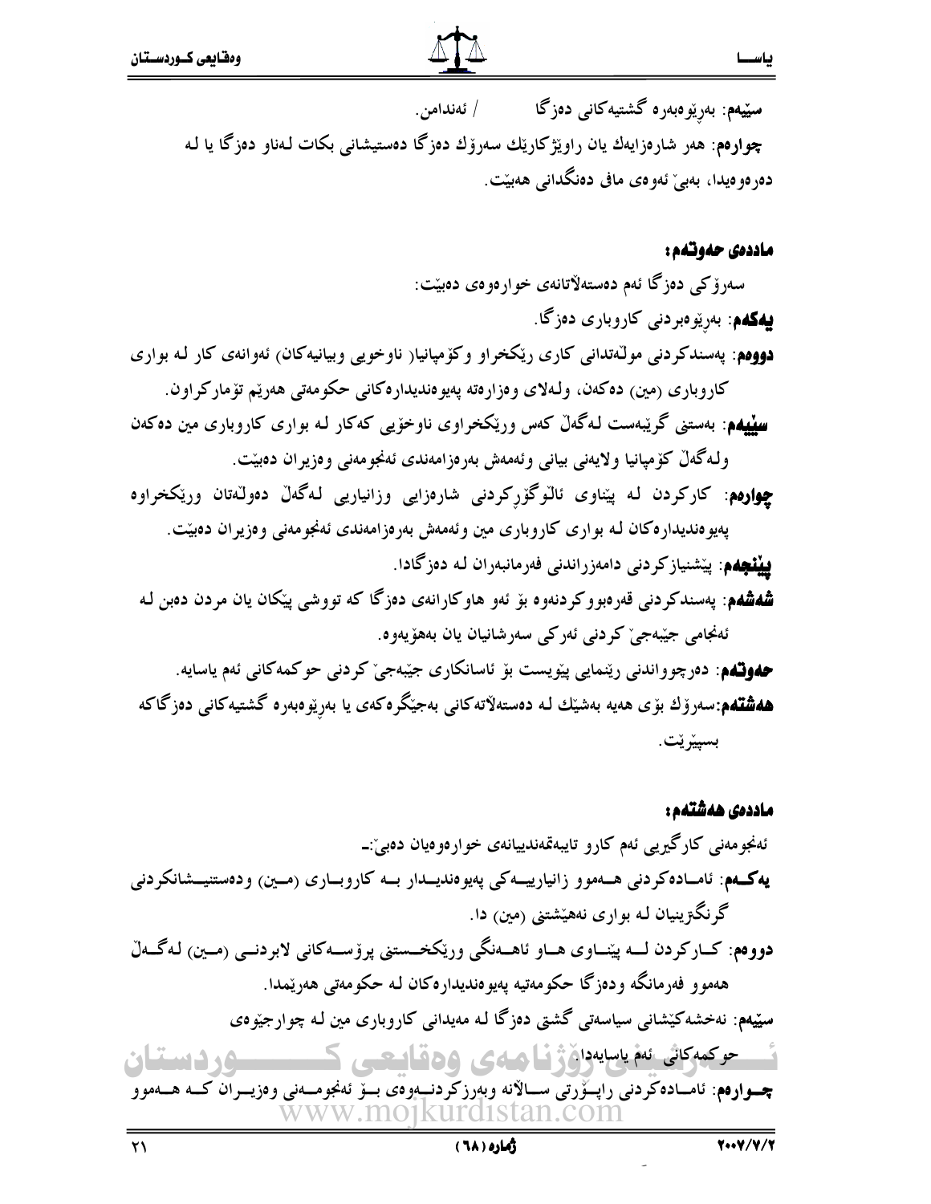**سێیەم**: بەڕێوەبەرە گشتیەکانی دەزگا           / ئەندامن.

**چوارەم**: هەر شارەزایەك یان راوێژکارێك سەرۆك دەزگا دەستیشانی بکات لەناو دەزگا یا لە دەرەوەیدا، بەبێ ئەوەی مافی دەنگدانی هەبێت.

### ماددەی حەوتەم:

سەرۆکی دەزگا ئەم دەستەلاّتانەی خوارەوەی دەبێت:

**یەکەم**: بەڕێوەبردنی کاروباری دەزگا.

**دووەم**: پەسندکردنی مولّەتدانی کاری رێکخراو وکۆمپانیا( ناوخویی وبیانیەکان) ئەوانەی کار لە بواری کاروباری (مین) دەکەن، ولەلای وەزارەتە پەیوەندیدارەکانی حکومەتی هەرێم تۆمارکراون.

**سێیەم**: بەستنی گرێبەست لەگەڵ کەس ورێکخراوی ناوخۆیی کەکار لە بواری کاروباری مین دەکەن ولەگەڵ کۆمپانیا ولایەنی بیانی وئەمەش بەرەزامەندی ئەنجومەنی وەزیران دەبێت.

**چوارەم**: کارکردن لە پێناوی ئالۆگۆڕکردنی شارەزایی وزانیاریی لەگەڵ دەولّەتان ورێکخراوە پەیوەندیدارەکان لە بواری کاروباری مین وئەمەش بەرەزامەندی ئەنجومەنی وەزیران دەبێت.

**پێنجەم**: پێشنیازکردنی دامەزراندنی فەرمانبەران لە دەزگادا.

**شەشەم**: پەسندکردنی قەرەبووکردنەوە بۆ ئەو هاوکارانەی دەزگا کە تووشی پێکان یان مردن دەبن لە ئەنجامی جێبەجێ کردنی ئەرکی سەرشانیان یان بەهۆیەوە.

**حەوتەم**: دەرچوواندنی رێنمایی پێویست بۆ ئاسانکاری جێبەجێ کردنی حوکمەکانی ئەم یاسایە.

**هەشتەم**:سەرۆك بۆی هەیە بەشێك لە دەستەلاّتەکانی بەجێگرەکەی یا بەڕێوەبەرە گشتیەکانی دەزگاکە بسپێرێت.

### ماددەی هەشتەم:

ئەنجومەنی کارگێریی ئەم کارو تایبەتمەندییانەی خوارەوەیان دەبێ:ـ

**یەکـەم**: ئامـادەکردنی هـەموو زانیارییـەکی پەیوەندیـدار بـە کاروبـاری (مـین) ودەستنیـشانکردنی گرنگترینیان لە بواری نەهێشتنی (مین) دا.

**دووەم**: کـارکردن لــە پێنــاوی هــاو ئاهــەنگی ورێکخــستنی پرۆســەکانی لابردنــی (مــین) لەگــەڵ هەموو فەرمانگە ودەزگا حکومەتیە پەیوەندیدارەکان لە حکومەتی هەرێمدا.

**سێیەم**: نەخشەکێشانی سیاسەتی گشتی دەزگا لە مەیدانی کاروباری مین لە چوارچێوەی حوکمەکانی ئەم یاسایەدا.

**چـوارەم**: ئامـادەکردنی راپـۆرتی سـالآنە وبەرزکردنــەوەی بـۆ ئەنجومــەنی وەزیـران کــە هــەموو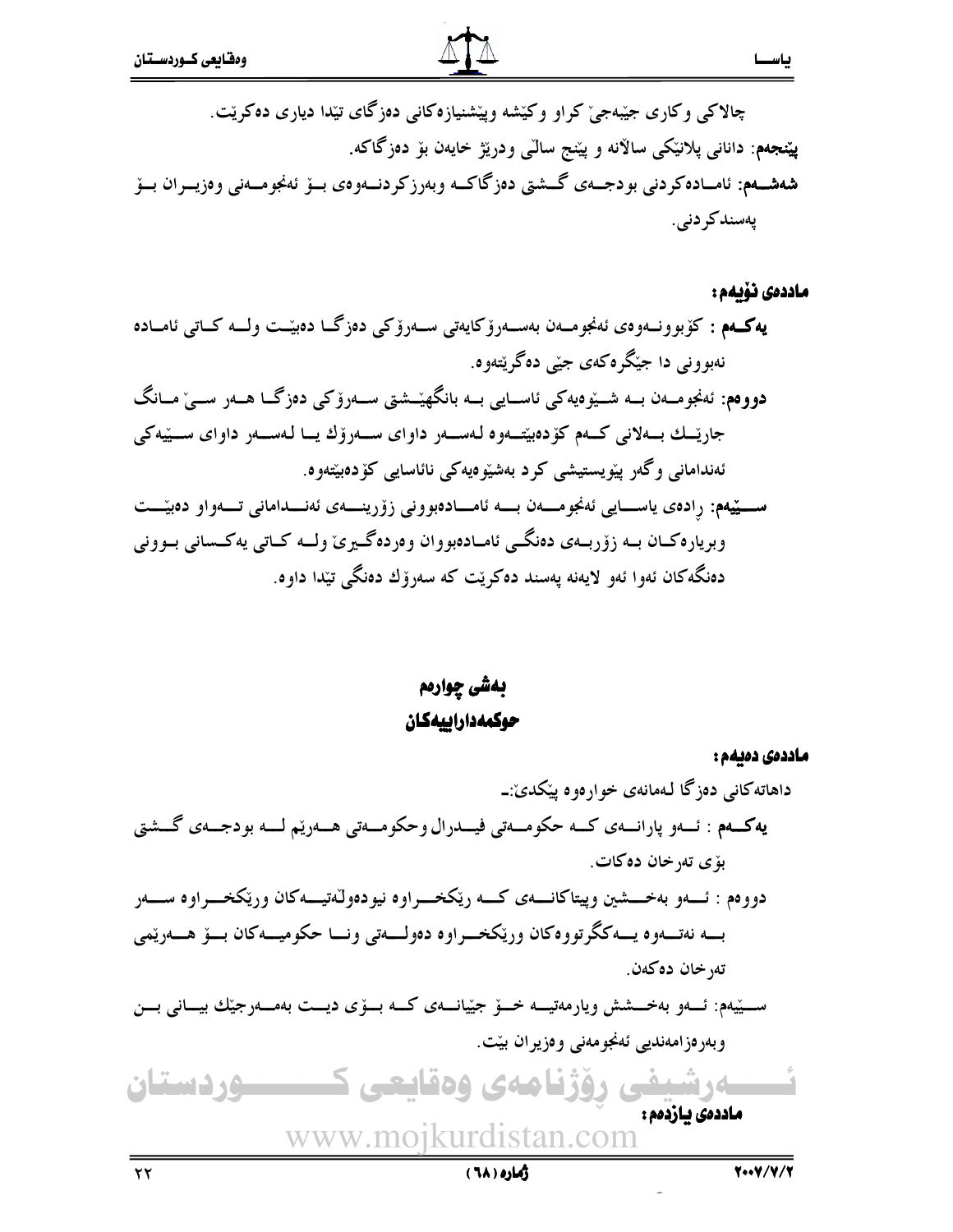چالاكي وكاري جێبەجێ كراو وكێشە وپێشنیازەكانی دەزگای تێدا دیاری دەكرێت.

**پێنجەم:** دانانی پلانێكی ساڵانە و پێنج ساڵی ودرێژ خایەن بۆ دەزگاكە.

**شەشـەم:** ئامـادەكردنی بودجـەی گـشتی دەزگاكـە وبەرزكردنـەوەی بـۆ ئەنجومـەنی وەزیـران بـۆ پەسندكردنی.

**ماددەی نۆیەم:**

**یەكـەم :** كۆبوونـەوەی ئەنجومـەن بەسـەرۆكایەتی سـەرۆكی دەزگـا دەبێـت ولـە كـاتی ئامـادە نەبوونی دا جێگرەكەی جێی دەگرێتەوە.

**دووەم:** ئەنجومـەن بـە شـێوەیەكی ئاسـایی بـە بانگهێـشتی سـەرۆكی دەزگـا هـەر سـێ مـانگ جارێـك بـەلانی كـەم كۆدەبێتـەوە لەسـەر داوای سـەرۆك یـا لەسـەر داوای سـێیەكی ئەندامانی وگەر پێویستیشی كرد بەشێوەیەكی نائاسایی كۆدەبێتەوە.

**سـێیەم:** رادەی یاسـایی ئەنجومـەن بـە ئامـادەبوونی زۆرینـەی ئەنـدامانی تـەواو دەبێـت وبریارەكـان بـە زۆربـەی دەنگـی ئامـادەبووان وەردەگـیرێ ولـە كـاتی یەكـسانی بـوونی دەنگەكان ئەوا ئەو لایەنە پەسند دەكرێت كە سەرۆك دەنگی تێدا داوە.

## بەشی چوارەم
## حوكمەداراییەكان

**ماددەی دەیەم:**

داهاتەكانی دەزگا لەمانەی خوارەوە پێكدێ:ـ

**یەكـەم :** ئـەو پارانـەی كـە حكومـەتی فیـدرال وحكومـەتی هـەرێم لـە بودجـەی گـشتی بۆی تەرخان دەكات.

دووەم : ئـەو بەخـشین وپیتاكانـەی كـە رێكخـراوە نیودەوڵەتیـەكان ورێكخـراوە سـەر بـە نەتـەوە یـەكگرتووەكان ورێكخـراوە دەولـەتی ونـا حكومیـەكان بـۆ هـەرێمی تەرخان دەكەن.

سـێیەم: ئـەو بەخـشش ویارمەتیـە خـۆ جێیانـەی كـە بـۆی دیـت بەمـەرجێك بیـانی بـن وبەرەزامەندیی ئەنجومەنی وەزیران بێت.

**ماددەی یازدەم:**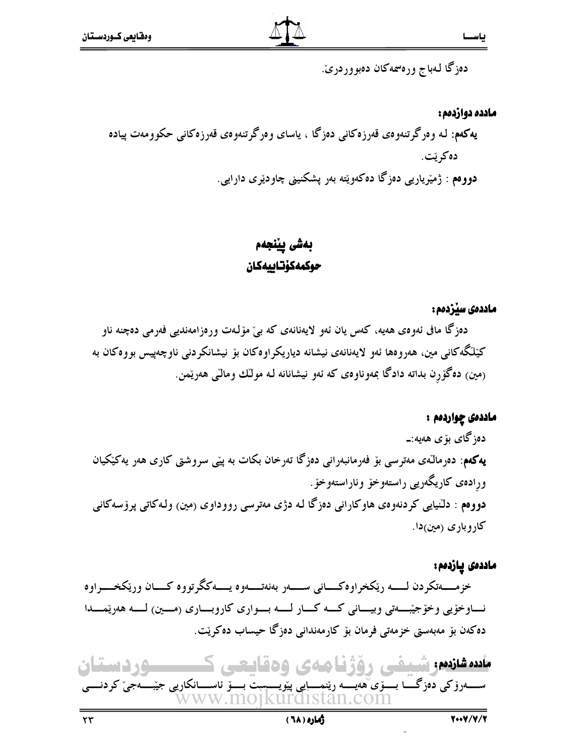دەزگا لەباج ورەسمەکان دەبووردرێ.

**ماددە دوازدەم:**

**یەکەم:** لە وەرگرتنەوەی قەرزەکانی دەزگا ، یاسای وەرگرتنەوەی قەرزەکانی حکوومەت پیادە دەکرێت.

**دووەم** : ژمێریاریی دەزگا دەکەوێتە بەر پشکنینی چاودێری دارایی.

## بەشی پێنجەم
## حوکمەکۆتاییەکان

**ماددەی سێزدەم:**

دەزگا مافی ئەوەی هەیە، کەس یان ئەو لایەنانەی کە بێ مۆڵەت ورەزامەندیی فەرمی دەچنە ناو کێڵگەکانی مین، هەروەها ئەو لایەنانەی نیشانە دیاریکراوەکان بۆ نیشانکردنی ناوچەپیس بووەکان بە (مین) دەگۆڕن بداتە دادگا بەوناوەی کە ئەو نیشانانە لە موڵك ومالی هەرێمن.

**ماددەی چواردەم :**

دەزگای بۆی هەیە:ـ

**یەکەم**: دەرماڵەی مەترسی بۆ فەرمانبەرانی دەزگا تەرخان بکات بە پێی سروشتی کاری هەر یەکێکیان وڕادەی کاریگەریی ڕاستەوخۆ وناڕاستەوخۆ.

**دووەم** : دڵنیایی کردنەوەی هاوکارانی دەزگا لە دژی مەترسی ڕووداوی (مین) ولەکاتی پرۆسەکانی کاروباری (مین)دا.

**ماددەی پازدەم:**

خزمەتکردن لە ڕێکخراوەکانی سەر بەنەتەوە یەکگرتووە کان وڕێکخراوە ناوخۆیی وخۆجێبەتی وبیانی کە کار لە بواری کاروباری (مین) لە هەرێمدا دەکەن بۆ مەبەستی خزمەتی فەرمان بۆ کارمەندانی دەزگا حیساب دەکرێت.

**ماددە شازدەم:**

سەرۆکی دەزگا بۆی هەیە ڕێنمایی پێویست بۆ ئاسانکاریی جێبەجێ کردنی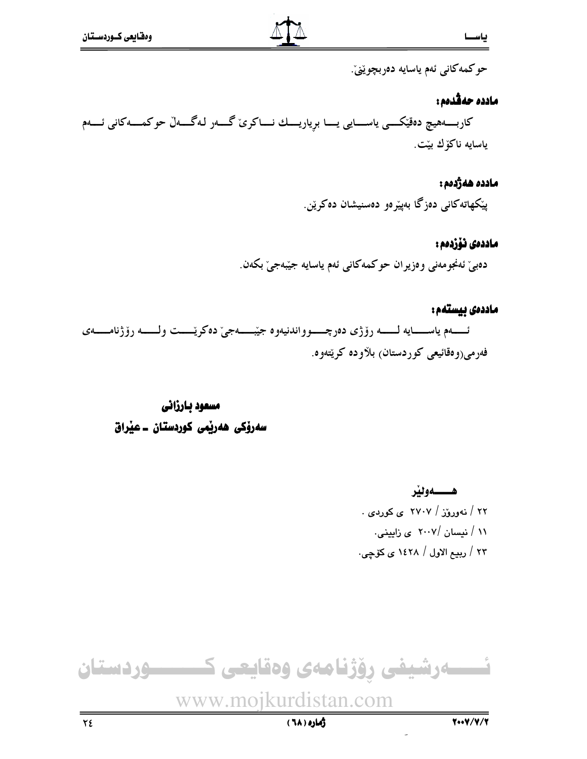حوكمەكانی ئەم یاسایە دەربچوێنێ.

**ماددە حەڤدەم:**

كاربەهیچ دەقێكی یاسایی یا بڕیارێك ناكرێ گەر لەگەڵ حوكمەكانی ئەم یاسایە ناكۆك بێت.

**ماددە هەژدەم:**

پێكهاتەكانی دەزگا بەپێڕەو دەسنیشان دەكرێن.

**ماددەی نۆزدەم:**

دەبێ ئەنجومەنی وەزیران حوكمەكانی ئەم یاسایە جێبەجێ بكەن.

**ماددەی بیستەم:**

ئەم یاسایە لە رۆژی دەرچوواندنیەوە جێبەجێ دەكرێت ولە رۆژنامەی فەرمی(وەقائیعی كوردستان) بلاوده كرێتەوە.

**مسعود بارزانی**

**سەرۆكی هەرێمی كوردستان ـ عێراق**

**هەولێر**

٢٢ / نەورۆز / ٢٧٠٧ ی كوردی .

١١ / نیسان /٢٠٠٧ ی زایینی.

٢٣ / ربیع الاول / ١٤٢٨ ی كۆچی.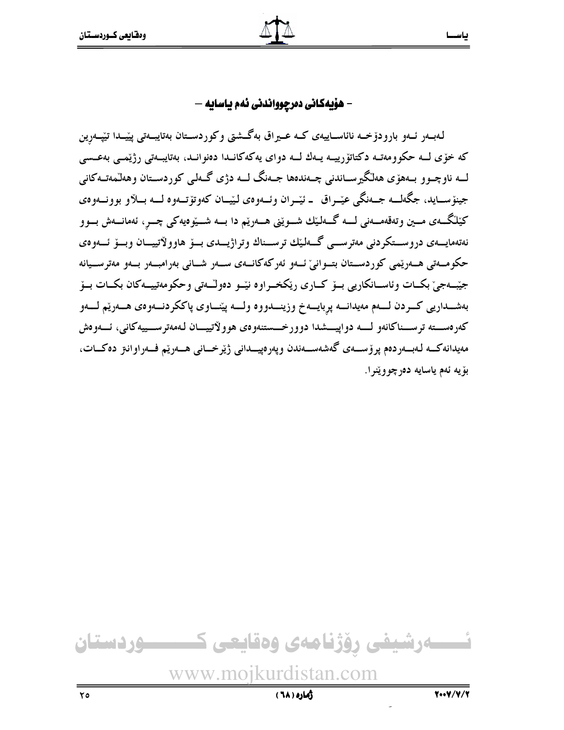## - هۆیەکانی دەرچوواندنی ئەم یاسایە -

لەبەر ئەو بارودۆخە نائاساییەی کە عێراق بەگشتی وکوردستان بەتایبەتی پێیدا تێپەڕین کە خۆی لە حکوومەتە دکتاتۆرییە یەك لە دوای یەکەکاندا دەنواند، بەتایبەتی رژێمی بەعسی لە ناوچوو بەهۆی هەڵگیرساندنی چەندەها جەنگ لە دژی گەلی کوردستان وهەڵمەتەکانی جینۆساید، جگەلە جەنگی عێراق ـ ئێران وئەوەی لێیان کەوتۆتەوە لە بڵاو بوونەوەی کێڵگەی مین وتەقەمەنی لە گەلێك شوێنی هەرێم دا بە شێوەیەکی چڕ، ئەمانەش بوو نەتەمایەی دروستکردنی مەترسی گەلێك ترسناك وتراژیدی بۆ هاوولاتییان وبۆ ئەوەی حکومەتی هەرێمی کوردستان بتوانێ ئەو ئەرکەکانەی سەر شانی بەرامبەر بەو مەترسیانە جێبەجێ بکات وئاسانکاریی بۆ کاری رێکخراوە نێو دەوڵەتی وحکومەتییەکان بکات بۆ بەشداریی کردن لەم مەیدانە پڕبایەخ وزیندووە ولە پێناوی پاککردنەوەی هەرێم لەو کەرەستە ترسناکانەو لە دواییشدا دوورخستنەوەی هوولاتییان لەمەترسییەکانی، ئەوەش مەیدانەکە لەبەردەم پرۆسەی گەشەسەندن وپەرەپیدانی ژێرخانی هەرێم فەراوانتر دەکات، بۆیە ئەم یاسایە دەرچووێنرا.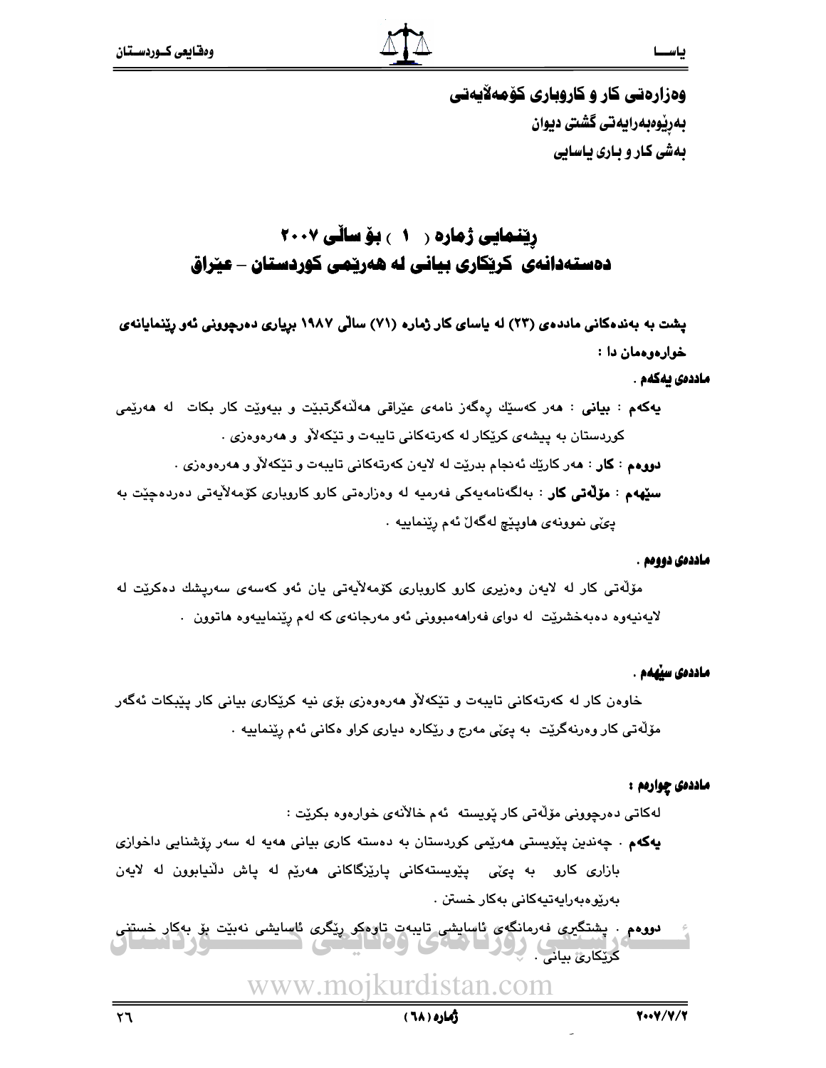وەزارەتی كار و كاروباری كۆمەڵایەتی
بەڕێوەبەرایەتی گشتی دیوان
بەشی كار و باری یاسایی

# ڕێنمایی ژمارە ( ١ ) بۆ ساڵی ٢٠٠٧
# دەستەدانەی كرێكاری بیانی لە هەرێمی كوردستان – عێراق

**پشت بە بەندەكانی ماددەی (٢٣) لە یاسای كار ژمارە (٧١) ساڵی ١٩٨٧ بڕیاری دەرچوونی ئەو ڕێنمایانەی خوارەوەمان دا :**

**ماددەی یەكەم .**

**یەكەم** : **بیانی** : هەر كەسێك ڕەگەز نامەی عێراقی هەڵنەگرتبێت و بیەوێت كار بكات لە هەرێمی كوردستان بە پیشەی كرێكار لە كەرتەكانی تایبەت و تێكەڵاو و هەرەوەزی .

**دووەم** : **كار** : هەر كارێك ئەنجام بدرێت لە لایەن كەرتەكانی تایبەت و تێكەڵاو و هەرەوەزی .

**سێهەم** : **مۆڵەتی كار** : بەڵگەنامەیەكی فەرمیە لە وەزارەتی كارو كاروباری كۆمەڵایەتی دەردەچێت بە پێی نموونەی هاوپێچ لەگەڵ ئەم ڕێنماییە .

**ماددەی دووەم .**

مۆڵەتی كار لە لایەن وەزیری كارو كاروباری كۆمەڵایەتی یان ئەو كەسەی سەرپشك دەكرێت لە لایەنیەوە دەبەخشرێت لە دوای فەراهەمبوونی ئەو مەرجانەی كە لەم ڕێنماییەوە هاتوون .

**ماددەی سێهەم .**

خاوەن كار لە كەرتەكانی تایبەت و تێكەڵاو هەرەوەزی بۆی نیە كرێكاری بیانی كار پێبكات ئەگەر مۆڵەتی كار وەرنەگرێت بە پێی مەرج و ڕێكارە دیاری كراوەكانی ئەم ڕێنماییە .

**ماددەی چوارەم :**

لەكاتی دەرچوونی مۆڵەتی كار پێویستە ئەم خاڵانەی خوارەوە بكرێت :

**یەكەم** . چەندین پێویستی هەرێمی كوردستان بە دەستە كاری بیانی هەیە لە سەر ڕۆشنایی داخوازی بازاری كارو بە پێی پێویستەكانی پارێزگاكانی هەرێم لە پاش دڵنیابوون لە لایەن بەڕێوەبەرایەتیەكانی بەكار خستن .

**دووەم** . پشتگیری فەرمانگەی ئاسایشی تایبەت تاوەكو ڕێگری ئاسایشی نەبێت بۆ بەكار خستنی كرێكاری بیانی .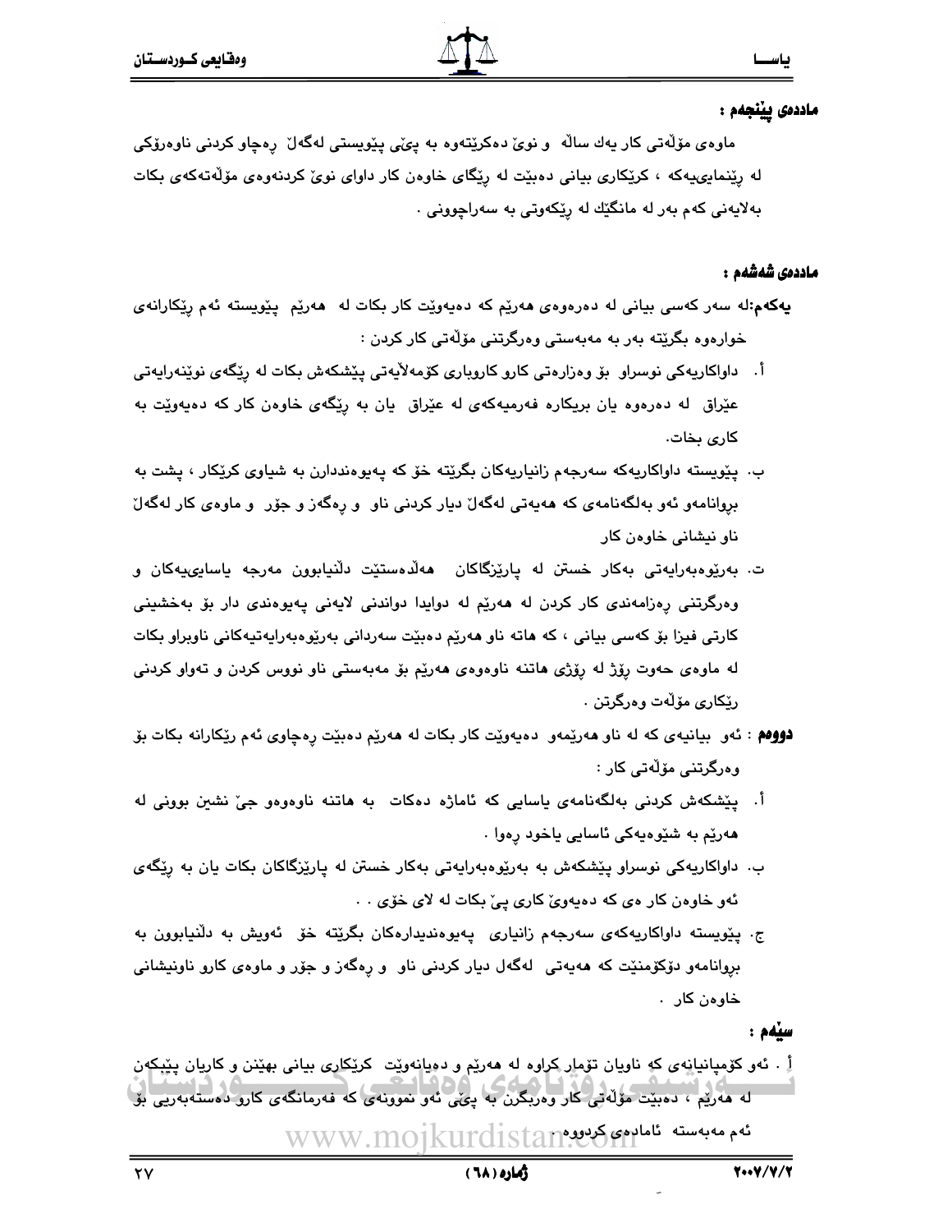**ماددەی پێنجەم :**

ماوەی مۆڵەتی کار یەك ساڵە و نوێ دەکرێتەوە بە پێی پێویستی لەگەڵ ڕەچاو کردنی ناوەرۆکی لە ڕێنمایییەکە ، کرێکاری بیانی دەبێت لە ڕێگای خاوەن کار داوای نوێ کردنەوەی مۆڵەتەکەی بکات بەلایەنی کەم بەر لە مانگێك لە ڕێکەوتی بە سەراچوونی .

**ماددەی شەشەم :**

**یەکەم**:لە سەر کەسی بیانی لە دەرەوەی هەرێم کە دەیەوێت کار بکات لە هەرێم پێویستە ئەم ڕێکارانەی خوارەوە بگرێتە بەر بە مەبەستی وەرگرتنی مۆڵەتی کار کردن :

أ. داواکاریەکی نوسراو بۆ وەزارەتی کارو کاروباری کۆمەڵایەتی پێشکەش بکات لە ڕێگەی نوێنەرایەتی عێراق لە دەرەوە یان بریکارە فەرمیەکەی لە عێراق یان بە ڕێگەی خاوەن کار کە دەیەوێت بە کاری بخات.

ب. پێویستە داواکاریەکە سەرجەم زانیاریەکان بگرێتە خۆ کە پەیوەنددارن بە شیاوی کرێکار ، پشت بە بڕوانامەو ئەو بەڵگەنامەی کە هەیەتی لەگەڵ دیار کردنی ناو و ڕەگەز و جۆر و ماوەی کار لەگەڵ ناو نیشانی خاوەن کار

ت. بەڕێوەبەرایەتی بەکار خستن لە پارێزگاکان هەڵدەستێت دڵنیابوون مەرجە یاسایییەکان و وەرگرتنی ڕەزامەندی کار کردن لە هەرێم لە دوایدا دواندنی لایەنی پەیوەندی دار بۆ بەخشینی کارتی فیزا بۆ کەسی بیانی ، کە هاتە ناو هەرێم دەبێت سەردانی بەڕێوەبەرایەتیەکانی ناوبراو بکات لە ماوەی حەوت ڕۆژ لە ڕۆژی هاتنە ناوەوەی هەرێم بۆ مەبەستی ناو نووس کردن و تەواو کردنی ڕێکاری مۆڵەت وەرگرتن .

**دووەم** : ئەو بیانیەی کە لە ناو هەرێمەو دەیەوێت کار بکات لە هەرێم دەبێت ڕەچاوی ئەم ڕێکارانە بکات بۆ وەرگرتنی مۆڵەتی کار :

أ. پێشکەش کردنی بەڵگەنامەی یاسایی کە ئاماژە دەکات بە هاتنە ناوەوەو جێ نشین بوونی لە هەرێم بە شێوەیەکی ئاسایی یاخود ڕەوا .

ب. داواکاریەکی نوسراو پێشکەش بە بەڕێوەبەرایەتی بەکار خستن لە پارێزگاکان بکات یان بە ڕێگەی ئەو خاوەن کار ەی کە دەیەوێ کاری پێ بکات لە لای خۆی . .

ج. پێویستە داواکاریەکەی سەرجەم زانیاری پەیوەندیدارەکان بگرێتە خۆ ئەویش بە دڵنیابوون بە بڕوانامەو دۆکۆمنێت کە هەیەتی لەگەل دیار کردنی ناو و ڕەگەز و جۆر و ماوەی کارو ناونیشانی خاوەن کار .

**سێیەم :**

أ . ئەو کۆمپانیانەی کە ناویان تۆمار کراوە لە هەرێم و دەیانەوێت کرێکاری بیانی بهێنن و کاریان پێبکەن لە هەرێم ، دەبێت مۆڵەتی کار وەربگرن بە پێی ئەو نموونەی کە فەرمانگەی کارو دەستەبەریی بۆ ئەم مەبەستە ئامادەی کردووە .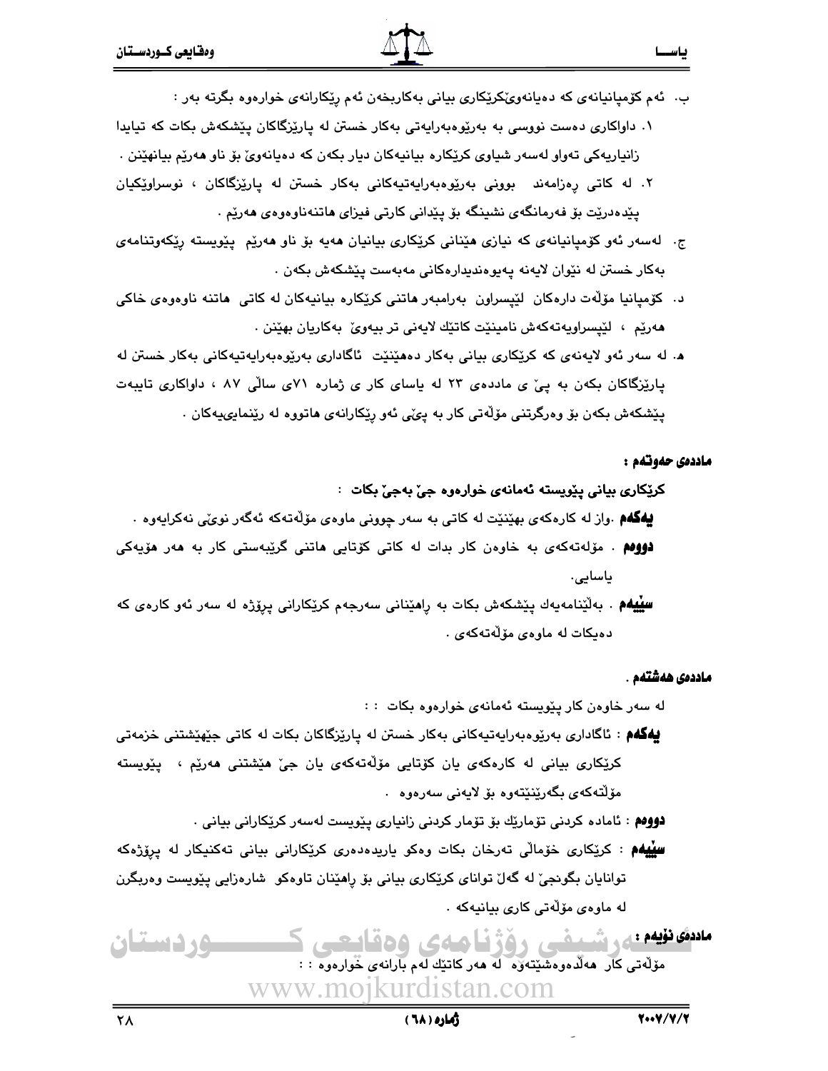ب. ئەم کۆمپانیانەی کە دەیانەوێکرێکاری بیانی بەکاربخەن ئەم ڕێکارانەی خوارەوە بگرتە بەر :

١. داواکاری دەست نووسی بە بەڕێوەبەرایەتی بەکار خستن لە پارێزگاکان پێشکەش بکات کە تیایدا زانیاریەکی تەواو لەسەر شیاوی کرێکارە بیانیەکان دیار بکەن کە دەیانەوێ بۆ ناو هەرێم بیانهێنن .

٢. لە کاتی ڕەزامەند بوونی بەرێوەبەرایەتیەکانی بەکار خستن لە پارێزگاکان ، نوسراوێکیان پێدەدرێت بۆ فەرمانگەی نشینگە بۆ پێدانی کارتی فیزای هاتنەناوەوەی هەرێم .

ج. لەسەر ئەو کۆمپانیانەی کە نیازی هێنانی کرێکاری بیانیان هەیە بۆ ناو هەرێم پێویستە ڕێکەوتنامەی بەکار خستن لە نێوان لایەنە پەیوەندیدارەکانی مەبەست پێشکەش بکەن .

د. کۆمپانیا مۆڵەت دارەکان لێپرساون بەرامبەر هاتنی کرێکارە بیانیەکان لە کاتی هاتنە ناوەوەی خاکی هەرێم ، لێپرساویەتەکەش نامینێت کاتێك لایەنی تر بیەوێ بەکاریان بهێنن .

هـ. لە سەر ئەو لایەنەی کە کرێکاری بیانی بەکار دەهێنێت ئاگاداری بەرێوەبەرایەتیەکانی بەکار خستن لە پارێزگاکان بکەن بە پێ ی ماددەی ٢٣ لە یاسای کار ی ژمارە ٧١ی ساڵی ٨٧ ، داواکاری تایبەت پێشکەش بکەن بۆ وەرگرتنی مۆڵەتی کار بە پێی ئەو ڕێکارانەی هاتووە لە ڕێنماییەکان .

**ماددەی حەوتەم :**

کرێکاری بیانی پێویستە ئەمانەی خوارەوە جێ بەجێ بکات :

**یەکەم** .واز لە کارەکەی بهێنێت لە کاتی بە سەر چوونی ماوەی مۆڵەتەکە ئەگەر نوێی نەکرایەوە .

**دووەم** . مۆلەتەکەی بە خاوەن کار بدات لە کاتی کۆتایی هاتنی گرێبەستی کار بە هەر هۆیەکی یاسایی.

**سێیەم** . بەڵێنامەیەك پێشکەش بکات بە ڕاهێنانی سەرجەم کرێکارانی پرۆژە لە سەر ئەو کارەی کە دەیکات لە ماوەی مۆڵەتەکەی .

**ماددەی هەشتەم .**

لە سەر خاوەن کار پێویستە ئەمانەی خوارەوە بکات : :

**یەکەم** : ئاگاداری بەرێوەبەرایەتیەکانی بەکار خستن لە پارێزگاکان بکات لە کاتی جێهێشتنی خزمەتی کرێکاری بیانی لە کارەکەی یان کۆتایی مۆڵەتەکەی یان جێ هێشتنی هەرێم ، پێویستە مۆڵەتەکەی بگەرێنێتەوە بۆ لایەنی سەرەوە .

**دووەم** : ئامادە کردنی تۆمارێك بۆ تۆمار کردنی زانیاری پێویست لەسەر کرێکارانی بیانی .

**سێیەم** : کرێکاری خۆماڵی تەرخان بکات وەکو یاریدەدەری کرێکارانی بیانی تەکنیکار لە پرۆژەکە توانایان بگونجێ لە گەڵ توانای کرێکاری بیانی بۆ ڕاهێنان تاوەکو شارەزایی پێویست وەربگرن لە ماوەی مۆڵەتی کاری بیانیەکە .

**ماددەی نۆیەم :**

مۆڵەتی کار هەڵدەوەشێتەوە لە هەر کاتێك لەم بارانەی خوارەوە : :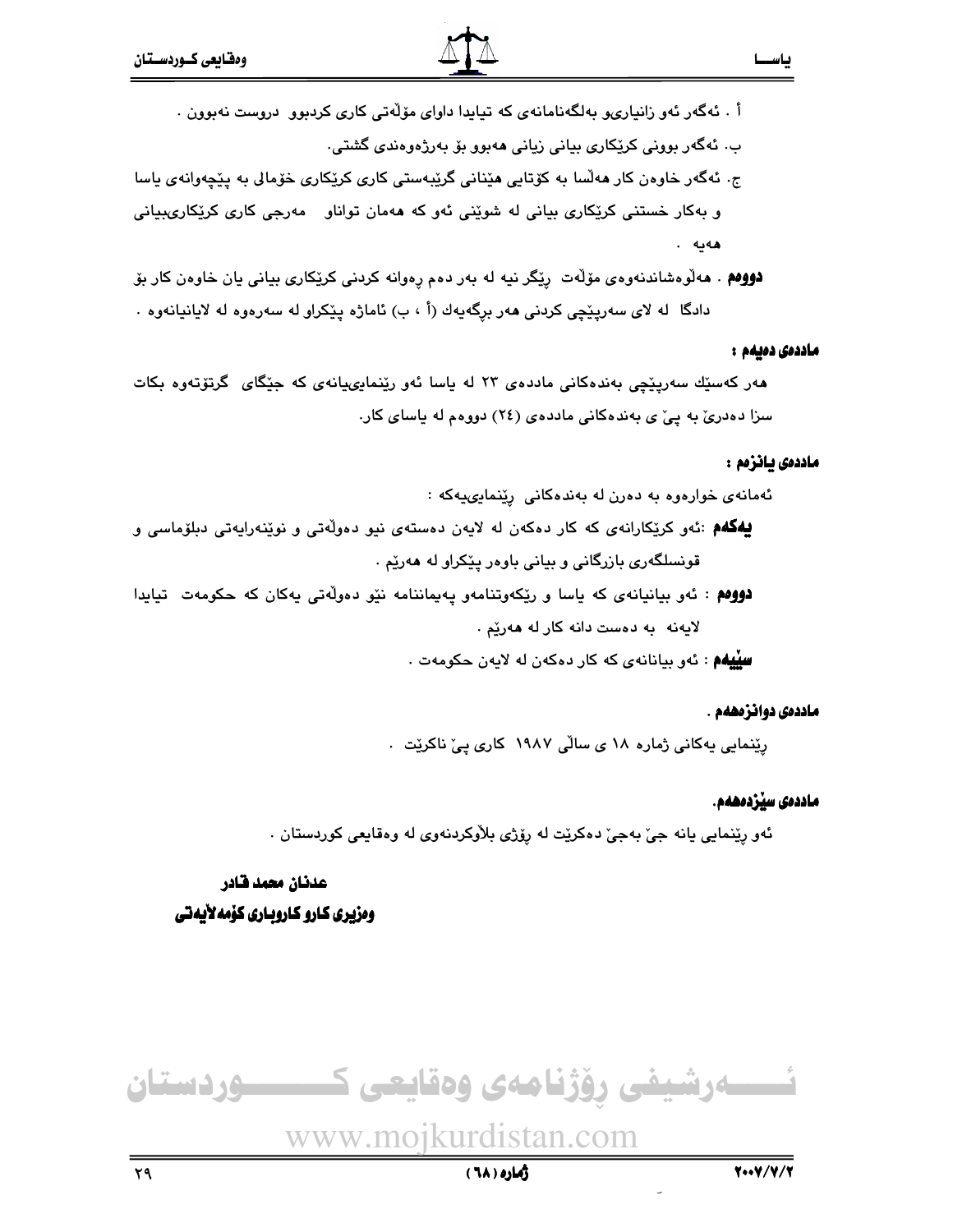أ . ئەگەر ئەو زانیاریو بەلگەنامانەی کە تیایدا داوای مۆڵەتی کاری کردبوو دروست نەبوون .

ب. ئەگەر بوونی کرێکاری بیانی زیانی هەبوو بۆ بەرژەوەندی گشتی.

ج. ئەگەر خاوەن کار هەڵسا بە کۆتایی هێنانی گرێبەستی کاری کرێکاری خۆماڵی بە پێچەوانەی یاسا و بەکار خستنی کرێکاری بیانی لە شوێنی ئەو کە هەمان توانا و مەرجی کاری کرێکاریبیانی هەیە .

**دووەم** . هەڵوەشاندنەوەی مۆڵەت ڕێگر نیە لە بەر دەم ڕەوانە کردنی کرێکاری بیانی یان خاوەن کار بۆ دادگا لە لای سەرپێچی کردنی هەر برگەیەك (أ ، ب) ئاماژە پێکراو لە سەرەوە لە لایانیانەوە .

**ماددەی دەیەم :**

هەر کەسێك سەرپێچی بەندەکانی ماددەی ٢٣ لە یاسا ئەو ڕێنماییەیانەی کە جێگای گرتۆتەوە بکات سزا دەدرێ بە پێ ی بەندەکانی ماددەی (٢٤) دووەم لە یاسای کار.

**ماددەی یانزەم :**

ئەمانەی خوارەوە بە دەرن لە بەندەکانی ڕێنماییەیەکە :

**یەکەم** :ئەو کرێکارانەی کە کار دەکەن لە لایەن دەستەی نیو دەوڵەتی و نوێنەرایەتی دبلۆماسی و قونسلگەری بازرگانی و بیانی باوەر پێکراو لە هەرێم .

**دووەم** : ئەو بیانیانەی کە یاسا و ڕێکەوتنامەو پەیماننامە نێو دەوڵەتی یەکان کە حکومەت تیایدا لایەنە بە دەست دانە کار لە هەرێم .

**سێیەم** : ئەو بیانانەی کە کار دەکەن لە لایەن حکومەت .

**ماددەی دوانزەهەم .**

ڕێنمایی یەکانی ژمارە ١٨ ی ساڵی ١٩٨٧ کاری پێ ناکرێت .

**ماددەی سێزدەهەم.**

ئەو ڕێنمایی یانە جێ بەجێ دەکرێت لە ڕۆژی بڵاوکردنەوی لە وەقایعی کوردستان .

**عدنان محمد قادر**

**وەزیری کارو کاروباری کۆمەلآیەتی**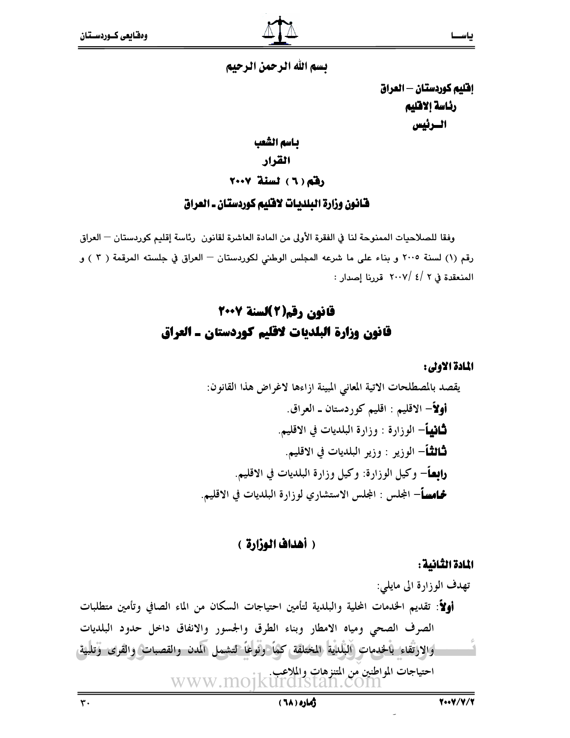بسم الله الرحمن الرحيم

**إقليم كوردستان – العراق**
**رئاسة الاقليم**
**الــرئيس**

**باسم الشعب**

**القرار**

**رقم ( ٦ ) لسنة ٢٠٠٧**

## قانون وزارة البلديات لاقليم كوردستان ـ العراق

وفقا للصلاحيات الممنوحة لنا في الفقرة الأولى من المادة العاشرة لقانون رئاسة إقليم كوردستان – العراق رقم (١) لسنة ٢٠٠٥ و بناء على ما شرعه المجلس الوطني لكوردستان – العراق في جلسته المرقمة ( ٣ ) و المنعقدة في ٢ /٤ /٢٠٠٧ قررنا إصدار :

# قانون رقم(٢)لسنة ٢٠٠٧
# قانون وزارة البلديات لاقليم كوردستان ـ العراق

**المادة الاولى:**

يقصد بالمصطلحات الاتية المعاني المبينة ازاءها لاغراض هذا القانون:

**أولاً**– الاقليم : اقليم كوردستان ـ العراق.

**ثانياً**– الوزارة : وزارة البلديات في الاقليم.

**ثالثاً**– الوزير : وزير البلديات في الاقليم.

**رابعاً**– وكيل الوزارة: وكيل وزارة البلديات في الاقليم.

**خامساً**– المجلس : المجلس الاستشاري لوزارة البلديات في الاقليم.

## ( أهداف الوزارة )

**المادة الثانية:**

تهدف الوزارة الى مايلي:

**أولاً**: تقديم الخدمات المحلية والبلدية لتأمين احتياجات السكان من الماء الصافي وتأمين متطلبات الصرف الصحي ومياه الامطار وبناء الطرق والجسور والانفاق داخل حدود البلديات والارتقاء بالخدمات البلدية المختلفة كماً ونوعاً لتشمل المدن والقصبات والقرى وتلبية احتياجات المواطنين من المتنزهات والملاعب.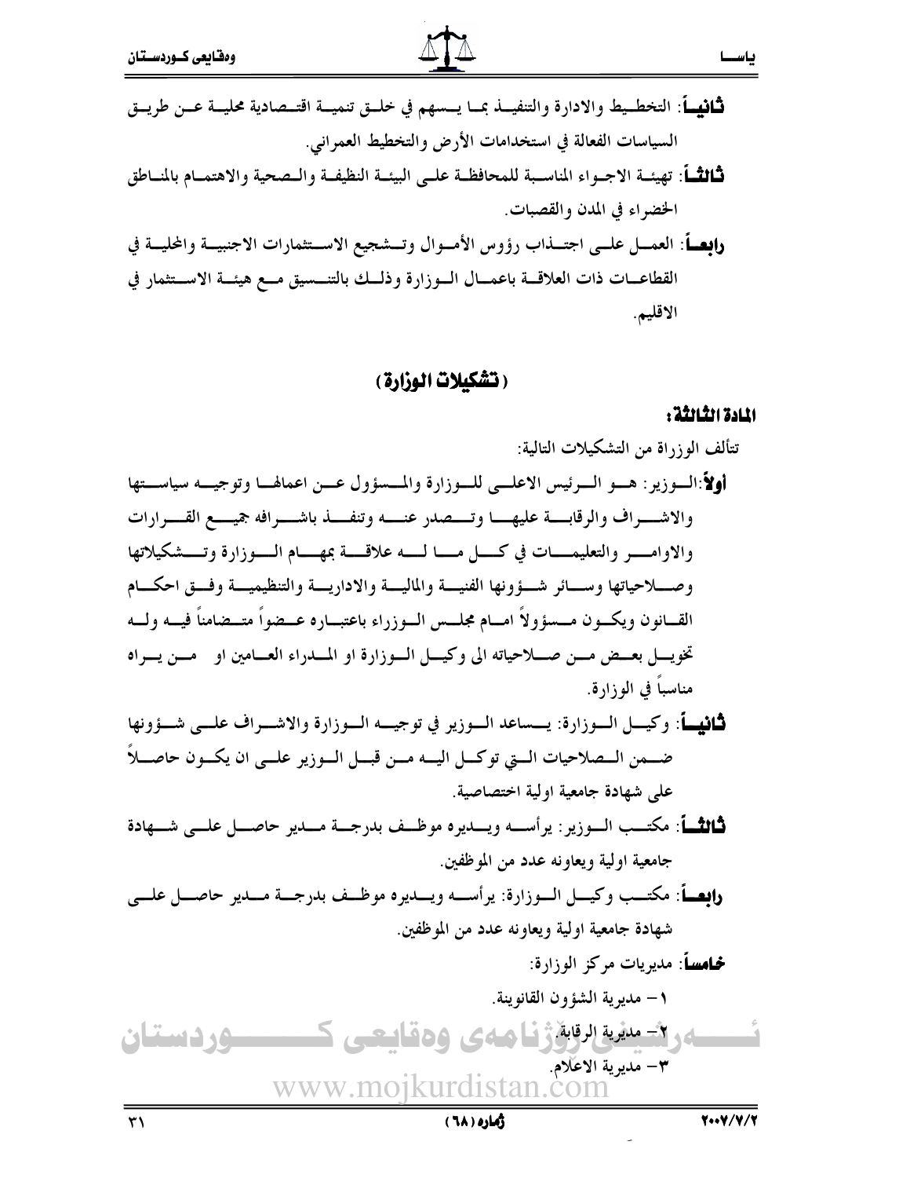**ثانياً**: التخطيط والادارة والتنفيذ بما يسهم في خلق تنمية اقتصادية محلية عن طريق السياسات الفعالة في استخدامات الأرض والتخطيط العمراني.

**ثالثاً**: تهيئة الاجواء المناسبة للمحافظة على البيئة النظيفة والصحية والاهتمام بالمناطق الخضراء في المدن والقصبات.

**رابعاً**: العمل على اجتذاب رؤوس الأموال وتشجيع الاستثمارات الاجنبية والمحلية في القطاعات ذات العلاقة باعمال الوزارة وذلك بالتنسيق مع هيئة الاستثمار في الاقليم.

## (تشكيلات الوزارة)

### المادة الثالثة:

تتألف الوزراة من التشكيلات التالية:

**أولاً**: الوزير: هو الرئيس الاعلى للوزارة والمسؤول عن اعمالها وتوجيه سياستها والاشراف والرقابة عليها وتصدر عنه وتنفذ باشرافه جميع القرارات والاوامر والتعليمات في كل ما له علاقة بمهام الوزارة وتشكيلاتها وصلاحياتها وسائر شؤونها الفنية والمالية والادارية والتنظيمية وفق احكام القانون ويكون مسؤولاً امام مجلس الوزراء باعتباره عضواً متضامناً فيه وله تخويل بعض من صلاحياته الى وكيل الوزارة او المدراء العامين او من يراه مناسباً في الوزارة.

**ثانياً**: وكيل الوزارة: يساعد الوزير في توجيه الوزارة والاشراف على شؤونها ضمن الصلاحيات التي توكل اليه من قبل الوزير على ان يكون حاصلاً على شهادة جامعية اولية اختصاصية.

**ثالثاً**: مكتب الوزير: يرأسه ويديره موظف بدرجة مدير حاصل على شهادة جامعية اولية ويعاونه عدد من الموظفين.

**رابعاً**: مكتب وكيل الوزارة: يرأسه ويديره موظف بدرجة مدير حاصل على شهادة جامعية اولية ويعاونه عدد من الموظفين.

**خامساً**: مديريات مركز الوزارة:

١- مديرية الشؤون القانونية.

٢- مديرية الرقابة.

٣- مديرية الاعلام.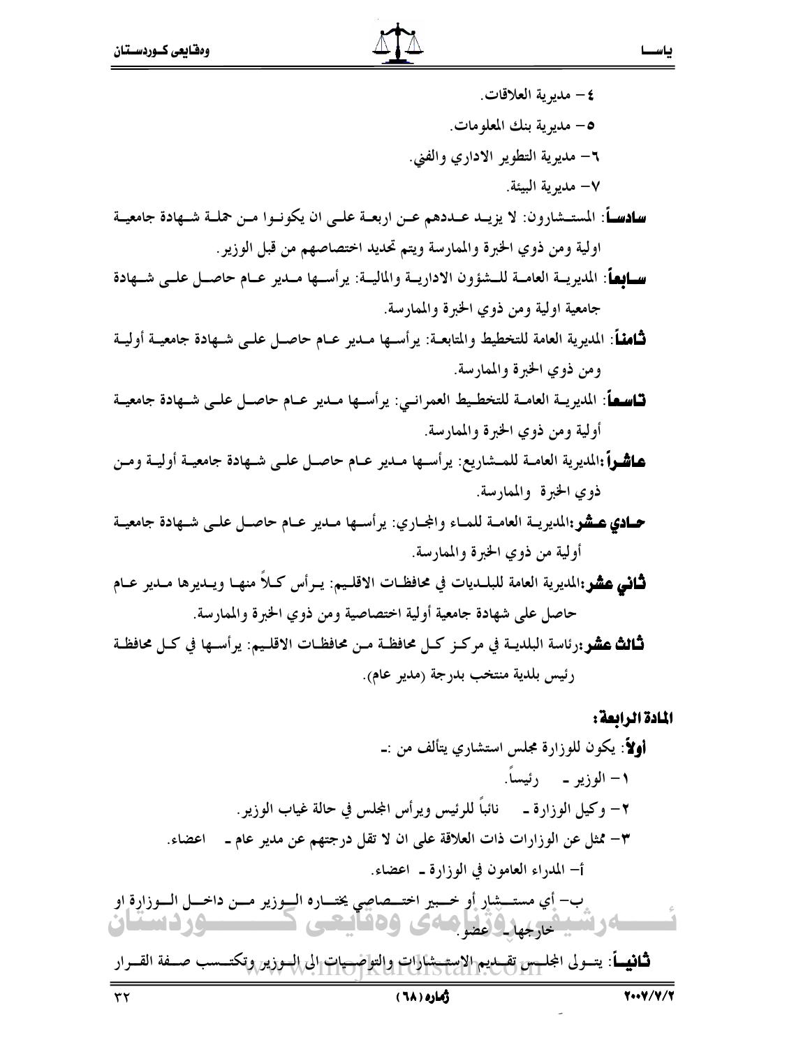٤- مديرية العلاقات.

٥- مديرية بنك المعلومات.

٦- مديرية التطوير الاداري والفني.

٧- مديرية البيئة.

**سادساً**: المستشارون: لا يزيد عددهم عن اربعة على ان يكونوا من حملة شهادة جامعية اولية ومن ذوي الخبرة والممارسة ويتم تحديد اختصاصهم من قبل الوزير.

**سابعاً**: المديرية العامة للشؤون الادارية والمالية: يرأسها مدير عام حاصل على شهادة جامعية اولية ومن ذوي الخبرة والممارسة.

**ثامناً**: المديرية العامة للتخطيط والمتابعة: يرأسها مدير عام حاصل على شهادة جامعية أولية ومن ذوي الخبرة والممارسة.

**تاسعاً**: المديرية العامة للتخطيط العمراني: يرأسها مدير عام حاصل على شهادة جامعية أولية ومن ذوي الخبرة والممارسة.

**عاشراً**:المديرية العامة للمشاريع: يرأسها مدير عام حاصل على شهادة جامعية أولية ومن ذوي الخبرة والممارسة.

**حادي عشر**:المديرية العامة للماء والمجاري: يرأسها مدير عام حاصل على شهادة جامعية أولية من ذوي الخبرة والممارسة.

**ثاني عشر**:المديرية العامة للبلديات في محافظات الاقليم: يرأس كلاً منها ويديرها مدير عام حاصل على شهادة جامعية أولية اختصاصية ومن ذوي الخبرة والممارسة.

**ثالث عشر**:رئاسة البلدية في مركز كل محافظة من محافظات الاقليم: يرأسها في كل محافظة رئيس بلدية منتخب بدرجة (مدير عام).

**المادة الرابعة:**

**أولاً**: يكون للوزارة مجلس استشاري يتألف من :-

١- الوزير - رئيساً.

٢- وكيل الوزارة - نائباً للرئيس ويرأس المجلس في حالة غياب الوزير.

٣- ممثل عن الوزارات ذات العلاقة على ان لا تقل درجتهم عن مدير عام - اعضاء.

أ- المدراء العامون في الوزارة - اعضاء.

ب- أي مستشار أو خبير اختصاصي يختاره الوزير من داخل الوزارة او خارجها - عضو.

**ثانياً**: يتولى المجلس تقديم الاستشارات والتوصيات الى الوزير وتكتسب صفة القرار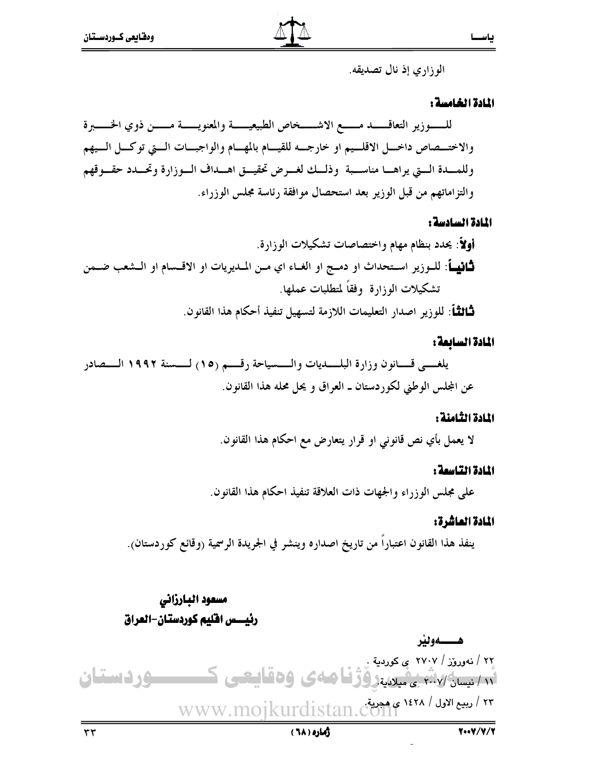الوزاري إذ نال تصديقه.

**المادة الخامسة:**

للوزير التعاقد مع الاشخاص الطبيعية والمعنوية من ذوي الخبرة والاختصاص داخل الاقليم او خارجه للقيام بالمهام والواجبات التي توكل اليهم وللمدة التي يراها مناسبة وذلك لغرض تحقيق اهداف الوزارة وتحدد حقوقهم والتزاماتهم من قبل الوزير بعد استحصال موافقة رئاسة مجلس الوزراء.

**المادة السادسة:**

**أولاً**: يحدد بنظام مهام واختصاصات تشكيلات الوزارة.

**ثانياً**: للوزير استحداث او دمج او الغاء اي من المديريات او الاقسام او الشعب ضمن تشكيلات الوزارة وفقاً لمتطلبات عملها.

**ثالثاً**: للوزير اصدار التعليمات اللازمة لتسهيل تنفيذ أحكام هذا القانون.

**المادة السابعة:**

يلغى قانون وزارة البلديات والسياحة رقم (١٥) لسنة ١٩٩٢ الصادر عن المجلس الوطني لكوردستان ـ العراق و يحل محله هذا القانون.

**المادة الثامنة:**

لا يعمل بأي نص قانوني او قرار يتعارض مع احكام هذا القانون.

**المادة التاسعة:**

على مجلس الوزراء والجهات ذات العلاقة تنفيذ احكام هذا القانون.

**المادة العاشرة:**

ينفذ هذا القانون اعتباراً من تاريخ اصداره وينشر في الجريدة الرسمية (وقائع كوردستان).

**مسعود البارزاني**
**رئيس اقليم كوردستان-العراق**

**هەولێر**

٢٢ / نەورۆز / ٢٧٠٧ ى كوردية .
١١ / نيسان / ٢٠٠٧ ى ميلادية.
٢٣ / ربيع الاول / ١٤٢٨ ى هجرية.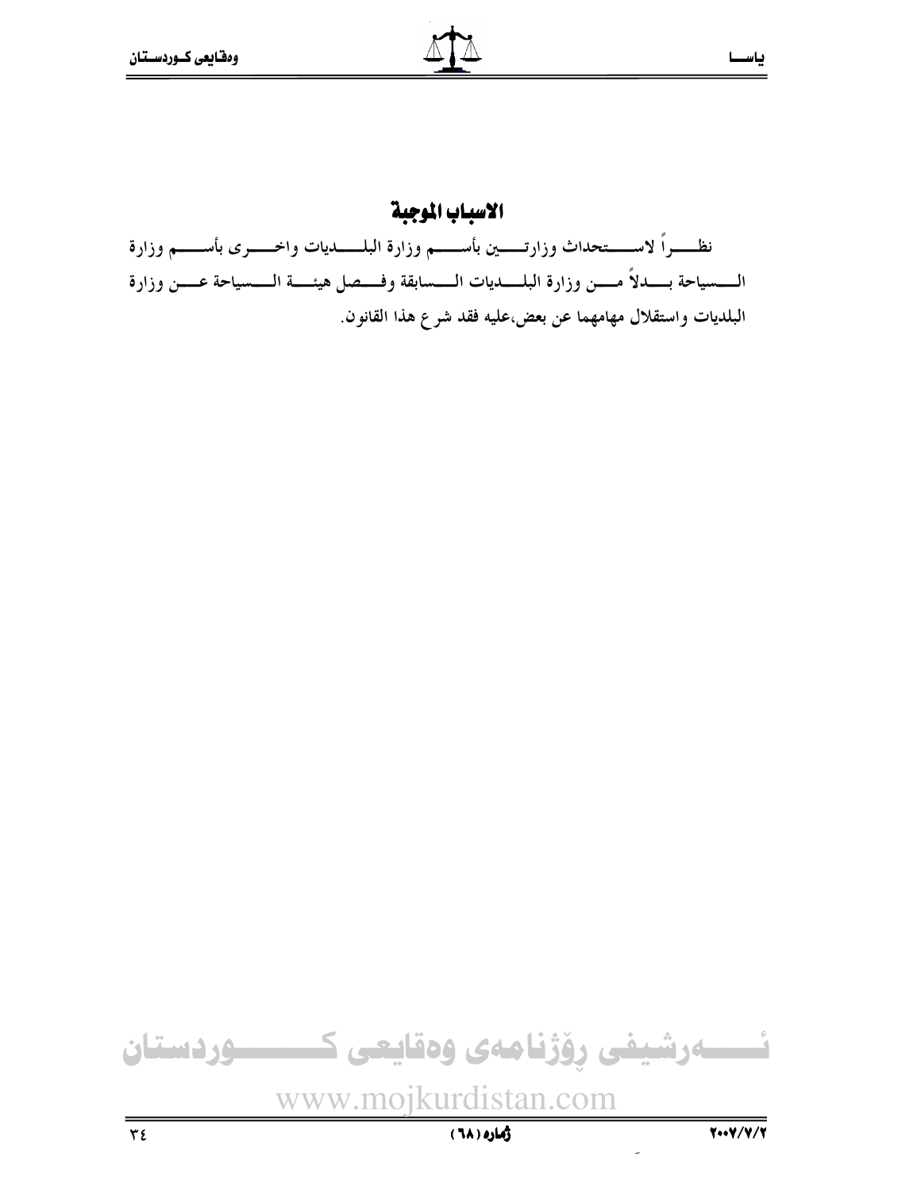# الاسباب الموجبة

نظراً لاستحداث وزارتين بأسم وزارة البلديات واخرى بأسم وزارة السياحة بدلاً من وزارة البلديات السابقة وفصل هيئة السياحة عن وزارة البلديات واستقلال مهامهما عن بعض،عليه فقد شرع هذا القانون.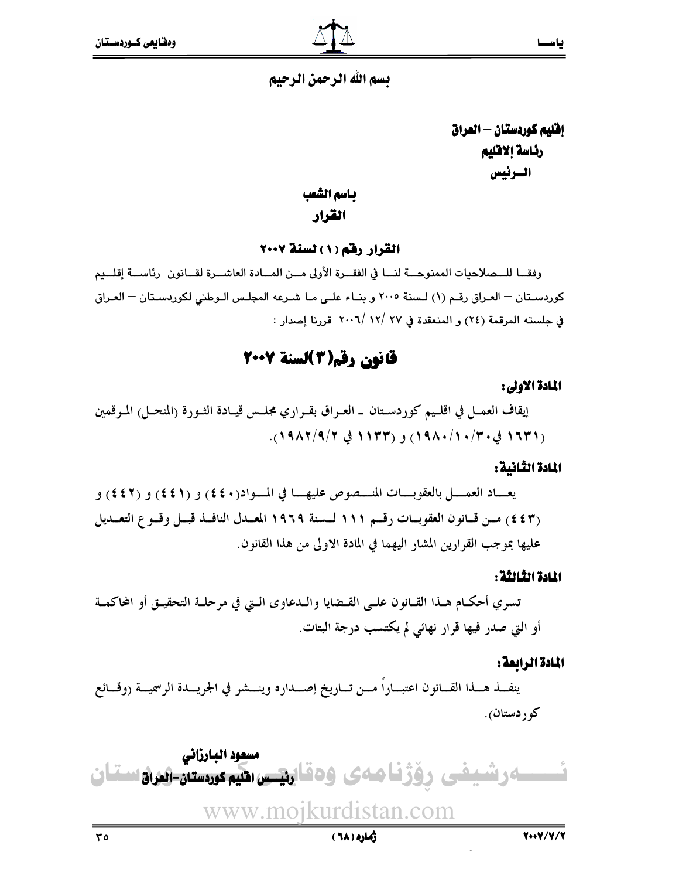بسم الله الرحمن الرحيم

**إقليم كوردستان – العراق**
**رئاسة الاقليم**
**الـرئيس**

**باسم الشعب**

**القرار**

**القرار رقم (١) لسنة ٢٠٠٧**

وفقـا للـصلاحيات الممنوحـة لنـا في الفقـرة الأولى مـن المـادة العاشـرة لقـانون رئاسـة إقلـيم كوردسـتان – العـراق رقـم (١) لـسنة ٢٠٠٥ و بنـاء علـى مـا شـرعه المجلـس الـوطني لكوردسـتان – العـراق في جلسته المرقمة (٢٤) و المنعقدة في ٢٧ /١٢ /٢٠٠٦ قررنا إصدار :

# قانون رقم(٣)لسنة ٢٠٠٧

**المادة الاولى:**

إيقاف العمـل في اقلـيم كوردسـتان ـ العـراق بقـراري مجلـس قيـادة الثـورة (المنحـل) المـرقمين (١٦٣١ في١٩٨٠/١٠/٣٠) و (١١٣٣ في ١٩٨٢/٩/٢).

**المادة الثانية:**

يعـاد العمـل بالعقوبـات المنـصوص عليهـا في المـواد(٤٤٠) و (٤٤١) و (٤٤٢) و (٤٤٣) مـن قـانون العقوبـات رقـم ١١١ لـسنة ١٩٦٩ المعـدل النافـذ قبـل وقـوع التعـديل عليها بموجب القرارين المشار اليهما في المادة الاولى من هذا القانون.

**المادة الثالثة:**

تسري أحكـام هـذا القـانون علـى القـضايا والـدعاوى الـتي في مرحلـة التحقيـق أو المحاكمـة أو التي صدر فيها قرار نهائي لم يكتسب درجة البتات.

**المادة الرابعة:**

ينفـذ هـذا القـانون اعتبـاراً مـن تـاريخ إصـداره وينـشر في الجريـدة الرسميـة (وقـائع كوردستان).

**مسعود البارزاني**
**رئيس اقليم كوردستان-العراق**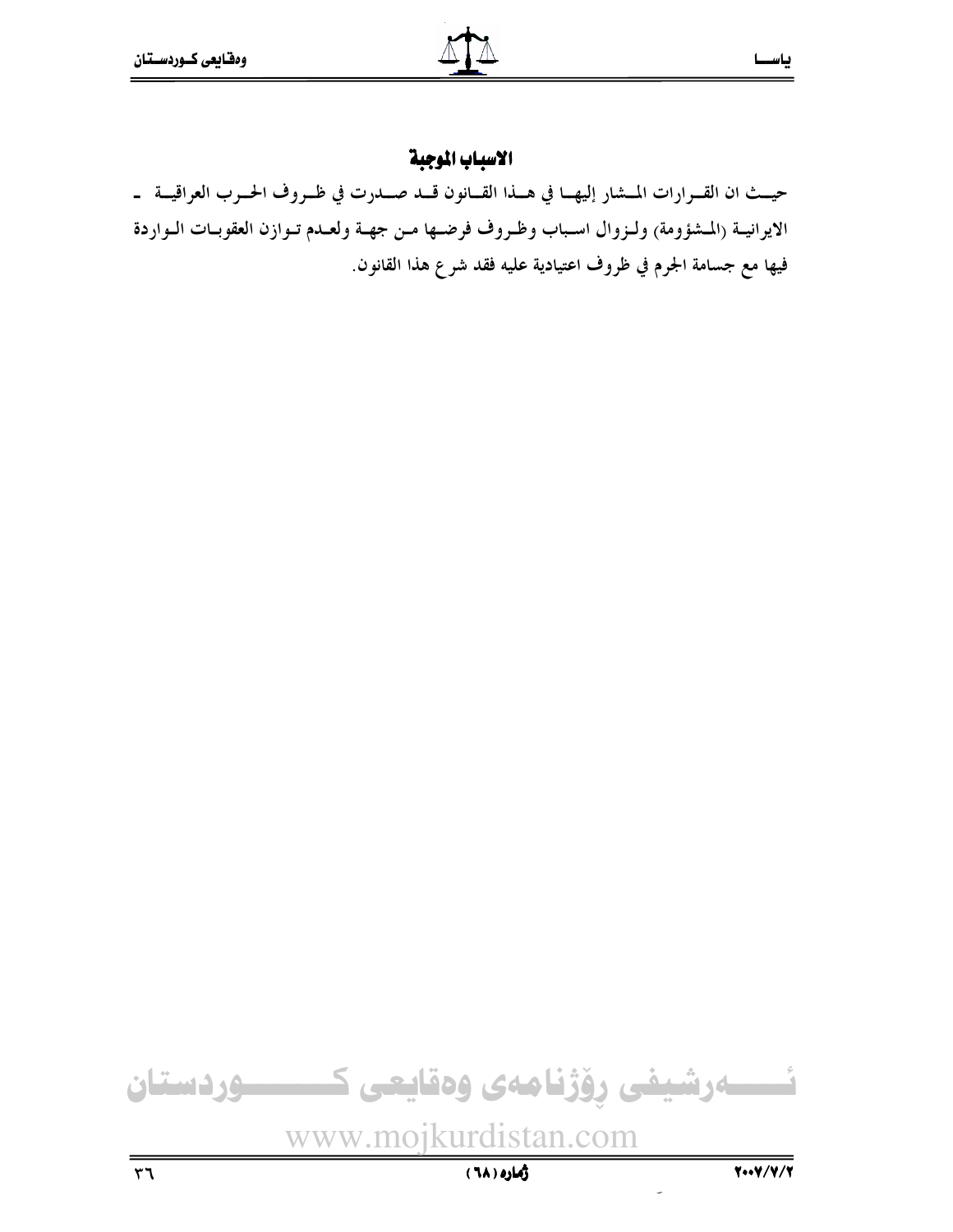## الاسباب الموجبة

حيث ان القرارات المشار إليها في هذا القانون قد صدرت في ظروف الحرب العراقية - الايرانية (المشؤومة) ولزوال اسباب وظروف فرضها من جهة ولعدم توازن العقوبات الواردة فيها مع جسامة الجرم في ظروف اعتيادية عليه فقد شرع هذا القانون.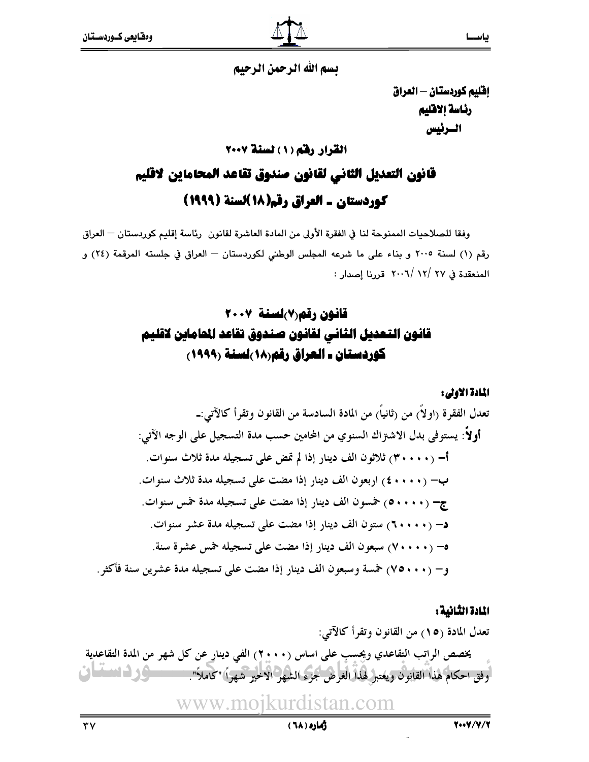بسم الله الرحمن الرحيم

**إقليم كوردستان – العراق**
**رئاسة الاقليم**
**الــرئيس**

## القرار رقم (١) لسنة ٢٠٠٧

# قانون التعديل الثاني لقانون صندوق تقاعد المحامين لاقليم كوردستان ـ العراق رقم(١٨)لسنة (١٩٩٩)

وفقا للصلاحيات الممنوحة لنا في الفقرة الأولى من المادة العاشرة لقانون رئاسة إقليم كوردستان – العراق رقم (١) لسنة ٢٠٠٥ و بناء على ما شرعه المجلس الوطني لكوردستان – العراق في جلسته المرقمة (٢٤) و المنعقدة في ٢٧ /١٢/ ٢٠٠٦ قررنا إصدار :

# قانون رقم(٧)لسنة ٢٠٠٧
# قانون التعديل الثاني لقانون صندوق تقاعد المحامين لاقليم كوردستان ـ العراق رقم(١٨)لسنة (١٩٩٩)

**المادة الاولى:**

تعدل الفقرة (اولاً) من (ثانياً) من المادة السادسة من القانون وتقرأ كالآتي:ـ

**أولاً**: يستوفى بدل الاشتراك السنوي من المحامين حسب مدة التسجيل على الوجه الآتي:

أ– (٣٠٠٠٠) ثلاثون الف دينار إذا لم تمض على تسجيله مدة ثلاث سنوات.

ب– (٤٠٠٠٠) اربعون الف دينار إذا مضت على تسجيله مدة ثلاث سنوات.

ج– (٥٠٠٠٠) خمسون الف دينار إذا مضت على تسجيله مدة خمس سنوات.

د– (٦٠٠٠٠) ستون الف دينار إذا مضت على تسجيله مدة عشر سنوات.

هـ– (٧٠٠٠٠) سبعون الف دينار إذا مضت على تسجيله خمس عشرة سنة.

و– (٧٥٠٠٠) خمسة وسبعون الف دينار إذا مضت على تسجيله مدة عشرين سنة فأكثر.

**المادة الثانية:**

تعدل المادة (١٥) من القانون وتقرأ كالآتي:

يخصص الراتب التقاعدي ويحسب على اساس (٢٠٠٠) الفي دينار عن كل شهر من المدة التقاعدية وفق احكام هذا القانون ويعتبر لهذا الغرض جزء الشهر الاخير شهراً "كاملاً".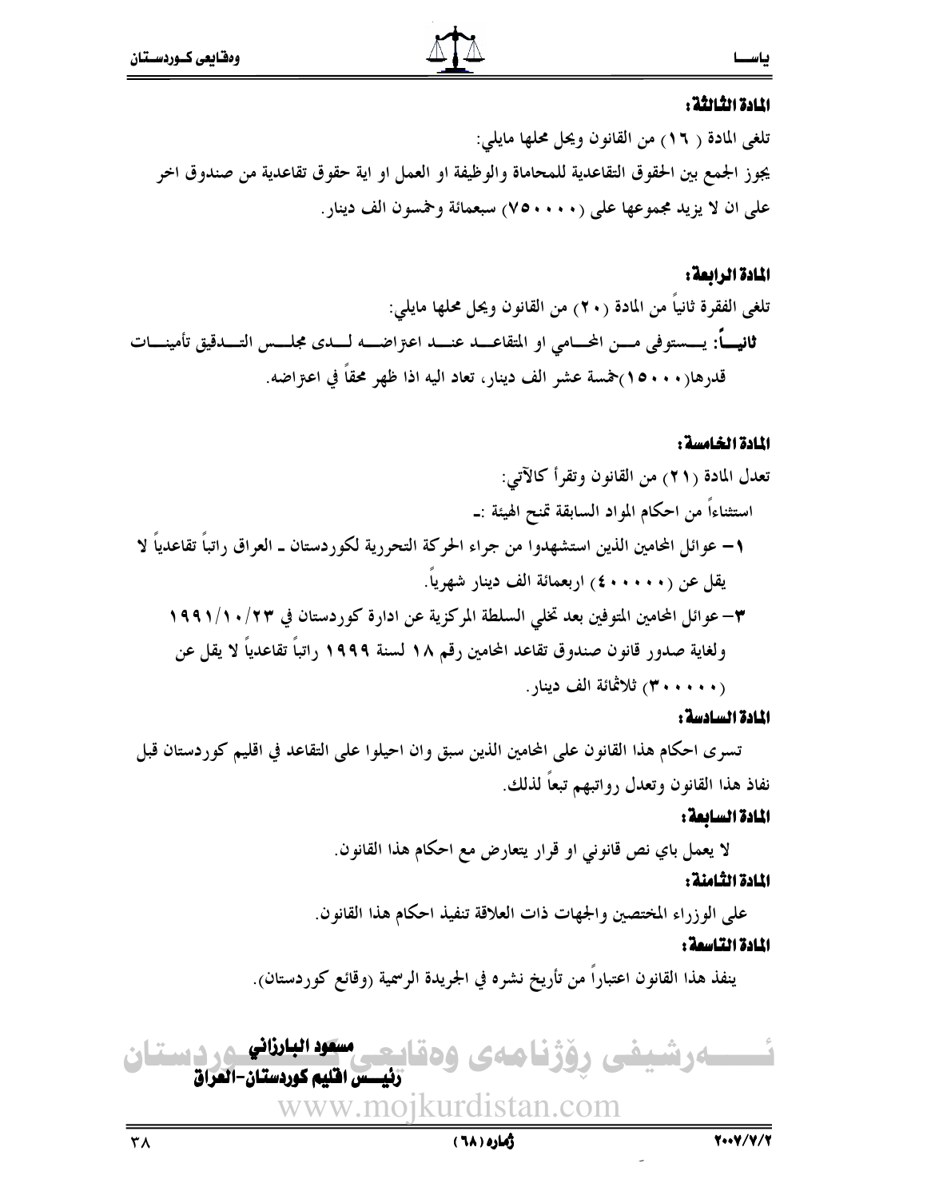**المادة الثالثة:**

تلغى المادة ( ١٦) من القانون ويحل محلها مايلي:

يجوز الجمع بين الحقوق التقاعدية للمحاماة والوظيفة او العمل او اية حقوق تقاعدية من صندوق اخر على ان لا يزيد مجموعها على (٧٥٠٠٠٠) سبعمائة وخمسون الف دينار.

**المادة الرابعة:**

تلغى الفقرة ثانياً من المادة (٢٠) من القانون ويحل محلها مايلي:

**ثانياً**: يستوفى من المحامي او المتقاعد عند اعتراضه لدى مجلس التدقيق تأمينات قدرها(١٥٠٠٠)خمسة عشر الف دينار، تعاد اليه اذا ظهر محقاً في اعتراضه.

**المادة الخامسة:**

تعدل المادة (٢١) من القانون وتقرأ كالآتي:

استثناءاً من احكام المواد السابقة تمنح الهيئة :ـ

١– عوائل المحامين الذين استشهدوا من جراء الحركة التحررية لكوردستان ـ العراق راتباً تقاعدياً لا يقل عن (٤٠٠٠٠٠) اربعمائة الف دينار شهرياً.

٣– عوائل المحامين المتوفين بعد تخلي السلطة المركزية عن ادارة كوردستان في ١٩٩١/١٠/٢٣ ولغاية صدور قانون صندوق تقاعد المحامين رقم ١٨ لسنة ١٩٩٩ راتباً تقاعدياً لا يقل عن (٣٠٠٠٠٠) ثلاثمائة الف دينار.

**المادة السادسة:**

تسرى احكام هذا القانون على المحامين الذين سبق وان احيلوا على التقاعد في اقليم كوردستان قبل نفاذ هذا القانون وتعدل رواتبهم تبعاً لذلك.

**المادة السابعة:**

لا يعمل باي نص قانوني او قرار يتعارض مع احكام هذا القانون.

**المادة الثامنة:**

على الوزراء المختصين والجهات ذات العلاقة تنفيذ احكام هذا القانون.

**المادة التاسعة:**

ينفذ هذا القانون اعتباراً من تأريخ نشره في الجريدة الرسمية (وقائع كوردستان).

**مسعود البارزاني**
**رئيس اقليم كوردستان-العراق**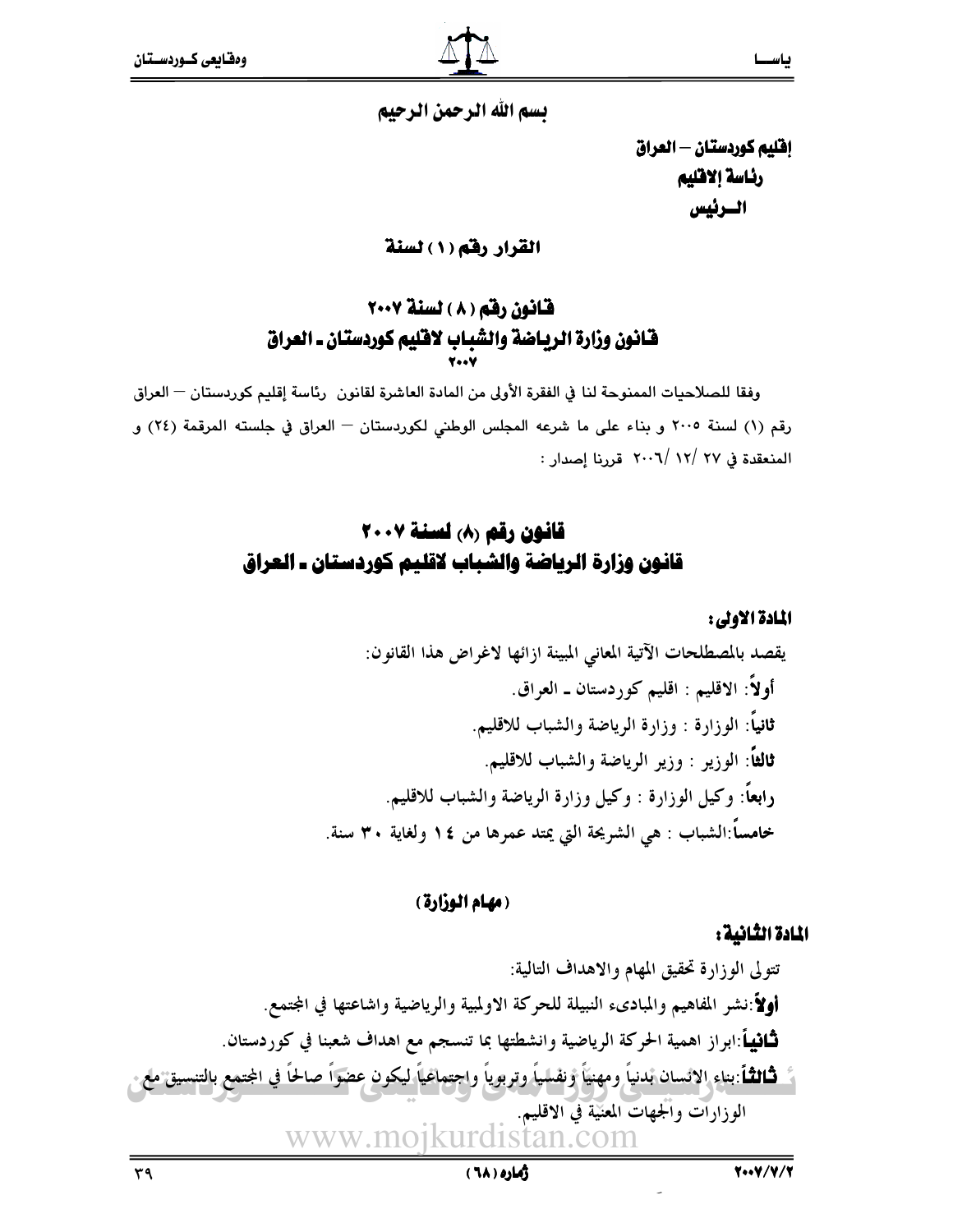بسم الله الرحمن الرحيم

**إقليم كوردستان – العراق**
**رئاسة إلاقليم**
**الــرئيس**

**القرار رقم (١) لسنة**

## قانون رقم ( ٨ ) لسنة ٢٠٠٧
## قانون وزارة الرياضة والشباب لاقليم كوردستان ـ العراق
**٢٠٠٧**

وفقا للصلاحيات الممنوحة لنا في الفقرة الأولى من المادة العاشرة لقانون رئاسة إقليم كوردستان – العراق رقم (١) لسنة ٢٠٠٥ و بناء على ما شرعه المجلس الوطني لكوردستان – العراق في جلسته المرقمة (٢٤) و المنعقدة في ٢٧ /١٢ /٢٠٠٦ قررنا إصدار :

## قانون رقم (٨) لسنة ٢٠٠٧
## قانون وزارة الرياضة والشباب لاقليم كوردستان ـ العراق

**المادة الاولى:**

يقصد بالمصطلحات الآتية المعاني المبينة ازائها لاغراض هذا القانون:

**أولاً**: الاقليم : اقليم كوردستان ـ العراق.

**ثانياً**: الوزارة : وزارة الرياضة والشباب للاقليم.

**ثالثاً**: الوزير : وزير الرياضة والشباب للاقليم.

**رابعاً**: وكيل الوزارة : وكيل وزارة الرياضة والشباب للاقليم.

**خامساً**:الشباب : هي الشريحة التي يمتد عمرها من ١٤ ولغاية ٣٠ سنة.

**( مهام الوزارة )**

**المادة الثانية:**

تتولى الوزارة تحقيق المهام والاهداف التالية:

**أولاً**:نشر المفاهيم والمبادىء النبيلة للحركة الاولمبية والرياضية واشاعتها في المجتمع.

**ثانياً**:ابراز اهمية الحركة الرياضية وانشطتها بما تنسجم مع اهداف شعبنا في كوردستان.

**ثالثاً**:بناء الانسان بدنياً ومهنياً ونفسياً وتربوياً واجتماعياً ليكون عضواً صالحاً في المجتمع بالتنسيق مع الوزارات والجهات المعنية في الاقليم.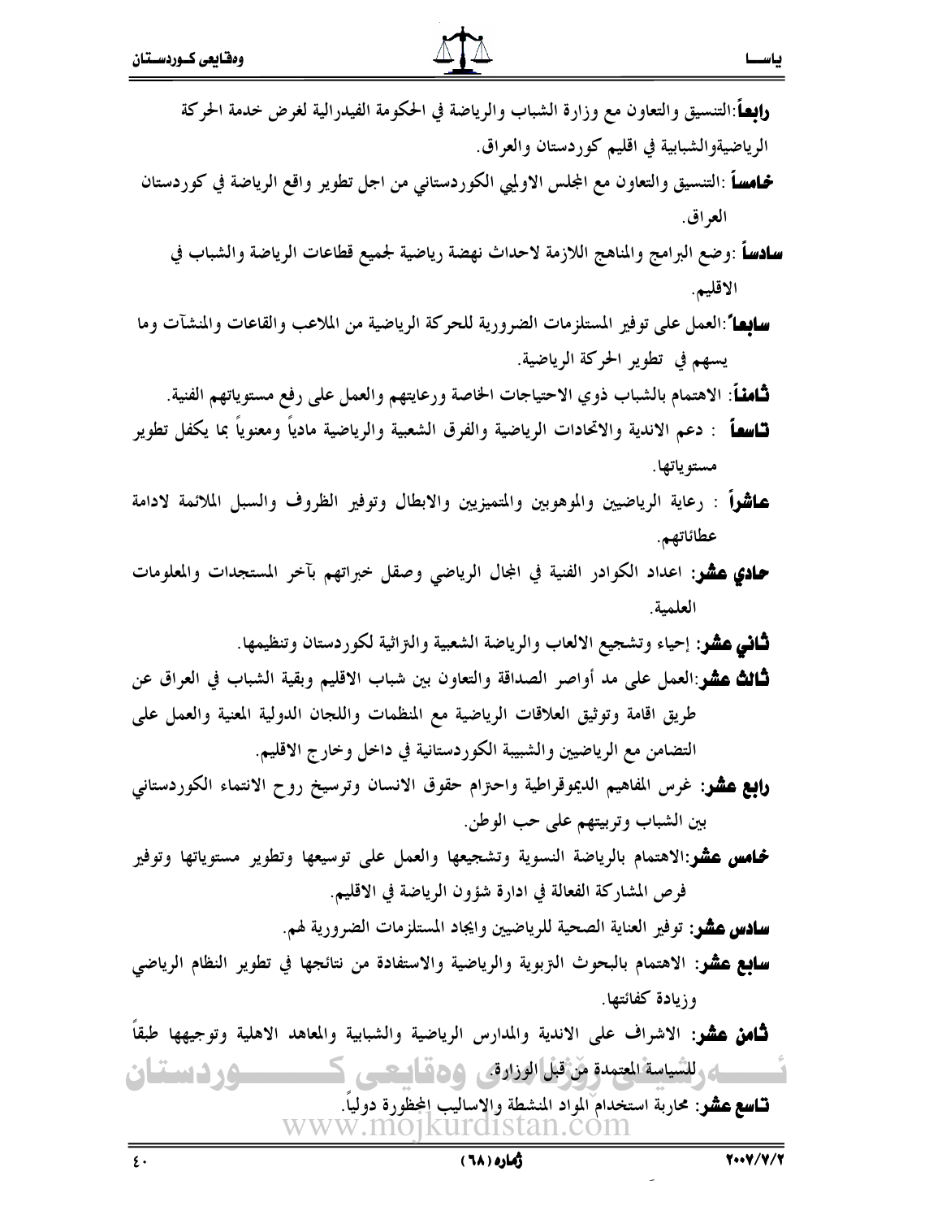**رابعاً**:التنسيق والتعاون مع وزارة الشباب والرياضة في الحكومة الفيدرالية لغرض خدمة الحركة الرياضيةوالشبابية في اقليم كوردستان والعراق.

**خامساً** :التنسيق والتعاون مع المجلس الاولمبي الكوردستاني من اجل تطوير واقع الرياضة في كوردستان العراق.

**سادساً** :وضع البرامج والمناهج اللازمة لاحداث نهضة رياضية لجميع قطاعات الرياضة والشباب في الاقليم.

**سابعاً**:العمل على توفير المستلزمات الضرورية للحركة الرياضية من الملاعب والقاعات والمنشآت وما يسهم في تطوير الحركة الرياضية.

**ثامناً**: الاهتمام بالشباب ذوي الاحتياجات الخاصة ورعايتهم والعمل على رفع مستوياتهم الفنية.

**تاسعاً** : دعم الاندية والاتحادات الرياضية والفرق الشعبية والرياضية مادياً ومعنوياً بما يكفل تطوير مستوياتها.

**عاشراً** : رعاية الرياضيين والموهوبين والمتميزين والابطال وتوفير الظروف والسبل الملائمة لادامة عطائاتهم.

**حادي عشر**: اعداد الكوادر الفنية في المجال الرياضي وصقل خبراتهم بآخر المستجدات والمعلومات العلمية.

**ثاني عشر**: إحياء وتشجيع الالعاب والرياضة الشعبية والتراثية لكوردستان وتنظيمها.

**ثالث عشر**:العمل على مد أواصر الصداقة والتعاون بين شباب الاقليم وبقية الشباب في العراق عن طريق اقامة وتوثيق العلاقات الرياضية مع المنظمات واللجان الدولية المعنية والعمل على التضامن مع الرياضيين والشبيبة الكوردستانية في داخل وخارج الاقليم.

**رابع عشر**: غرس المفاهيم الديموقراطية واحترام حقوق الانسان وترسيخ روح الانتماء الكوردستاني بين الشباب وتربيتهم على حب الوطن.

**خامس عشر**:الاهتمام بالرياضة النسوية وتشجيعها والعمل على توسيعها وتطوير مستوياتها وتوفير فرص المشاركة الفعالة في ادارة شؤون الرياضة في الاقليم.

**سادس عشر**: توفير العناية الصحية للرياضيين وايجاد المستلزمات الضرورية لهم.

**سابع عشر**: الاهتمام بالبحوث التربوية والرياضية والاستفادة من نتائجها في تطوير النظام الرياضي وزيادة كفائتها.

**ثامن عشر**: الاشراف على الاندية والمدارس الرياضية والشبابية والمعاهد الاهلية وتوجيهها طبقاً للسياسة المعتمدة من قبل الوزارة.

**تاسع عشر**: محاربة استخدام المواد المنشطة والاساليب المحظورة دولياً.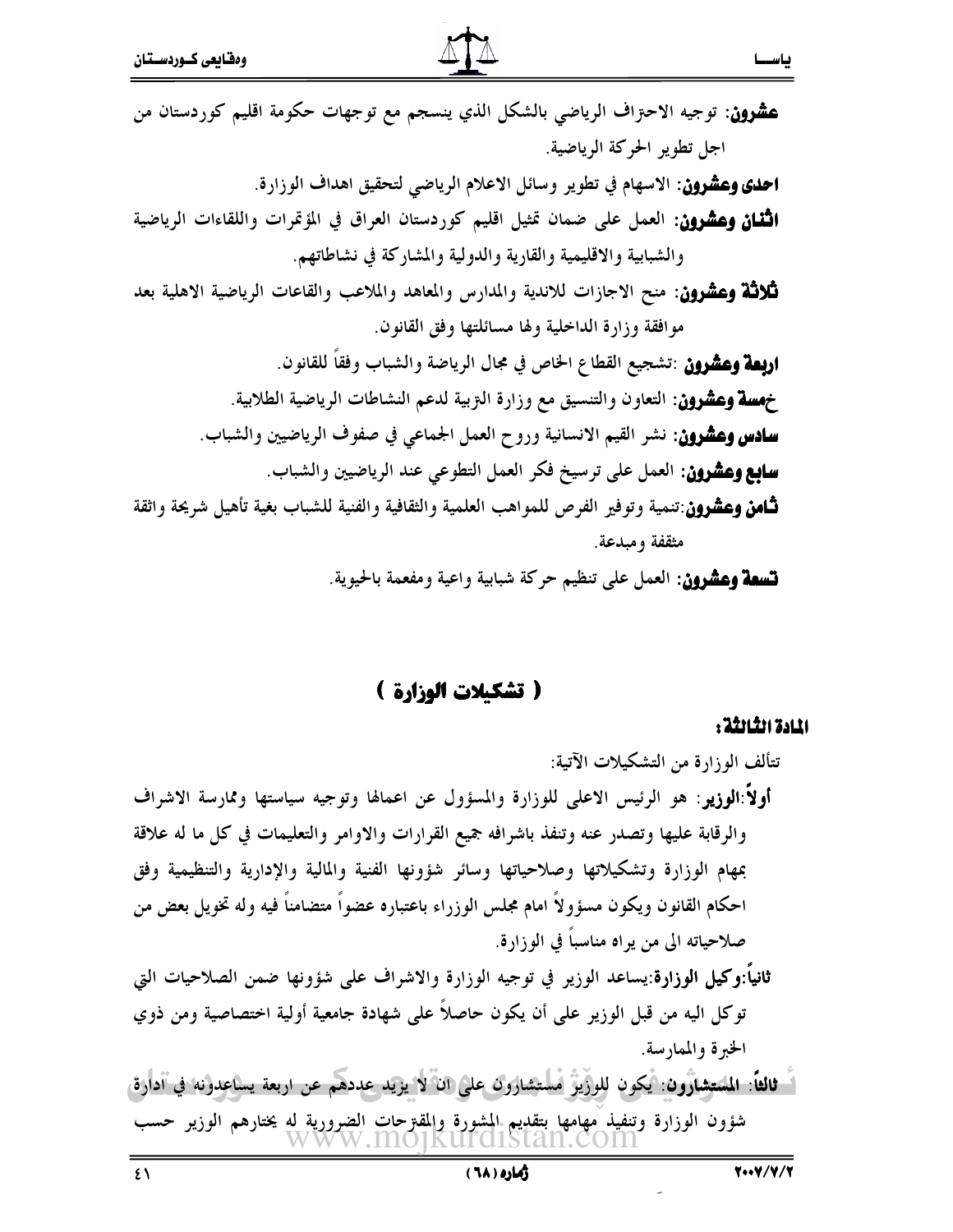**عشرون**: توجيه الاحتراف الرياضي بالشكل الذي ينسجم مع توجهات حكومة اقليم كوردستان من اجل تطوير الحركة الرياضية.

**احدى وعشرون**: الاسهام في تطوير وسائل الاعلام الرياضي لتحقيق اهداف الوزارة.

**اثنان وعشرون**: العمل على ضمان تمثيل اقليم كوردستان العراق في المؤتمرات واللقاءات الرياضية والشبابية والاقليمية والقارية والدولية والمشاركة في نشاطاتهم.

**ثلاثة وعشرون**: منح الاجازات للاندية والمدارس والمعاهد والملاعب والقاعات الرياضية الاهلية بعد موافقة وزارة الداخلية ولها مسائلتها وفق القانون.

**اربعة وعشرون** :تشجيع القطاع الخاص في مجال الرياضة والشباب وفقاً للقانون.

**خمسة وعشرون**: التعاون والتنسيق مع وزارة التربية لدعم النشاطات الرياضية الطلابية.

**سادس وعشرون**: نشر القيم الانسانية وروح العمل الجماعي في صفوف الرياضيين والشباب.

**سابع وعشرون**: العمل على ترسيخ فكر العمل التطوعي عند الرياضيين والشباب.

**ثامن وعشرون**:تنمية وتوفير الفرص للمواهب العلمية والثقافية والفنية للشباب بغية تأهيل شريحة واثقة مثقفة ومبدعة.

**تسعة وعشرون**: العمل على تنظيم حركة شبابية واعية ومفعمة بالحيوية.

## ( تشكيلات الوزارة )

**المادة الثالثة:**

تتألف الوزارة من التشكيلات الآتية:

**أولاً:الوزير**: هو الرئيس الاعلى للوزارة والمسؤول عن اعمالها وتوجيه سياستها وممارسة الاشراف والرقابة عليها وتصدر عنه وتنفذ باشرافه جميع القرارات والاوامر والتعليمات في كل ما له علاقة بمهام الوزارة وتشكيلاتها وصلاحياتها وسائر شؤونها الفنية والمالية والإدارية والتنظيمية وفق احكام القانون ويكون مسؤولاً امام مجلس الوزراء باعتباره عضواً متضامناً فيه وله تخويل بعض من صلاحياته الى من يراه مناسباً في الوزارة.

**ثانياً:وكيل الوزارة**:يساعد الوزير في توجيه الوزارة والاشراف على شؤونها ضمن الصلاحيات التي توكل اليه من قبل الوزير على أن يكون حاصلاً على شهادة جامعية أولية اختصاصية ومن ذوي الخبرة والممارسة.

**ثالثاً: المستشارون**: يكون للوزير مستشارون على ان لا يزيد عددهم عن اربعة يساعدونه في ادارة شؤون الوزارة وتنفيذ مهامها بتقديم المشورة والمقترحات الضرورية له يختارهم الوزير حسب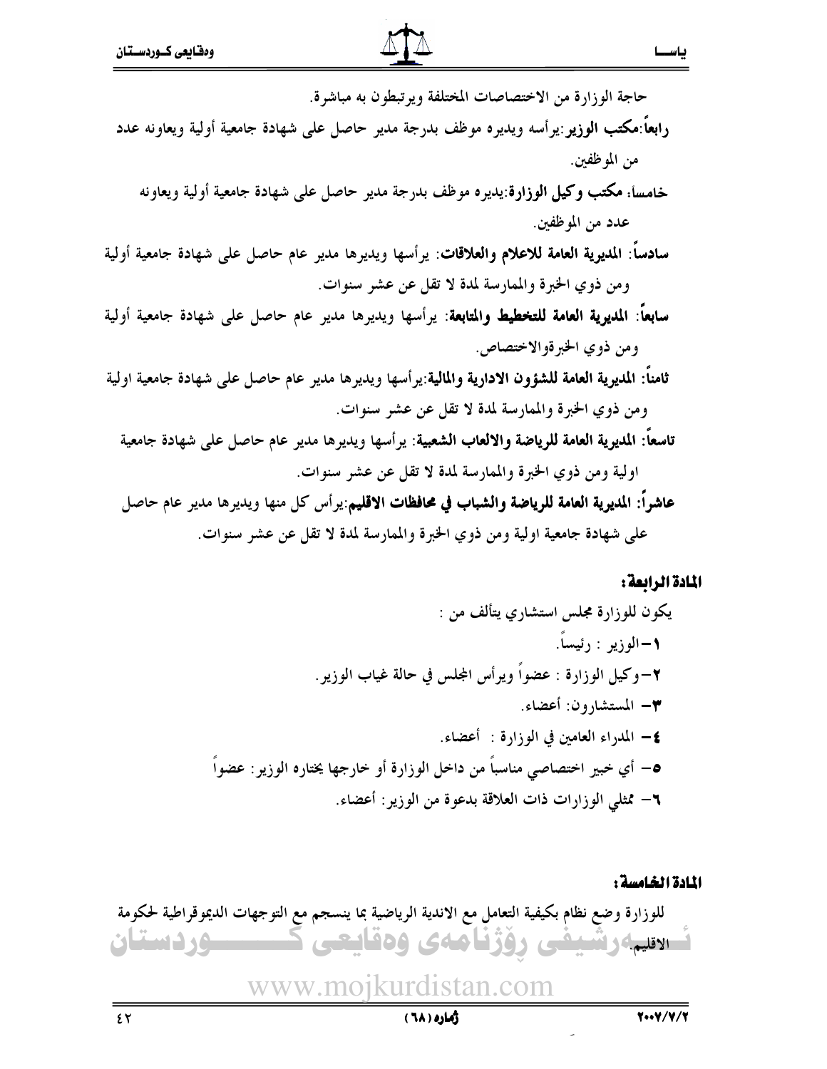حاجة الوزارة من الاختصاصات المختلفة ويرتبطون به مباشرة.

**رابعاً:مكتب الوزير**:يرأسه ويديره موظف بدرجة مدير حاصل على شهادة جامعية أولية ويعاونه عدد من الموظفين.

خامساً: **مكتب وكيل الوزارة**:يديره موظف بدرجة مدير حاصل على شهادة جامعية أولية ويعاونه عدد من الموظفين.

**سادساً: المديرية العامة للاعلام والعلاقات**: يرأسها ويديرها مدير عام حاصل على شهادة جامعية أولية ومن ذوي الخبرة والممارسة لمدة لا تقل عن عشر سنوات.

**سابعاً: المديرية العامة للتخطيط والمتابعة**: يرأسها ويديرها مدير عام حاصل على شهادة جامعية أولية ومن ذوي الخبرةوالاختصاص.

**ثامناً: المديرية العامة للشؤون الادارية والمالية**:يرأسها ويديرها مدير عام حاصل على شهادة جامعية اولية ومن ذوي الخبرة والممارسة لمدة لا تقل عن عشر سنوات.

**تاسعاً: المديرية العامة للرياضة والالعاب الشعبية**: يرأسها ويديرها مدير عام حاصل على شهادة جامعية اولية ومن ذوي الخبرة والممارسة لمدة لا تقل عن عشر سنوات.

**عاشراً: المديرية العامة للرياضة والشباب في محافظات الاقليم**:يرأس كل منها ويديرها مدير عام حاصل على شهادة جامعية اولية ومن ذوي الخبرة والممارسة لمدة لا تقل عن عشر سنوات.

**المادة الرابعة:**

يكون للوزارة مجلس استشاري يتألف من :

١-الوزير : رئيساً.

٢-وكيل الوزارة : عضواً ويرأس المجلس في حالة غياب الوزير.

٣- المستشارون: أعضاء.

٤- المدراء العامين في الوزارة : أعضاء.

٥- أي خبير اختصاصي مناسباً من داخل الوزارة أو خارجها يختاره الوزير: عضواً

٦- ممثلي الوزارات ذات العلاقة بدعوة من الوزير: أعضاء.

**المادة الخامسة:**

للوزارة وضع نظام بكيفية التعامل مع الاندية الرياضية بما ينسجم مع التوجهات الديموقراطية لحكومة الاقليم.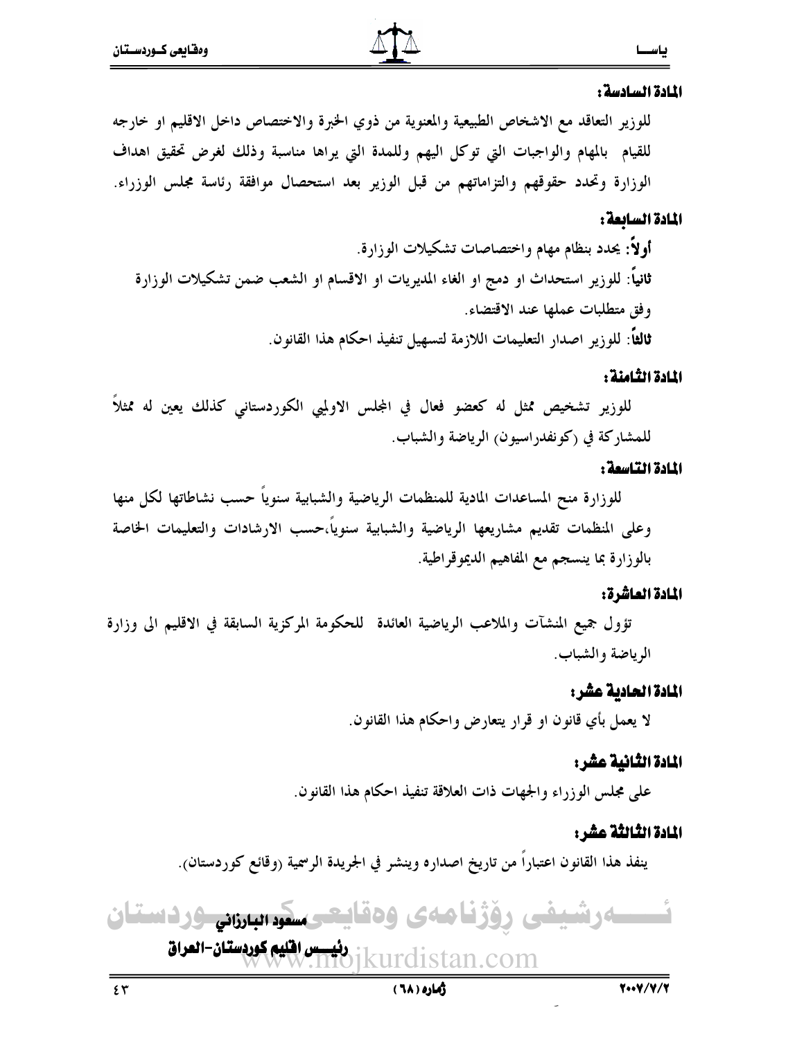**المادة السادسة:**

للوزير التعاقد مع الاشخاص الطبيعية والمعنوية من ذوي الخبرة والاختصاص داخل الاقليم او خارجه للقيام بالمهام والواجبات التي توكل اليهم وللمدة التي يراها مناسبة وذلك لغرض تحقيق اهداف الوزارة وتحدد حقوقهم والتزاماتهم من قبل الوزير بعد استحصال موافقة رئاسة مجلس الوزراء.

**المادة السابعة:**

**أولاً**: يحدد بنظام مهام واختصاصات تشكيلات الوزارة.

**ثانياً**: للوزير استحداث او دمج او الغاء المديريات او الاقسام او الشعب ضمن تشكيلات الوزارة وفق متطلبات عملها عند الاقتضاء.

**ثالثاً**: للوزير اصدار التعليمات اللازمة لتسهيل تنفيذ احكام هذا القانون.

**المادة الثامنة:**

للوزير تشخيص ممثل له كعضو فعال في المجلس الاولمپي الكوردستاني كذلك يعين له ممثلاً للمشاركة في (كونفدراسيون) الرياضة والشباب.

**المادة التاسعة:**

للوزارة منح المساعدات المادية للمنظمات الرياضية والشبابية سنوياً حسب نشاطاتها لكل منها وعلى المنظمات تقديم مشاريعها الرياضية والشبابية سنوياً،حسب الارشادات والتعليمات الخاصة بالوزارة بما ينسجم مع المفاهيم الديموقراطية.

**المادة العاشرة:**

تؤول جميع المنشآت والملاعب الرياضية العائدة للحكومة المركزية السابقة في الاقليم الى وزارة الرياضة والشباب.

**المادة الحادية عشر:**

لا يعمل بأي قانون او قرار يتعارض واحكام هذا القانون.

**المادة الثانية عشر:**

على مجلس الوزراء والجهات ذات العلاقة تنفيذ احكام هذا القانون.

**المادة الثالثة عشر:**

ينفذ هذا القانون اعتباراً من تاريخ اصداره وينشر في الجريدة الرسمية (وقائع كوردستان).

**مسعود البارزاني**

**رئيس اقليم كوردستان-العراق**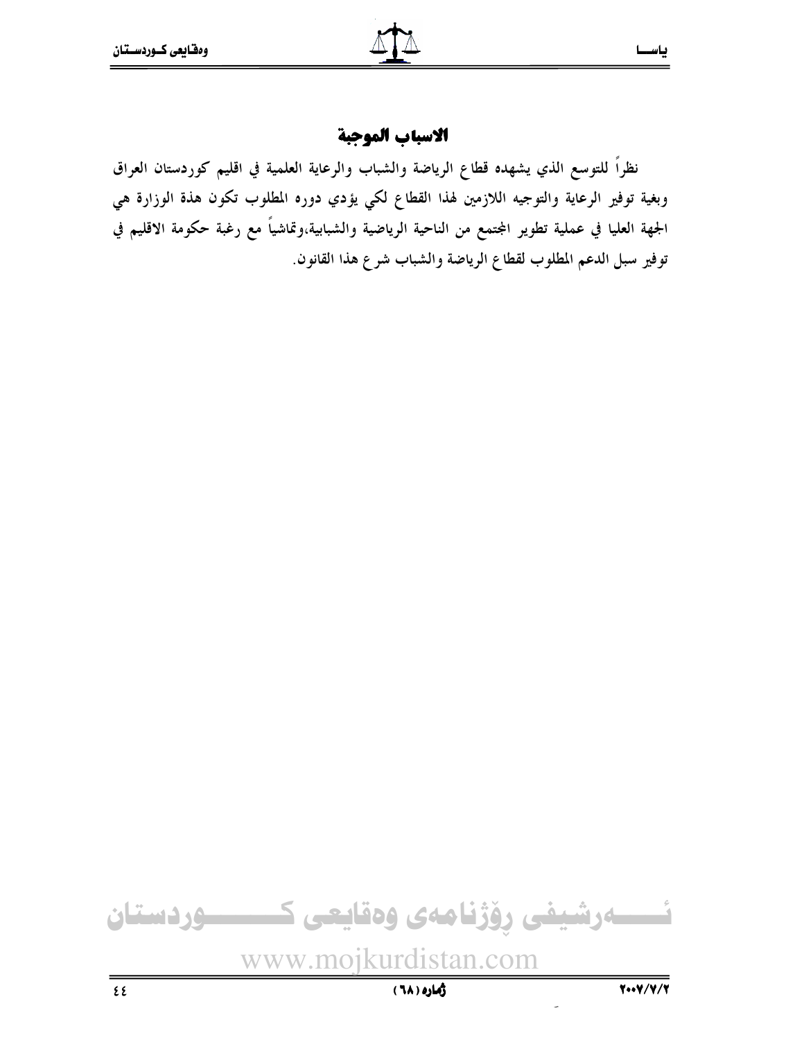## الاسباب الموجبة

نظراً للتوسع الذي يشهده قطاع الرياضة والشباب والرعاية العلمية في اقليم كوردستان العراق وبغية توفير الرعاية والتوجيه اللازمين لهذا القطاع لكي يؤدي دوره المطلوب تكون هذة الوزارة هي الجهة العليا في عملية تطوير المجتمع من الناحية الرياضية والشبابية،وتماشياً مع رغبة حكومة الاقليم في توفير سبل الدعم المطلوب لقطاع الرياضة والشباب شرع هذا القانون.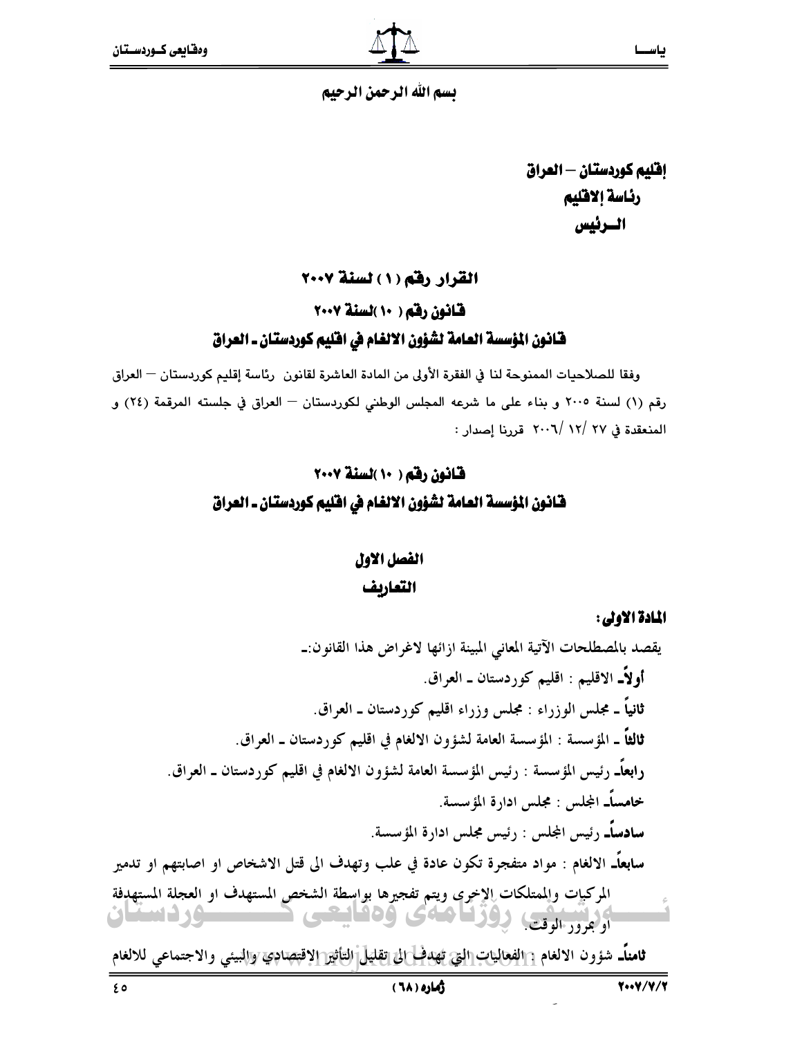بسم الله الرحمن الرحيم

**إقليم كوردستان – العراق**
**رئاسة الاقليم**
**الــرئيس**

## القرار رقم ( ١ ) لسنة ٢٠٠٧

## قانون رقم ( ١٠ )لسنة ٢٠٠٧

## قانون المؤسسة العامة لشؤون الالغام في اقليم كوردستان ـ العراق

وفقا للصلاحيات الممنوحة لنا في الفقرة الأولى من المادة العاشرة لقانون رئاسة إقليم كوردستان – العراق رقم (١) لسنة ٢٠٠٥ و بناء على ما شرعه المجلس الوطني لكوردستان – العراق في جلسته المرقمة (٢٤) و المنعقدة في ٢٧ /١٢ /٢٠٠٦ قررنا إصدار :

## قانون رقم ( ١٠ )لسنة ٢٠٠٧

## قانون المؤسسة العامة لشؤون الالغام في اقليم كوردستان ـ العراق

### الفصل الاول
### التعاريف

**المادة الاولى:**

يقصد بالمصطلحات الآتية المعاني المبينة ازائها لاغراض هذا القانون:ـ

**أولاًـ** الاقليم : اقليم كوردستان ـ العراق.

**ثانياً ـ** مجلس الوزراء : مجلس وزراء اقليم كوردستان ـ العراق.

**ثالثاً ـ** المؤسسة : المؤسسة العامة لشؤون الالغام في اقليم كوردستان ـ العراق.

**رابعاًـ** رئيس المؤسسة : رئيس المؤسسة العامة لشؤون الالغام في اقليم كوردستان ـ العراق.

**خامساًـ** المجلس : مجلس ادارة المؤسسة.

**سادساًـ** رئيس المجلس : رئيس مجلس ادارة المؤسسة.

**سابعاًـ** الالغام : مواد متفجرة تكون عادة في علب وتهدف الى قتل الاشخاص او اصابتهم او تدمير المركبات والممتلكات الإخرى ويتم تفجيرها بواسطة الشخص المستهدف او العجلة المستهدفة او بمرور الوقت.

**ثامناًـ** شؤون الالغام : الفعاليات التي تهدف الى تقليل التأثير الاقتصادي والبيئي والاجتماعي للالغام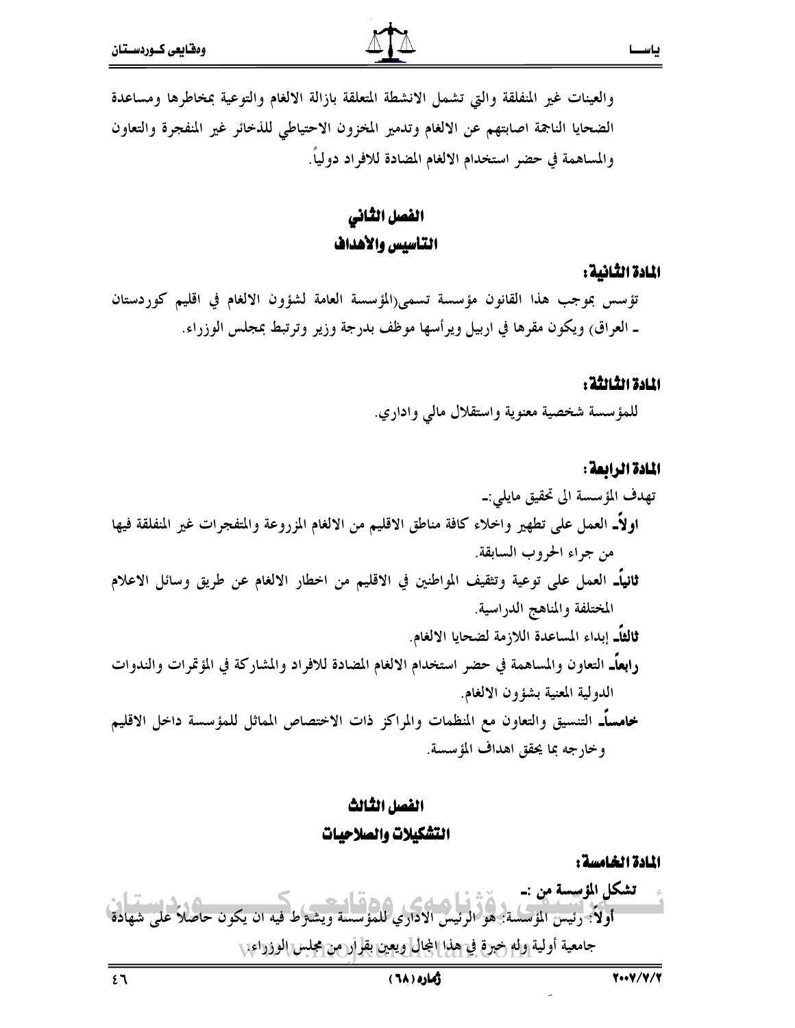والعينات غير المنفلقة والتي تشمل الانشطة المتعلقة بازالة الالغام والتوعية بمخاطرها ومساعدة الضحايا الناجمة اصابتهم عن الالغام وتدمير المخزون الاحتياطي للذخائر غير المنفجرة والتعاون والمساهمة في حضر استخدام الالغام المضادة للافراد دولياً.

## الفصل الثاني
## التاسيس والأهداف

**المادة الثانية:**

تؤسس بموجب هذا القانون مؤسسة تسمى(المؤسسة العامة لشؤون الالغام في اقليم كوردستان ـ العراق) ويكون مقرها في اربيل ويرأسها موظف بدرجة وزير وترتبط بمجلس الوزراء.

**المادة الثالثة:**

للمؤسسة شخصية معنوية واستقلال مالي واداري.

**المادة الرابعة:**

تهدف المؤسسة الى تحقيق مايلي:ـ

**اولاًـ** العمل على تطهير واخلاء كافة مناطق الاقليم من الالغام المزروعة والمتفجرات غير المنفلقة فيها من جراء الحروب السابقة.

**ثانياًـ** العمل على توعية وتثقيف المواطنين في الاقليم من اخطار الالغام عن طريق وسائل الاعلام المختلفة والمناهج الدراسية.

**ثالثاًـ** إبداء المساعدة اللازمة لضحايا الالغام.

**رابعاًـ** التعاون والمساهمة في حضر استخدام الالغام المضادة للافراد والمشاركة في المؤتمرات والندوات الدولية المعنية بشؤون الالغام.

**خامساًـ** التنسيق والتعاون مع المنظمات والمراكز ذات الاختصاص المماثل للمؤسسة داخل الاقليم وخارجه بما يحقق اهداف المؤسسة.

## الفصل الثالث
## التشكيلات والصلاحيات

**المادة الخامسة:**

**تشكل المؤسسة من :ـ**

**أولاً:** رئيس المؤسسة: هو الرئيس الاداري للمؤسسة ويشترط فيه ان يكون حاصلاً على شهادة جامعية أولية وله خبرة في هذا المجال ويعين بقرار من مجلس الوزراء.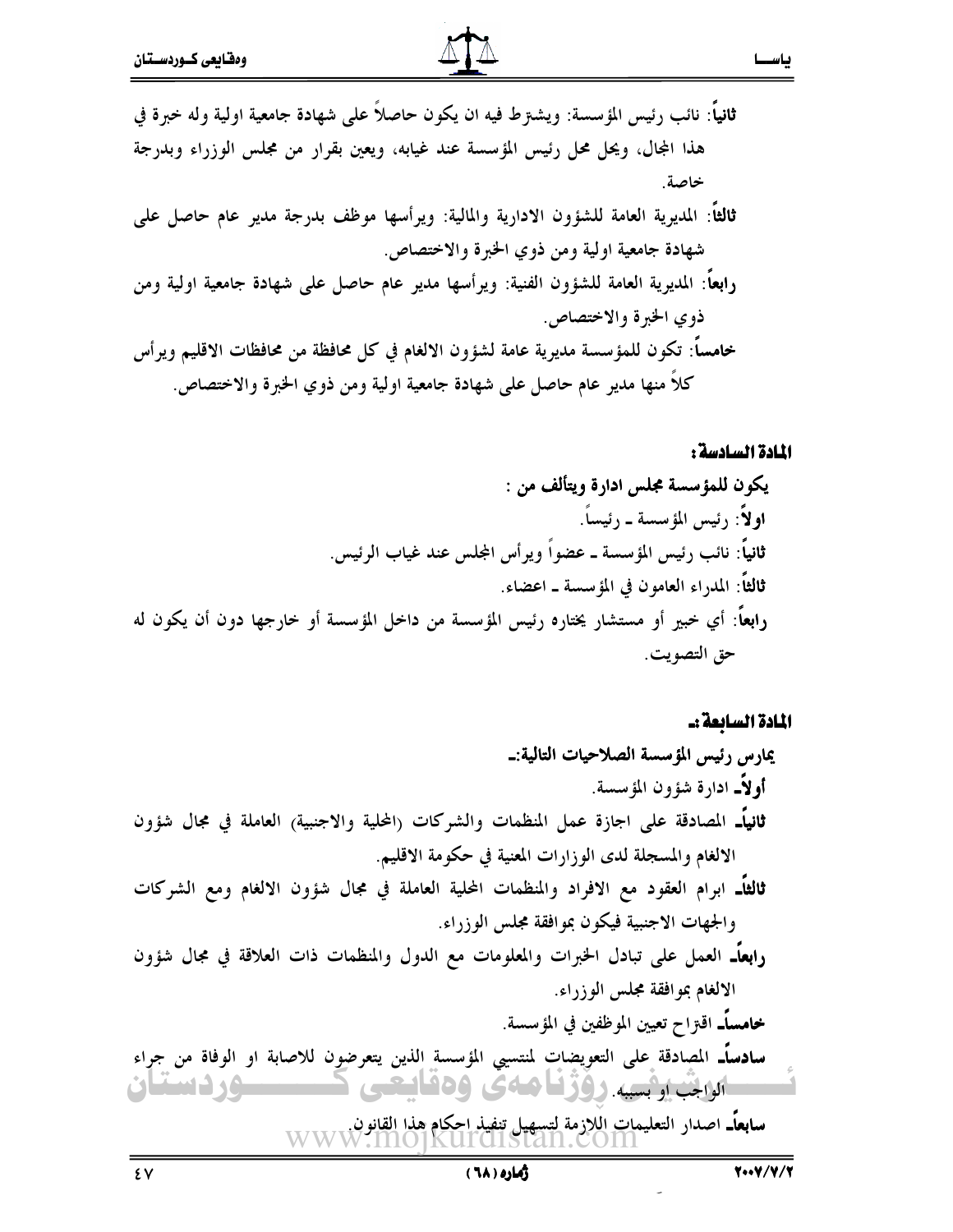**ثانياً**: نائب رئيس المؤسسة: ويشترط فيه ان يكون حاصلاً على شهادة جامعية اولية وله خبرة في هذا المجال، ويحل محل رئيس المؤسسة عند غيابه، ويعين بقرار من مجلس الوزراء وبدرجة خاصة.

**ثالثاً**: المديرية العامة للشؤون الادارية والمالية: ويرأسها موظف بدرجة مدير عام حاصل على شهادة جامعية اولية ومن ذوي الخبرة والاختصاص.

**رابعاً**: المديرية العامة للشؤون الفنية: ويرأسها مدير عام حاصل على شهادة جامعية اولية ومن ذوي الخبرة والاختصاص.

**خامساً**: تكون للمؤسسة مديرية عامة لشؤون الالغام في كل محافظة من محافظات الاقليم ويرأس كلاً منها مدير عام حاصل على شهادة جامعية اولية ومن ذوي الخبرة والاختصاص.

## المادة السادسة:

**يكون للمؤسسة مجلس ادارة ويتألف من :**

**اولاً**: رئيس المؤسسة ـ رئيساً.

**ثانياً**: نائب رئيس المؤسسة ـ عضواً ويرأس المجلس عند غياب الرئيس.

**ثالثاً**: المدراء العامون في المؤسسة ـ اعضاء.

**رابعاً**: أي خبير أو مستشار يختاره رئيس المؤسسة من داخل المؤسسة أو خارجها دون أن يكون له حق التصويت.

## المادة السابعة:ـ

**يمارس رئيس المؤسسة الصلاحيات التالية:ـ**

**أولاًـ** ادارة شؤون المؤسسة.

**ثانياًـ** المصادقة على اجازة عمل المنظمات والشركات (المحلية والاجنبية) العاملة في مجال شؤون الالغام والمسجلة لدى الوزارات المعنية في حكومة الاقليم.

**ثالثاًـ** ابرام العقود مع الافراد والمنظمات المحلية العاملة في مجال شؤون الالغام ومع الشركات والجهات الاجنبية فيكون بموافقة مجلس الوزراء.

**رابعاًـ** العمل على تبادل الخبرات والمعلومات مع الدول والمنظمات ذات العلاقة في مجال شؤون الالغام بموافقة مجلس الوزراء.

**خامساًـ** اقتراح تعيين الموظفين في المؤسسة.

**سادساًـ** المصادقة على التعويضات لمنتسبي المؤسسة الذين يتعرضون للاصابة او الوفاة من جراء الواجب او بسببه.

**سابعاًـ** اصدار التعليمات اللازمة لتسهيل تنفيذ احكام هذا القانون.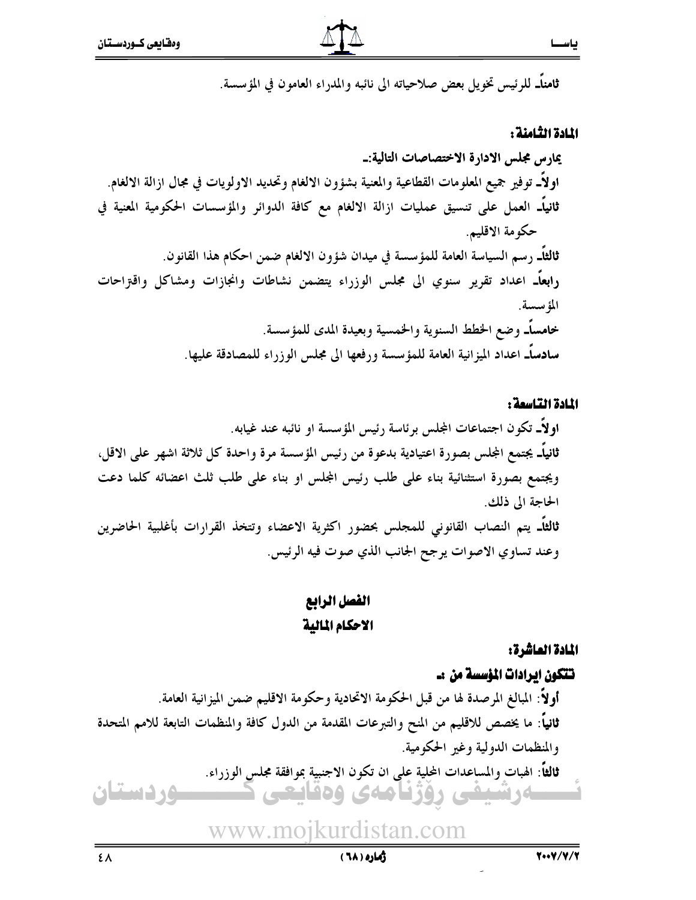ثامناً- للرئيس تخويل بعض صلاحياته الى نائبه والمدراء العامون في المؤسسة.

**المادة الثامنة:**

يمارس مجلس الادارة الاختصاصات التالية:-

**اولاً-** توفير جميع المعلومات القطاعية والمعنية بشؤون الالغام وتحديد الاولويات في مجال ازالة الالغام.

**ثانياً-** العمل على تنسيق عمليات ازالة الالغام مع كافة الدوائر والمؤسسات الحكومية المعنية في حكومة الاقليم.

**ثالثاً-** رسم السياسة العامة للمؤسسة في ميدان شؤون الالغام ضمن احكام هذا القانون.

**رابعاً-** اعداد تقرير سنوي الى مجلس الوزراء يتضمن نشاطات وانجازات ومشاكل واقتراحات المؤسسة.

**خامساً-** وضع الخطط السنوية والخمسية وبعيدة المدى للمؤسسة.

**سادساً-** اعداد الميزانية العامة للمؤسسة ورفعها الى مجلس الوزراء للمصادقة عليها.

**المادة التاسعة:**

**اولاً-** تكون اجتماعات المجلس برئاسة رئيس المؤسسة او نائبه عند غيابه.

**ثانياً-** يجتمع المجلس بصورة اعتيادية بدعوة من رئيس المؤسسة مرة واحدة كل ثلاثة اشهر على الاقل، ويجتمع بصورة استثنائية بناء على طلب رئيس المجلس او بناء على طلب ثلث اعضائه كلما دعت الحاجة الى ذلك.

**ثالثاً-** يتم النصاب القانوني للمجلس بحضور اكثرية الاعضاء وتتخذ القرارات بأغلبية الحاضرين وعند تساوي الاصوات يرجح الجانب الذي صوت فيه الرئيس.

## الفصل الرابع
## الاحكام المالية

**المادة العاشرة:**

**تتكون ايرادات المؤسسة من :-**

**أولاً:** المبالغ المرصدة لها من قبل الحكومة الاتحادية وحكومة الاقليم ضمن الميزانية العامة.

**ثانياً:** ما يخصص للاقليم من المنح والتبرعات المقدمة من الدول كافة والمنظمات التابعة للامم المتحدة والمنظمات الدولية وغير الحكومية.

**ثالثاً:** الهبات والمساعدات المحلية على ان تكون الاجنبية بموافقة مجلس الوزراء.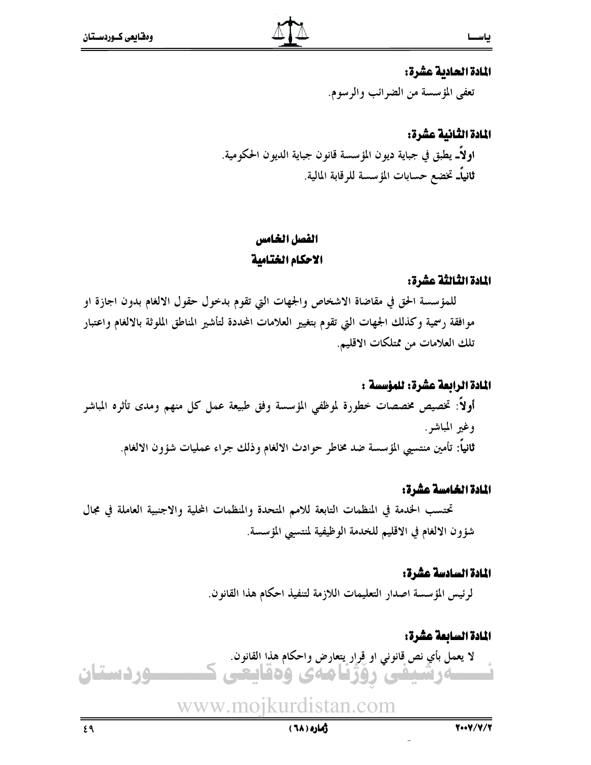**المادة الحادية عشرة:**

تعفى المؤسسة من الضرائب والرسوم.

**المادة الثانية عشرة:**

**اولاً-** يطبق في جباية ديون المؤسسة قانون جباية الديون الحكومية.

**ثانياً-** تخضع حسابات المؤسسة للرقابة المالية.

## الفصل الخامس
## الاحكام الختامية

**المادة الثالثة عشرة:**

للمؤسسة الحق في مقاضاة الاشخاص والجهات التي تقوم بدخول حقول الالغام بدون اجازة او موافقة رسمية وكذلك الجهات التي تقوم بتغيير العلامات المحددة لتأشير المناطق الملوثة بالالغام واعتبار تلك العلامات من ممتلكات الاقليم.

**المادة الرابعة عشرة: للمؤسسة :**

**أولاً:** تخصيص مخصصات خطورة لموظفي المؤسسة وفق طبيعة عمل كل منهم ومدى تأثره المباشر وغير المباشر.

**ثانياً:** تأمين منتسبي المؤسسة ضد مخاطر حوادث الالغام وذلك جراء عمليات شؤون الالغام.

**المادة الخامسة عشرة:**

تحتسب الخدمة في المنظمات التابعة للامم المتحدة والمنظمات المحلية والاجنبية العاملة في مجال شؤون الالغام في الاقليم للخدمة الوظيفية لمنتسبي المؤسسة.

**المادة السادسة عشرة:**

لرئيس المؤسسة اصدار التعليمات اللازمة لتنفيذ احكام هذا القانون.

**المادة السابعة عشرة:**

لا يعمل بأي نص قانوني او قرار يتعارض واحكام هذا القانون.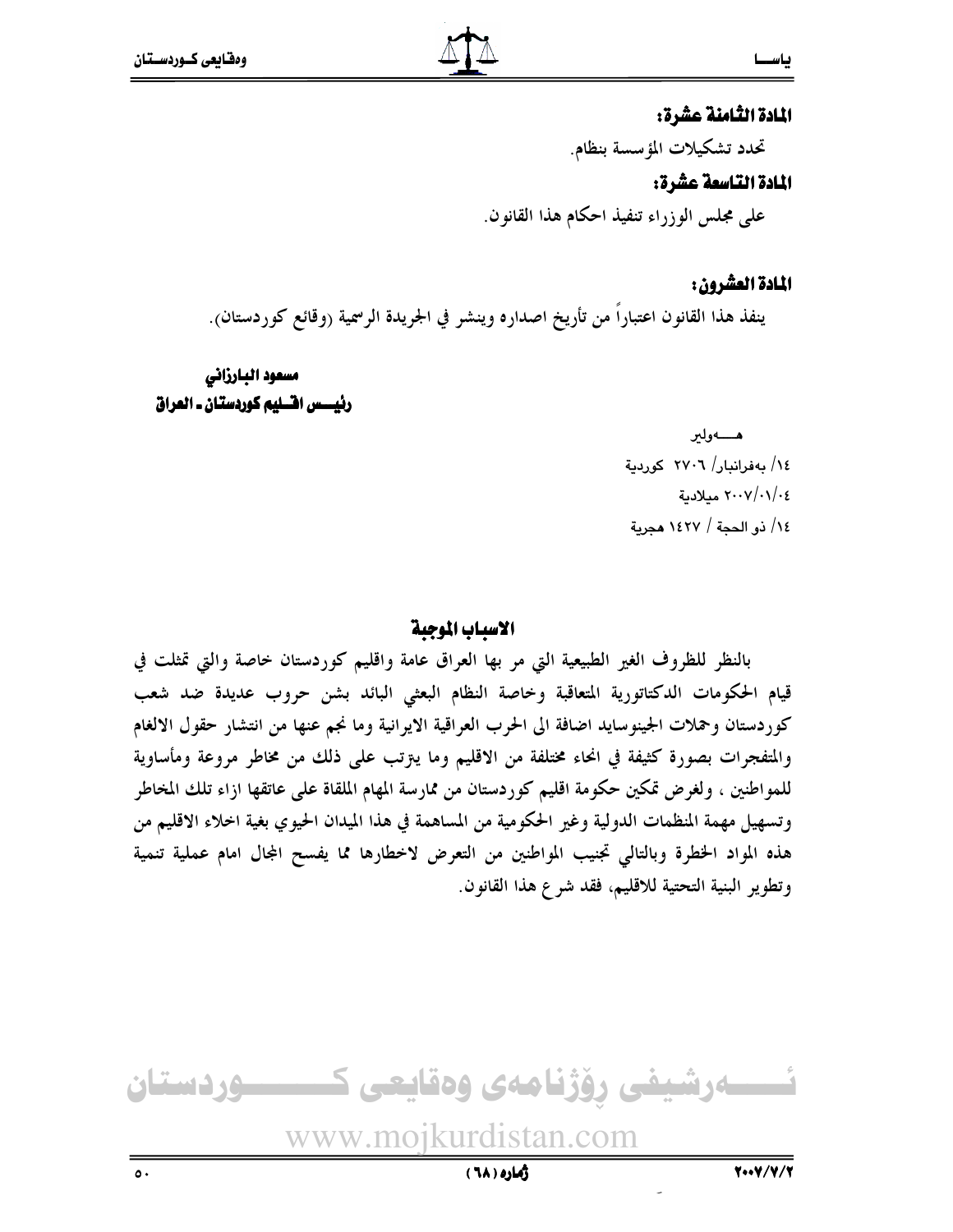**المادة الثامنة عشرة:**

تحدد تشكيلات المؤسسة بنظام.

**المادة التاسعة عشرة:**

على مجلس الوزراء تنفيذ احكام هذا القانون.

**المادة العشرون:**

ينفذ هذا القانون اعتباراً من تأريخ اصداره وينشر في الجريدة الرسمية (وقائع كوردستان).

**مسعود البارزاني**
**رئيس اقليم كوردستان ـ العراق**

هـــهولير
١٤/ بەفرانبار/ ٢٧٠٦ كوردية
٢٠٠٧/٠١/٠٤ ميلادية
١٤/ ذو الحجة / ١٤٢٧ هجرية

## الاسباب الموجبة

بالنظر للظروف الغير الطبيعية التي مر بها العراق عامة واقليم كوردستان خاصة والتي تمثلت في قيام الحكومات الدكتاتورية المتعاقبة وخاصة النظام البعثي البائد بشن حروب عديدة ضد شعب كوردستان وحملات الجينوسايد اضافة الى الحرب العراقية الايرانية وما نجم عنها من انتشار حقول الالغام والمتفجرات بصورة كثيفة في انحاء مختلفة من الاقليم وما يترتب على ذلك من مخاطر مروعة ومأساوية للمواطنين ، ولغرض تمكين حكومة اقليم كوردستان من ممارسة المهام الملقاة على عاتقها ازاء تلك المخاطر وتسهيل مهمة المنظمات الدولية وغير الحكومية من المساهمة في هذا الميدان الحيوي بغية اخلاء الاقليم من هذه المواد الخطرة وبالتالي تجنيب المواطنين من التعرض لاخطارها مما يفسح المجال امام عملية تنمية وتطوير البنية التحتية للاقليم، فقد شرع هذا القانون.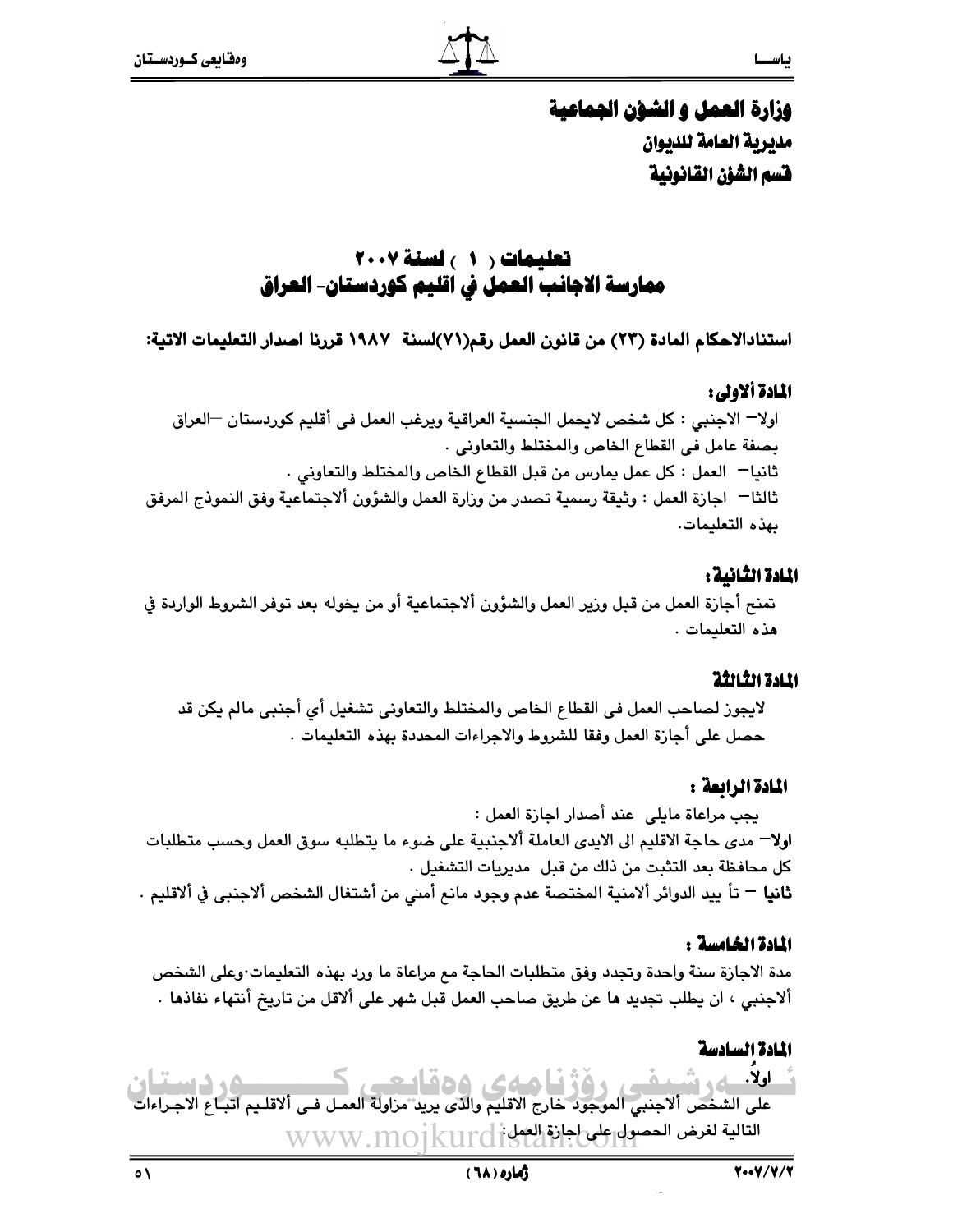## وزارة العمل و الشؤن الجماعية
### مديرية العامة للديوان
### قسم الشؤن القانونية

# تعليمات ( ١ ) لسنة ٢٠٠٧
# ممارسة الاجانب العمل في اقليم كوردستان- العراق

**استنادالاحكام المادة (٢٣) من قانون العمل رقم(٧١)لسنة ١٩٨٧ قررنا اصدار التعليمات الاتية:**

### المادة ألاولى:

اولا– الاجنبي : كل شخص لايحمل الجنسية العراقية ويرغب العمل فى أقليم كوردستان –العراق بصفة عامل فى القطاع الخاص والمختلط والتعاونى .

ثانيا– العمل : كل عمل يمارس من قبل القطاع الخاص والمختلط والتعاوني .

ثالثا– اجازة العمل : وثيقة رسمية تصدر من وزارة العمل والشؤون ألاجتماعية وفق النموذج المرفق بهذه التعليمات.

### المادة الثانية:

تمنح أجازة العمل من قبل وزير العمل والشؤون ألاجتماعية أو من يخوله بعد توفر الشروط الواردة في هذه التعليمات .

### المادة الثالثة

لايجوز لصاحب العمل فى القطاع الخاص والمختلط والتعاونى تشغيل أي أجنبى مالم يكن قد حصل على أجازة العمل وفقا للشروط والاجراءات المحددة بهذه التعليمات .

### المادة الرابعة :

يجب مراعاة مايلى عند أصدار اجازة العمل :

**اولا**– مدى حاجة الاقليم الى الايدى العاملة ألاجنبية على ضوء ما يتطلبه سوق العمل وحسب متطلبات كل محافظة بعد التثبت من ذلك من قبل مديريات التشغيل .

**ثانيا** – تأ ييد الدوائر ألامنية المختصة عدم وجود مانع أمني من أشتغال الشخص ألاجنبى في ألاقليم .

### المادة الخامسة :

مدة الاجازة سنة واحدة وتجدد وفق متطلبات الحاجة مع مراعاة ما ورد بهذه التعليمات·وعلى الشخص ألاجنبي ، ان يطلب تجديد ها عن طريق صاحب العمل قبل شهر على ألاقل من تاريخ أنتهاء نفاذها .

### المادة السادسة

اولاً.

على الشخص ألاجنبي الموجود خارج الاقليم والذى يريد مزاولة العمل فى ألاقليم اتباع الاجراءات التالية لغرض الحصول على اجازة العمل: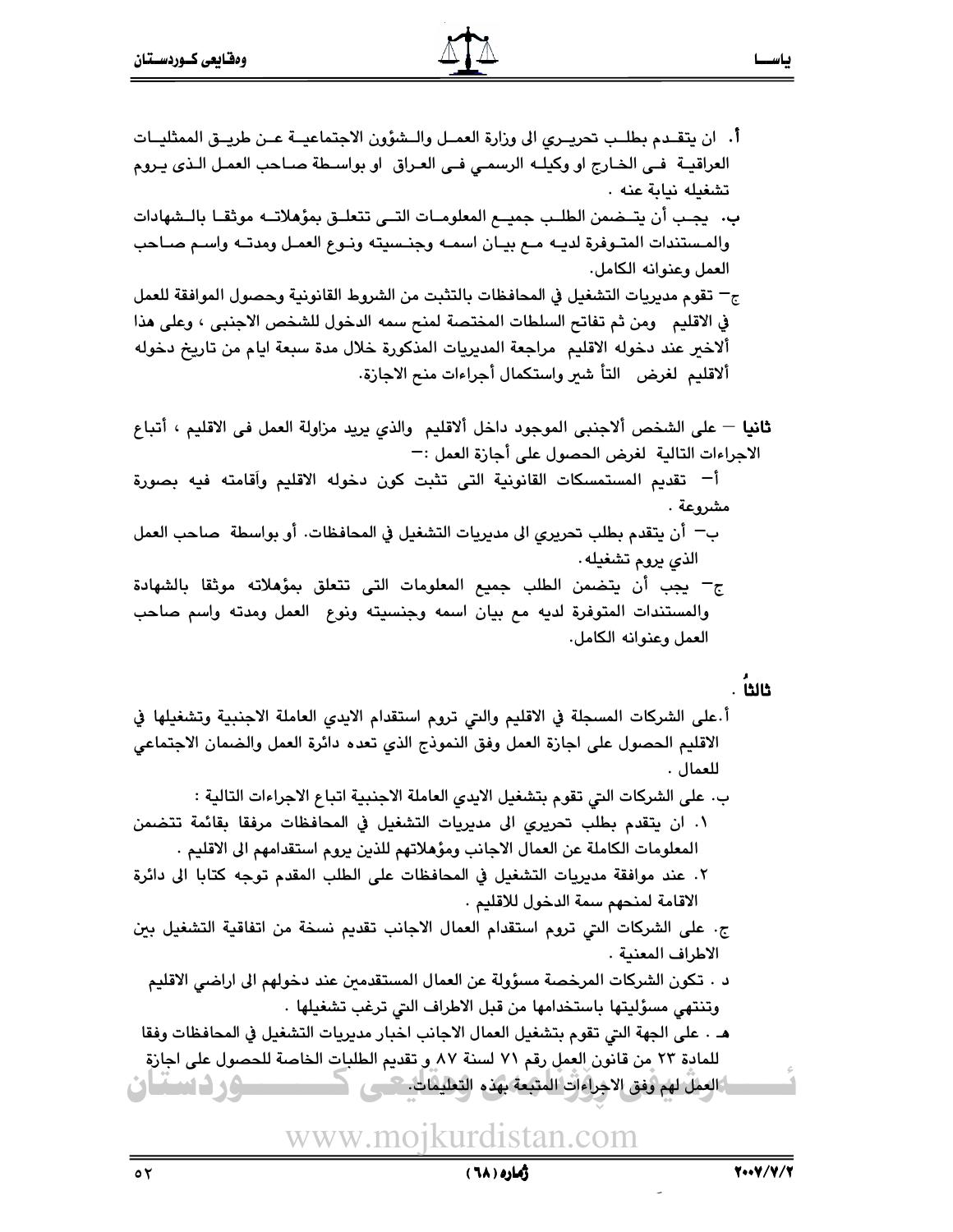أ. ان يتقـدم بطلـب تحريـري الى وزارة العمـل والـشؤون الاجتماعيـة عـن طريـق الممثليـات العراقيـة فـى الخـارج او وكيلـه الرسمـي فـى العـراق او بواسـطة صـاحب العمـل الـذى يـروم تشغيله نيابة عنه .

ب. يجـب أن يتـضمن الطلـب جميـع المعلومـات التـى تتعلـق بمؤهلاتـه موثقـا بالـشهادات والمـستندات المتـوفرة لديـه مـع بيـان اسمـه وجنـسيته ونـوع العمـل ومدتـه واسـم صـاحب العمل وعنوانه الكامل.

ج– تقوم مديريات التشغيل في المحافظات بالتثبت من الشروط القانونية وحصول الموافقة للعمل في الاقليم ومن ثم تفاتح السلطات المختصة لمنح سمه الدخول للشخص الاجنبى ، وعلى هذا ألاخير عند دخوله الاقليم مراجعة المديريات المذكورة خلال مدة سبعة ايام من تاريخ دخوله ألاقليم لغرض التأ شير واستكمال أجراءات منح الاجازة.

**ثانيا** – على الشخص ألاجنبى الموجود داخل ألاقليم والذي يريد مزاولة العمل فى الاقليم ، أتباع الاجراءات التالية لغرض الحصول على أجازة العمل :–

أ– تقديم المستمسكات القانونية التى تثبت كون دخوله الاقليم وأقامته فيه بصورة مشروعة .

ب– أن يتقدم بطلب تحريري الى مديريات التشغيل في المحافظات. أو بواسطة صاحب العمل الذي يروم تشغيله.

ج– يجب أن يتضمن الطلب جميع المعلومات التى تتعلق بمؤهلاته موثقا بالشهادة والمستندات المتوفرة لديه مع بيان اسمه وجنسيته ونوع العمل ومدته واسم صاحب العمل وعنوانه الكامل.

**ثالثاً** .

أ.على الشركات المسجلة في الاقليم والتي تروم استقدام الايدي العاملة الاجنبية وتشغيلها في الاقليم الحصول على اجازة العمل وفق النموذج الذي تعده دائرة العمل والضمان الاجتماعي للعمال .

ب. على الشركات التي تقوم بتشغيل الايدي العاملة الاجنبية اتباع الاجراءات التالية :

١. ان يتقدم بطلب تحريري الى مديريات التشغيل في المحافظات مرفقا بقائمة تتضمن المعلومات الكاملة عن العمال الاجانب ومؤهلاتهم للذين يروم استقدامهم الى الاقليم .

٢. عند موافقة مديريات التشغيل في المحافظات على الطلب المقدم توجه كتابا الى دائرة الاقامة لمنحهم سمة الدخول للاقليم .

ج. على الشركات التي تروم استقدام العمال الاجانب تقديم نسخة من اتفاقية التشغيل بين الاطراف المعنية .

د . تكون الشركات المرخصة مسؤولة عن العمال المستقدمين عند دخولهم الى اراضي الاقليم وتنتهي مسؤليتها باستخدامها من قبل الاطراف التي ترغب تشغيلها .

هـ . على الجهة التي تقوم بتشغيل العمال الاجانب اخبار مديريات التشغيل في المحافظات وفقا للمادة ٢٣ من قانون العمل رقم ٧١ لسنة ٨٧ و تقديم الطلبات الخاصة للحصول على اجازة العمل لهم وفق الاجراءات المتبعة بهذه التعليمات.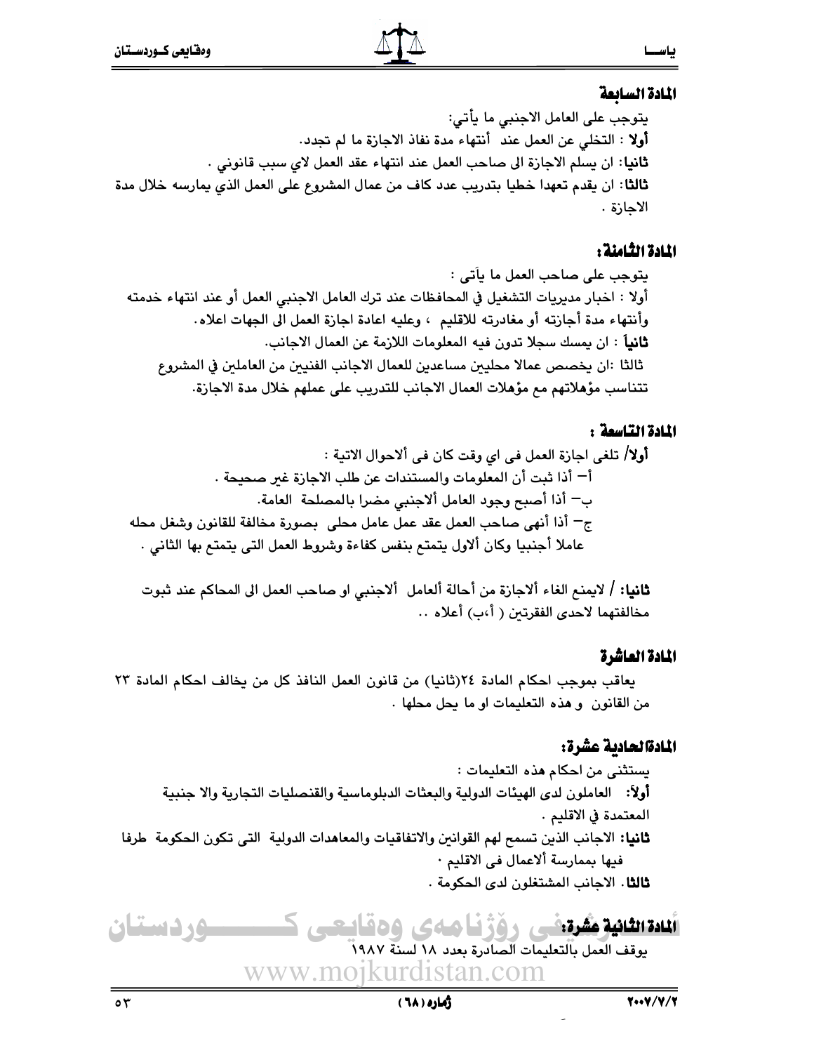### المادة السابعة

يتوجب على العامل الاجنبي ما يأتي:

**أولا** : التخلي عن العمل عند أنتهاء مدة نفاذ الاجازة ما لم تجدد.

**ثانيا**: ان يسلم الاجازة الى صاحب العمل عند انتهاء عقد العمل لاي سبب قانوني .

**ثالثا**: ان يقدم تعهدا خطيا بتدريب عدد كاف من عمال المشروع على العمل الذي يمارسه خلال مدة الاجازة .

### المادة الثامنة:

يتوجب على صاحب العمل ما يآتي :

أولا : اخبار مديريات التشغيل في المحافظات عند ترك العامل الاجنبي العمل أو عند انتهاء خدمته وأنتهاء مدة أجازته أو مغادرته للاقليم ، وعليه اعادة اجازة العمل الى الجهات اعلاه.

**ثانياً** : ان يمسك سجلا تدون فيه المعلومات اللازمة عن العمال الاجانب.

ثالثا :ان يخصص عمالا محليين مساعدين للعمال الاجانب الفنيين من العاملين في المشروع تتناسب مؤهلاتهم مع مؤهلات العمال الاجانب للتدريب على عملهم خلال مدة الاجازة.

### المادة التاسعة :

**أولا/** تلغى اجازة العمل فى اي وقت كان فى ألاحوال الاتية :

أ– أذا ثبت أن المعلومات والمستندات عن طلب الاجازة غير صحيحة .

ب– أذا أصبح وجود العامل ألاجنبي مضرا بالمصلحة العامة.

ج– أذا أنهى صاحب العمل عقد عمل عامل محلى بصورة مخالفة للقانون وشغل محله عاملا أجنبيا وكان ألاول يتمتع بنفس كفاءة وشروط العمل التى يتمتع بها الثاني .

**ثانيا:** / لايمنع الغاء ألاجازة من أحالة ألعامل ألاجنبي او صاحب العمل الى المحاكم عند ثبوت مخالفتهما لاحدى الفقرتين ( أ،ب) أعلاه ..

### المادة العاشرة

يعاقب بموجب احكام المادة ٢٤(ثانيا) من قانون العمل النافذ كل من يخالف احكام المادة ٢٣ من القانون و هذه التعليمات او ما يحل محلها .

### المادة الحادية عشرة:

يستثنى من احكام هذه التعليمات :

**أولاً:** العاملون لدى الهيئات الدولية والبعثات الدبلوماسية والقنصليات التجارية والا جنبية المعتمدة في الاقليم .

**ثانيا:** الاجانب الذين تسمح لهم القوانين والاتفاقيات والمعاهدات الدولية التى تكون الحكومة طرفا فيها بممارسة ألاعمال فى الاقليم ٠

**ثالثا.** الاجانب المشتغلون لدى الحكومة .

### المادة الثانية عشرة:

يوقف العمل بالتعليمات الصادرة بعدد ١٨ لسنة ١٩٨٧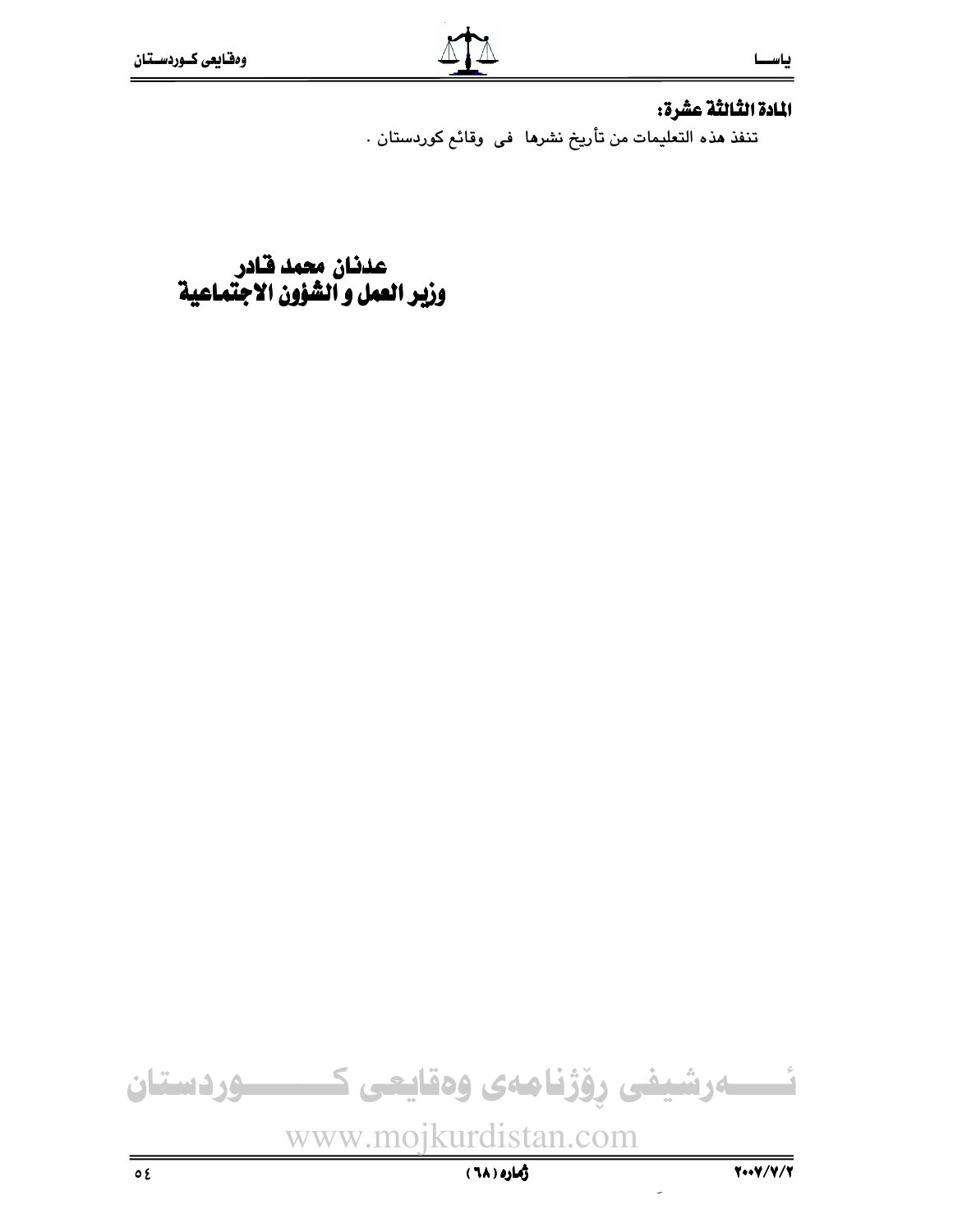**المادة الثالثة عشرة:**

تنفذ هذه التعليمات من تأريخ نشرها في وقائع كوردستان .

**عدنان محمد قادر**
**وزير العمل و الشؤون الاجتماعية**